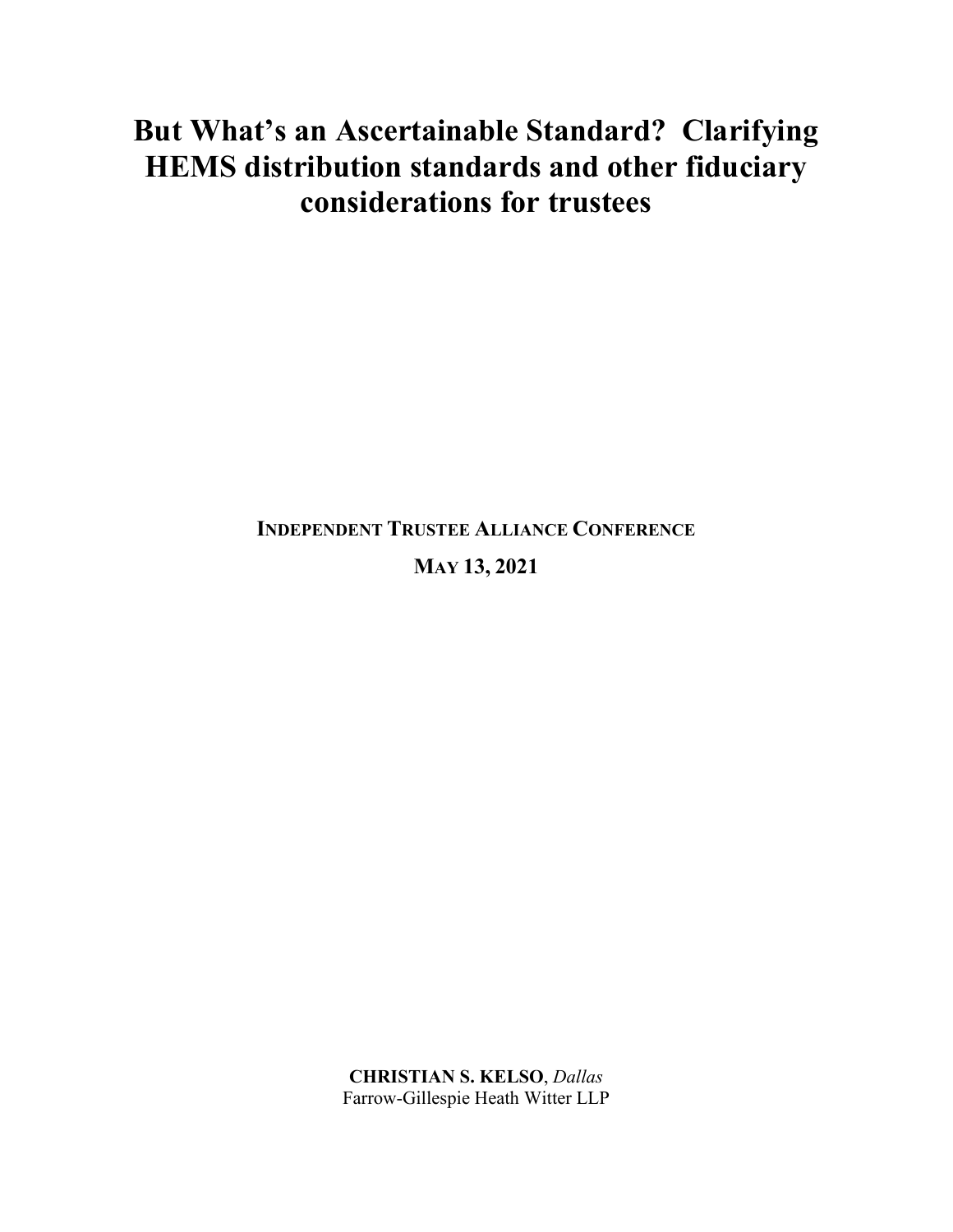# But What's an Ascertainable Standard? Clarifying HEMS distribution standards and other fiduciary considerations for trustees

**INDEPENDENT TRUSTEE ALLIANCE CONFERENCE**

**MAY 13, 2021**

**CHRISTIAN S. KELSO**, *Dallas*
Farrow-Gillespie Heath Witter LLP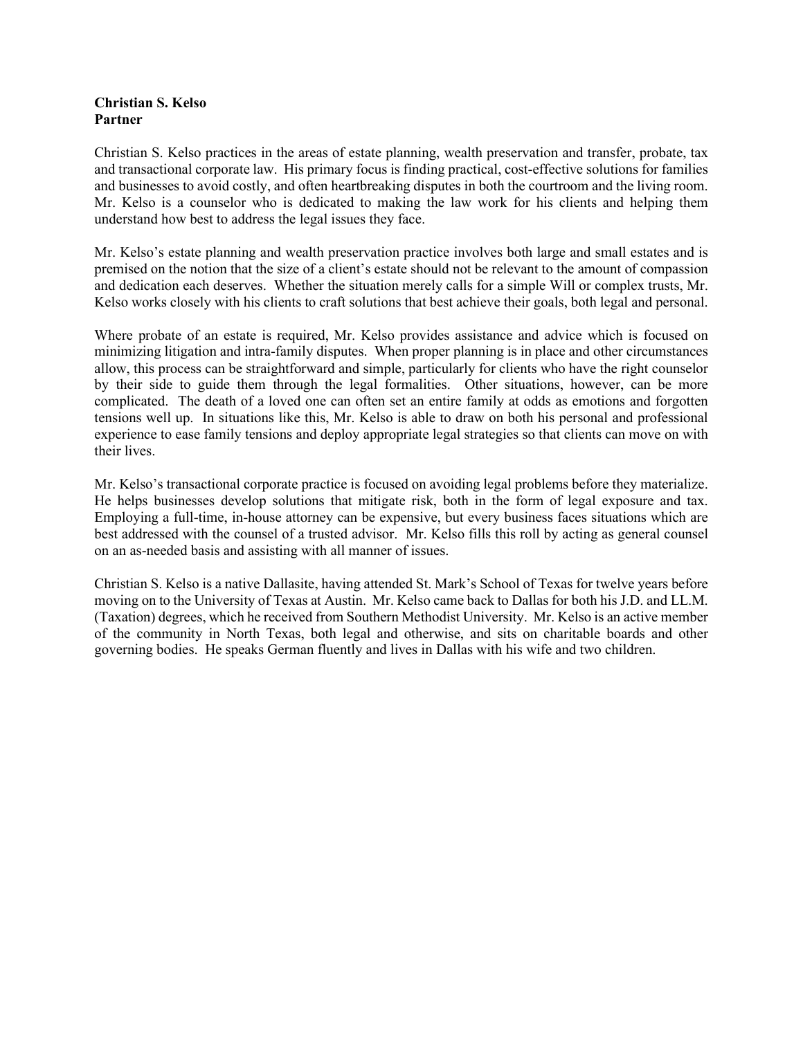**Christian S. Kelso**
**Partner**

Christian S. Kelso practices in the areas of estate planning, wealth preservation and transfer, probate, tax and transactional corporate law. His primary focus is finding practical, cost-effective solutions for families and businesses to avoid costly, and often heartbreaking disputes in both the courtroom and the living room. Mr. Kelso is a counselor who is dedicated to making the law work for his clients and helping them understand how best to address the legal issues they face.

Mr. Kelso's estate planning and wealth preservation practice involves both large and small estates and is premised on the notion that the size of a client's estate should not be relevant to the amount of compassion and dedication each deserves. Whether the situation merely calls for a simple Will or complex trusts, Mr. Kelso works closely with his clients to craft solutions that best achieve their goals, both legal and personal.

Where probate of an estate is required, Mr. Kelso provides assistance and advice which is focused on minimizing litigation and intra-family disputes. When proper planning is in place and other circumstances allow, this process can be straightforward and simple, particularly for clients who have the right counselor by their side to guide them through the legal formalities. Other situations, however, can be more complicated. The death of a loved one can often set an entire family at odds as emotions and forgotten tensions well up. In situations like this, Mr. Kelso is able to draw on both his personal and professional experience to ease family tensions and deploy appropriate legal strategies so that clients can move on with their lives.

Mr. Kelso's transactional corporate practice is focused on avoiding legal problems before they materialize. He helps businesses develop solutions that mitigate risk, both in the form of legal exposure and tax. Employing a full-time, in-house attorney can be expensive, but every business faces situations which are best addressed with the counsel of a trusted advisor. Mr. Kelso fills this roll by acting as general counsel on an as-needed basis and assisting with all manner of issues.

Christian S. Kelso is a native Dallasite, having attended St. Mark's School of Texas for twelve years before moving on to the University of Texas at Austin. Mr. Kelso came back to Dallas for both his J.D. and LL.M. (Taxation) degrees, which he received from Southern Methodist University. Mr. Kelso is an active member of the community in North Texas, both legal and otherwise, and sits on charitable boards and other governing bodies. He speaks German fluently and lives in Dallas with his wife and two children.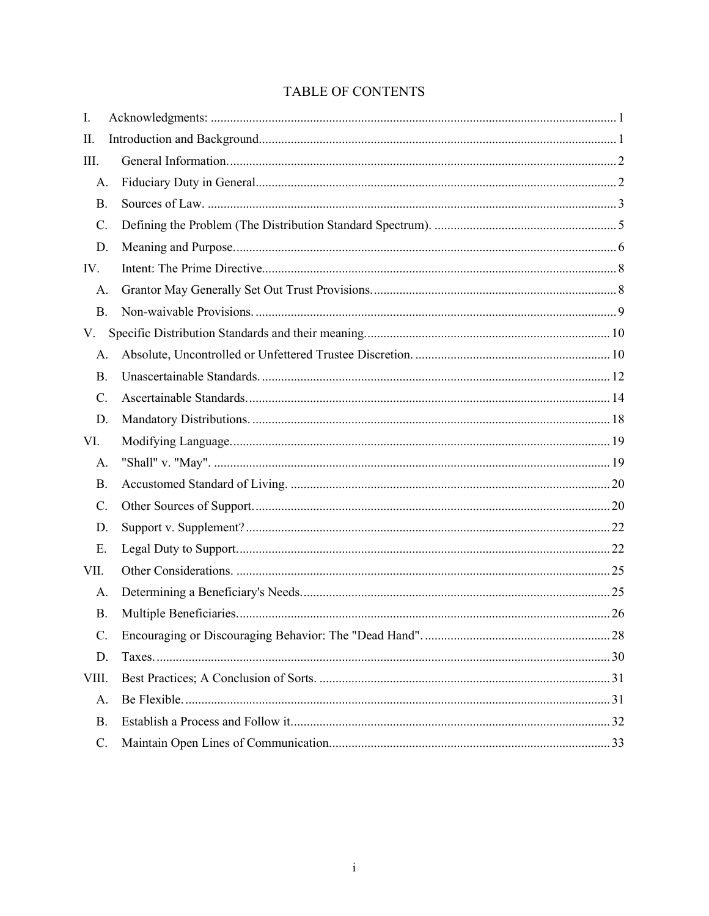# TABLE OF CONTENTS

I. Acknowledgments: ..... 1

II. Introduction and Background ..... 1

III. General Information. ..... 2

- A. Fiduciary Duty in General ..... 2
- B. Sources of Law. ..... 3
- C. Defining the Problem (The Distribution Standard Spectrum). ..... 5
- D. Meaning and Purpose. ..... 6

IV. Intent: The Prime Directive ..... 8

- A. Grantor May Generally Set Out Trust Provisions. ..... 8
- B. Non-waivable Provisions. ..... 9

V. Specific Distribution Standards and their meaning. ..... 10

- A. Absolute, Uncontrolled or Unfettered Trustee Discretion. ..... 10
- B. Unascertainable Standards. ..... 12
- C. Ascertainable Standards. ..... 14
- D. Mandatory Distributions. ..... 18

VI. Modifying Language. ..... 19

- A. "Shall" v. "May". ..... 19
- B. Accustomed Standard of Living. ..... 20
- C. Other Sources of Support. ..... 20
- D. Support v. Supplement? ..... 22
- E. Legal Duty to Support. ..... 22

VII. Other Considerations. ..... 25

- A. Determining a Beneficiary's Needs. ..... 25
- B. Multiple Beneficiaries. ..... 26
- C. Encouraging or Discouraging Behavior: The "Dead Hand". ..... 28
- D. Taxes. ..... 30

VIII. Best Practices; A Conclusion of Sorts. ..... 31

- A. Be Flexible. ..... 31
- B. Establish a Process and Follow it. ..... 32
- C. Maintain Open Lines of Communication. ..... 33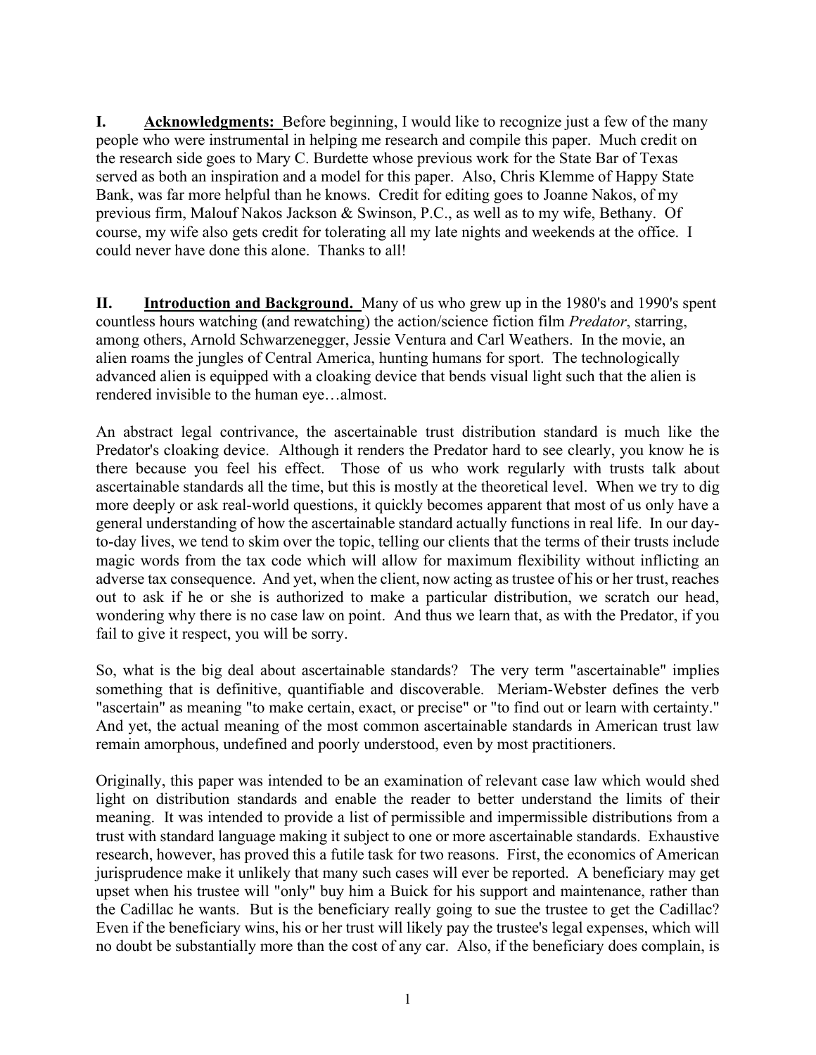**I. Acknowledgments:** Before beginning, I would like to recognize just a few of the many people who were instrumental in helping me research and compile this paper. Much credit on the research side goes to Mary C. Burdette whose previous work for the State Bar of Texas served as both an inspiration and a model for this paper. Also, Chris Klemme of Happy State Bank, was far more helpful than he knows. Credit for editing goes to Joanne Nakos, of my previous firm, Malouf Nakos Jackson & Swinson, P.C., as well as to my wife, Bethany. Of course, my wife also gets credit for tolerating all my late nights and weekends at the office. I could never have done this alone. Thanks to all!

**II. Introduction and Background.** Many of us who grew up in the 1980's and 1990's spent countless hours watching (and rewatching) the action/science fiction film *Predator*, starring, among others, Arnold Schwarzenegger, Jessie Ventura and Carl Weathers. In the movie, an alien roams the jungles of Central America, hunting humans for sport. The technologically advanced alien is equipped with a cloaking device that bends visual light such that the alien is rendered invisible to the human eye…almost.

An abstract legal contrivance, the ascertainable trust distribution standard is much like the Predator's cloaking device. Although it renders the Predator hard to see clearly, you know he is there because you feel his effect. Those of us who work regularly with trusts talk about ascertainable standards all the time, but this is mostly at the theoretical level. When we try to dig more deeply or ask real-world questions, it quickly becomes apparent that most of us only have a general understanding of how the ascertainable standard actually functions in real life. In our day-to-day lives, we tend to skim over the topic, telling our clients that the terms of their trusts include magic words from the tax code which will allow for maximum flexibility without inflicting an adverse tax consequence. And yet, when the client, now acting as trustee of his or her trust, reaches out to ask if he or she is authorized to make a particular distribution, we scratch our head, wondering why there is no case law on point. And thus we learn that, as with the Predator, if you fail to give it respect, you will be sorry.

So, what is the big deal about ascertainable standards? The very term "ascertainable" implies something that is definitive, quantifiable and discoverable. Meriam-Webster defines the verb "ascertain" as meaning "to make certain, exact, or precise" or "to find out or learn with certainty." And yet, the actual meaning of the most common ascertainable standards in American trust law remain amorphous, undefined and poorly understood, even by most practitioners.

Originally, this paper was intended to be an examination of relevant case law which would shed light on distribution standards and enable the reader to better understand the limits of their meaning. It was intended to provide a list of permissible and impermissible distributions from a trust with standard language making it subject to one or more ascertainable standards. Exhaustive research, however, has proved this a futile task for two reasons. First, the economics of American jurisprudence make it unlikely that many such cases will ever be reported. A beneficiary may get upset when his trustee will "only" buy him a Buick for his support and maintenance, rather than the Cadillac he wants. But is the beneficiary really going to sue the trustee to get the Cadillac? Even if the beneficiary wins, his or her trust will likely pay the trustee's legal expenses, which will no doubt be substantially more than the cost of any car. Also, if the beneficiary does complain, is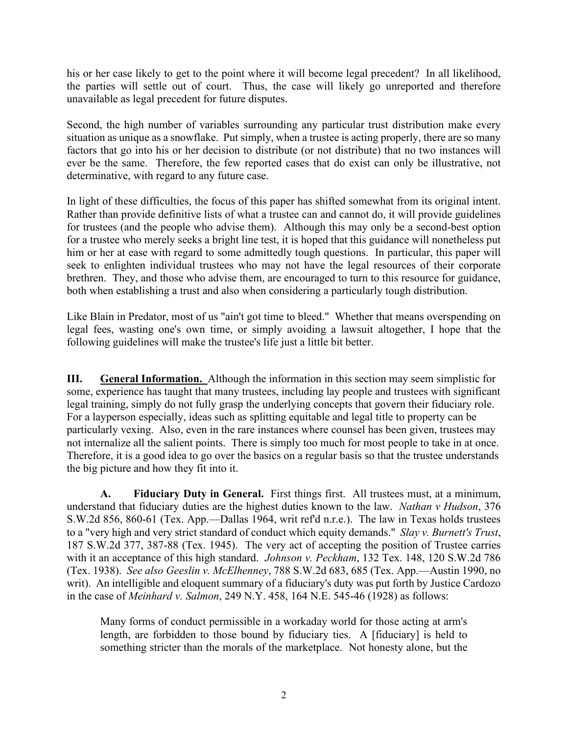his or her case likely to get to the point where it will become legal precedent? In all likelihood, the parties will settle out of court. Thus, the case will likely go unreported and therefore unavailable as legal precedent for future disputes.

Second, the high number of variables surrounding any particular trust distribution make every situation as unique as a snowflake. Put simply, when a trustee is acting properly, there are so many factors that go into his or her decision to distribute (or not distribute) that no two instances will ever be the same. Therefore, the few reported cases that do exist can only be illustrative, not determinative, with regard to any future case.

In light of these difficulties, the focus of this paper has shifted somewhat from its original intent. Rather than provide definitive lists of what a trustee can and cannot do, it will provide guidelines for trustees (and the people who advise them). Although this may only be a second-best option for a trustee who merely seeks a bright line test, it is hoped that this guidance will nonetheless put him or her at ease with regard to some admittedly tough questions. In particular, this paper will seek to enlighten individual trustees who may not have the legal resources of their corporate brethren. They, and those who advise them, are encouraged to turn to this resource for guidance, both when establishing a trust and also when considering a particularly tough distribution.

Like Blain in Predator, most of us "ain't got time to bleed." Whether that means overspending on legal fees, wasting one's own time, or simply avoiding a lawsuit altogether, I hope that the following guidelines will make the trustee's life just a little bit better.

## III. General Information.

Although the information in this section may seem simplistic for some, experience has taught that many trustees, including lay people and trustees with significant legal training, simply do not fully grasp the underlying concepts that govern their fiduciary role. For a layperson especially, ideas such as splitting equitable and legal title to property can be particularly vexing. Also, even in the rare instances where counsel has been given, trustees may not internalize all the salient points. There is simply too much for most people to take in at once. Therefore, it is a good idea to go over the basics on a regular basis so that the trustee understands the big picture and how they fit into it.

### A. Fiduciary Duty in General.

First things first. All trustees must, at a minimum, understand that fiduciary duties are the highest duties known to the law. *Nathan v Hudson*, 376 S.W.2d 856, 860-61 (Tex. App.—Dallas 1964, writ ref'd n.r.e.). The law in Texas holds trustees to a "very high and very strict standard of conduct which equity demands." *Slay v. Burnett's Trust*, 187 S.W.2d 377, 387-88 (Tex. 1945). The very act of accepting the position of Trustee carries with it an acceptance of this high standard. *Johnson v. Peckham*, 132 Tex. 148, 120 S.W.2d 786 (Tex. 1938). *See also Geeslin v. McElhenney*, 788 S.W.2d 683, 685 (Tex. App.—Austin 1990, no writ). An intelligible and eloquent summary of a fiduciary's duty was put forth by Justice Cardozo in the case of *Meinhard v. Salmon*, 249 N.Y. 458, 164 N.E. 545-46 (1928) as follows:

> Many forms of conduct permissible in a workaday world for those acting at arm's length, are forbidden to those bound by fiduciary ties. A [fiduciary] is held to something stricter than the morals of the marketplace. Not honesty alone, but the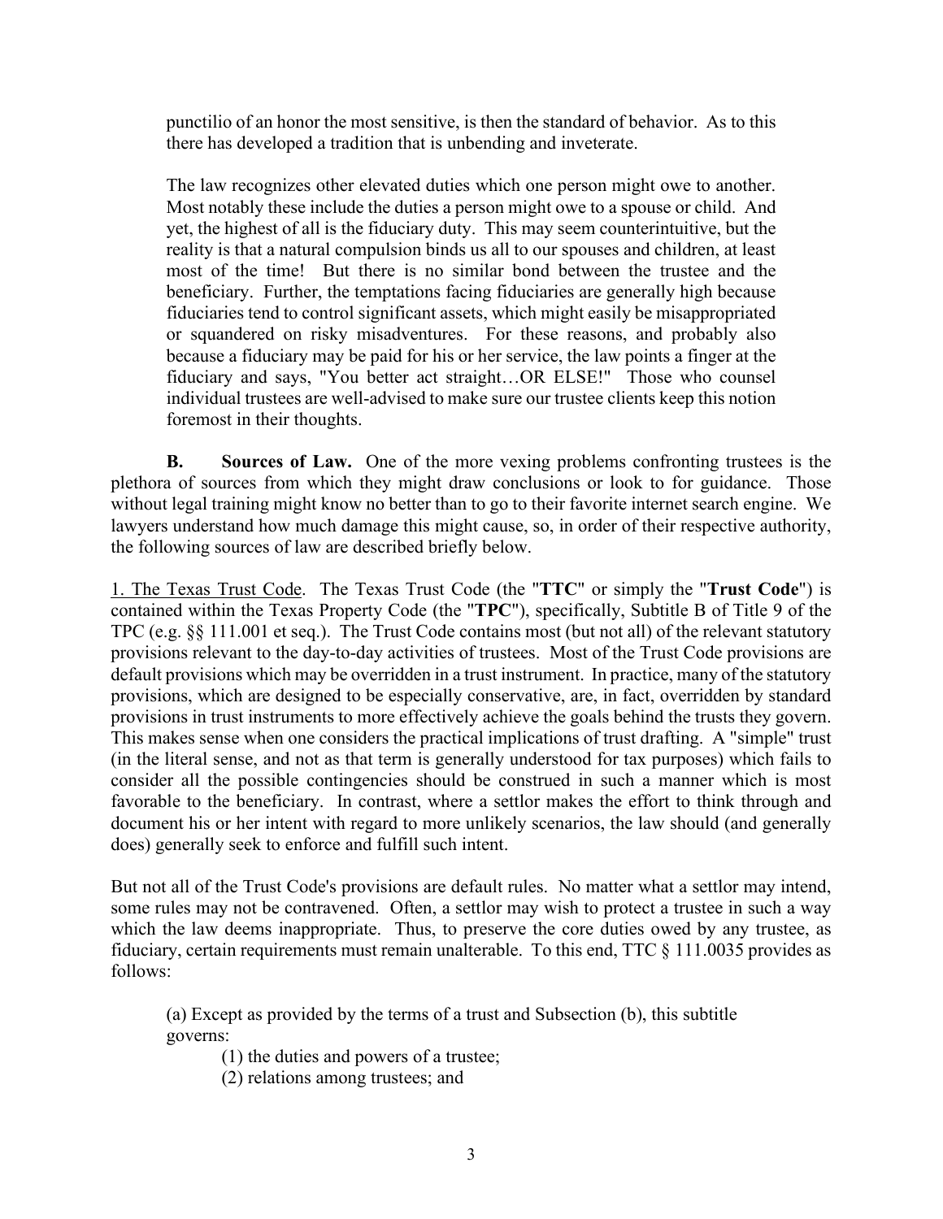> punctilio of an honor the most sensitive, is then the standard of behavior. As to this there has developed a tradition that is unbending and inveterate.
>
> The law recognizes other elevated duties which one person might owe to another. Most notably these include the duties a person might owe to a spouse or child. And yet, the highest of all is the fiduciary duty. This may seem counterintuitive, but the reality is that a natural compulsion binds us all to our spouses and children, at least most of the time! But there is no similar bond between the trustee and the beneficiary. Further, the temptations facing fiduciaries are generally high because fiduciaries tend to control significant assets, which might easily be misappropriated or squandered on risky misadventures. For these reasons, and probably also because a fiduciary may be paid for his or her service, the law points a finger at the fiduciary and says, "You better act straight…OR ELSE!" Those who counsel individual trustees are well-advised to make sure our trustee clients keep this notion foremost in their thoughts.

**B. Sources of Law.** One of the more vexing problems confronting trustees is the plethora of sources from which they might draw conclusions or look to for guidance. Those without legal training might know no better than to go to their favorite internet search engine. We lawyers understand how much damage this might cause, so, in order of their respective authority, the following sources of law are described briefly below.

<u>1. The Texas Trust Code</u>. The Texas Trust Code (the "**TTC**" or simply the "**Trust Code**") is contained within the Texas Property Code (the "**TPC**"), specifically, Subtitle B of Title 9 of the TPC (e.g. §§ 111.001 et seq.). The Trust Code contains most (but not all) of the relevant statutory provisions relevant to the day-to-day activities of trustees. Most of the Trust Code provisions are default provisions which may be overridden in a trust instrument. In practice, many of the statutory provisions, which are designed to be especially conservative, are, in fact, overridden by standard provisions in trust instruments to more effectively achieve the goals behind the trusts they govern. This makes sense when one considers the practical implications of trust drafting. A "simple" trust (in the literal sense, and not as that term is generally understood for tax purposes) which fails to consider all the possible contingencies should be construed in such a manner which is most favorable to the beneficiary. In contrast, where a settlor makes the effort to think through and document his or her intent with regard to more unlikely scenarios, the law should (and generally does) generally seek to enforce and fulfill such intent.

But not all of the Trust Code's provisions are default rules. No matter what a settlor may intend, some rules may not be contravened. Often, a settlor may wish to protect a trustee in such a way which the law deems inappropriate. Thus, to preserve the core duties owed by any trustee, as fiduciary, certain requirements must remain unalterable. To this end, TTC § 111.0035 provides as follows:

> (a) Except as provided by the terms of a trust and Subsection (b), this subtitle governs:
>
> (1) the duties and powers of a trustee;
>
> (2) relations among trustees; and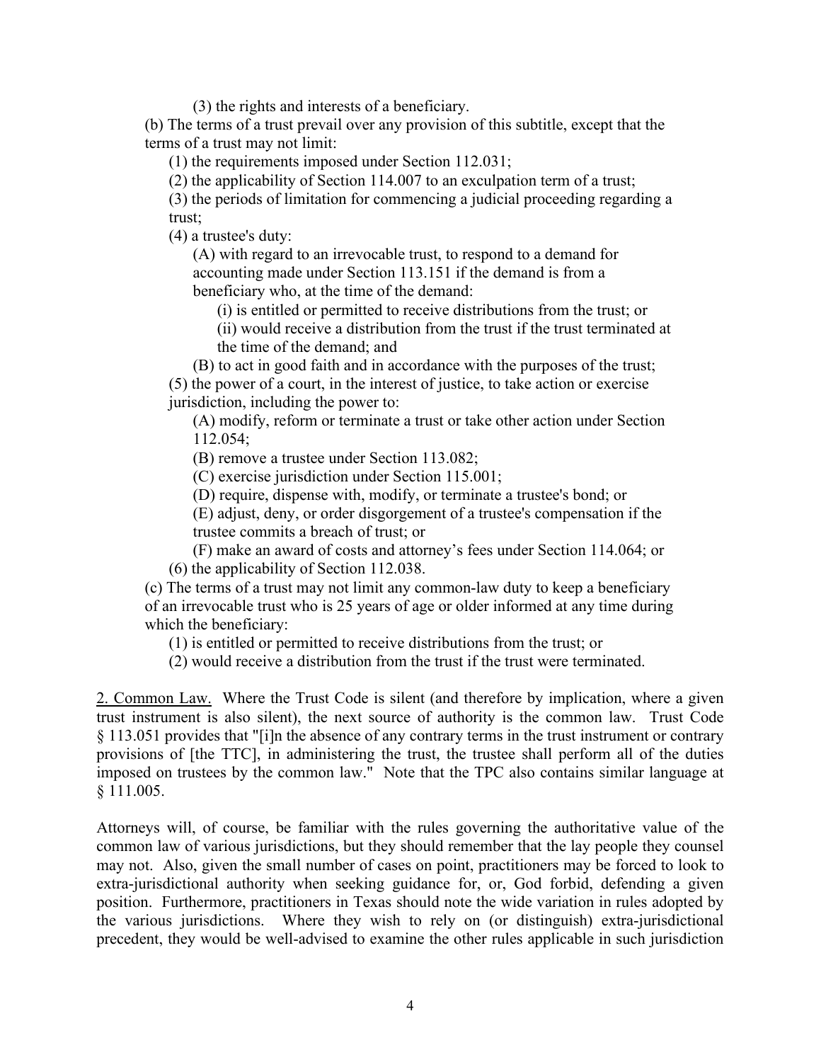(3) the rights and interests of a beneficiary.

(b) The terms of a trust prevail over any provision of this subtitle, except that the terms of a trust may not limit:

(1) the requirements imposed under Section 112.031;

(2) the applicability of Section 114.007 to an exculpation term of a trust;

(3) the periods of limitation for commencing a judicial proceeding regarding a trust;

(4) a trustee's duty:

(A) with regard to an irrevocable trust, to respond to a demand for accounting made under Section 113.151 if the demand is from a beneficiary who, at the time of the demand:

(i) is entitled or permitted to receive distributions from the trust; or

(ii) would receive a distribution from the trust if the trust terminated at the time of the demand; and

(B) to act in good faith and in accordance with the purposes of the trust;

(5) the power of a court, in the interest of justice, to take action or exercise jurisdiction, including the power to:

(A) modify, reform or terminate a trust or take other action under Section 112.054;

(B) remove a trustee under Section 113.082;

(C) exercise jurisdiction under Section 115.001;

(D) require, dispense with, modify, or terminate a trustee's bond; or

(E) adjust, deny, or order disgorgement of a trustee's compensation if the trustee commits a breach of trust; or

(F) make an award of costs and attorney's fees under Section 114.064; or

(6) the applicability of Section 112.038.

(c) The terms of a trust may not limit any common-law duty to keep a beneficiary of an irrevocable trust who is 25 years of age or older informed at any time during which the beneficiary:

(1) is entitled or permitted to receive distributions from the trust; or

(2) would receive a distribution from the trust if the trust were terminated.

2. Common Law. Where the Trust Code is silent (and therefore by implication, where a given trust instrument is also silent), the next source of authority is the common law. Trust Code § 113.051 provides that "[i]n the absence of any contrary terms in the trust instrument or contrary provisions of [the TTC], in administering the trust, the trustee shall perform all of the duties imposed on trustees by the common law." Note that the TPC also contains similar language at § 111.005.

Attorneys will, of course, be familiar with the rules governing the authoritative value of the common law of various jurisdictions, but they should remember that the lay people they counsel may not. Also, given the small number of cases on point, practitioners may be forced to look to extra-jurisdictional authority when seeking guidance for, or, God forbid, defending a given position. Furthermore, practitioners in Texas should note the wide variation in rules adopted by the various jurisdictions. Where they wish to rely on (or distinguish) extra-jurisdictional precedent, they would be well-advised to examine the other rules applicable in such jurisdiction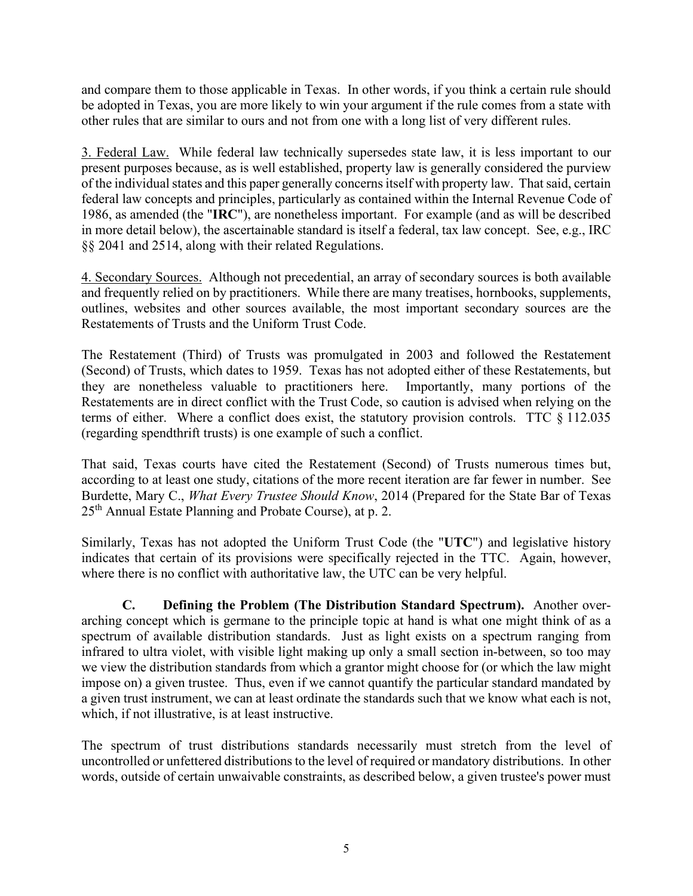and compare them to those applicable in Texas. In other words, if you think a certain rule should be adopted in Texas, you are more likely to win your argument if the rule comes from a state with other rules that are similar to ours and not from one with a long list of very different rules.

<u>3. Federal Law.</u> While federal law technically supersedes state law, it is less important to our present purposes because, as is well established, property law is generally considered the purview of the individual states and this paper generally concerns itself with property law. That said, certain federal law concepts and principles, particularly as contained within the Internal Revenue Code of 1986, as amended (the "**IRC**"), are nonetheless important. For example (and as will be described in more detail below), the ascertainable standard is itself a federal, tax law concept. See, e.g., IRC §§ 2041 and 2514, along with their related Regulations.

<u>4. Secondary Sources.</u> Although not precedential, an array of secondary sources is both available and frequently relied on by practitioners. While there are many treatises, hornbooks, supplements, outlines, websites and other sources available, the most important secondary sources are the Restatements of Trusts and the Uniform Trust Code.

The Restatement (Third) of Trusts was promulgated in 2003 and followed the Restatement (Second) of Trusts, which dates to 1959. Texas has not adopted either of these Restatements, but they are nonetheless valuable to practitioners here. Importantly, many portions of the Restatements are in direct conflict with the Trust Code, so caution is advised when relying on the terms of either. Where a conflict does exist, the statutory provision controls. TTC § 112.035 (regarding spendthrift trusts) is one example of such a conflict.

That said, Texas courts have cited the Restatement (Second) of Trusts numerous times but, according to at least one study, citations of the more recent iteration are far fewer in number. See Burdette, Mary C., *What Every Trustee Should Know*, 2014 (Prepared for the State Bar of Texas 25th Annual Estate Planning and Probate Course), at p. 2.

Similarly, Texas has not adopted the Uniform Trust Code (the "**UTC**") and legislative history indicates that certain of its provisions were specifically rejected in the TTC. Again, however, where there is no conflict with authoritative law, the UTC can be very helpful.

**C. Defining the Problem (The Distribution Standard Spectrum).** Another over-arching concept which is germane to the principle topic at hand is what one might think of as a spectrum of available distribution standards. Just as light exists on a spectrum ranging from infrared to ultra violet, with visible light making up only a small section in-between, so too may we view the distribution standards from which a grantor might choose for (or which the law might impose on) a given trustee. Thus, even if we cannot quantify the particular standard mandated by a given trust instrument, we can at least ordinate the standards such that we know what each is not, which, if not illustrative, is at least instructive.

The spectrum of trust distributions standards necessarily must stretch from the level of uncontrolled or unfettered distributions to the level of required or mandatory distributions. In other words, outside of certain unwaivable constraints, as described below, a given trustee's power must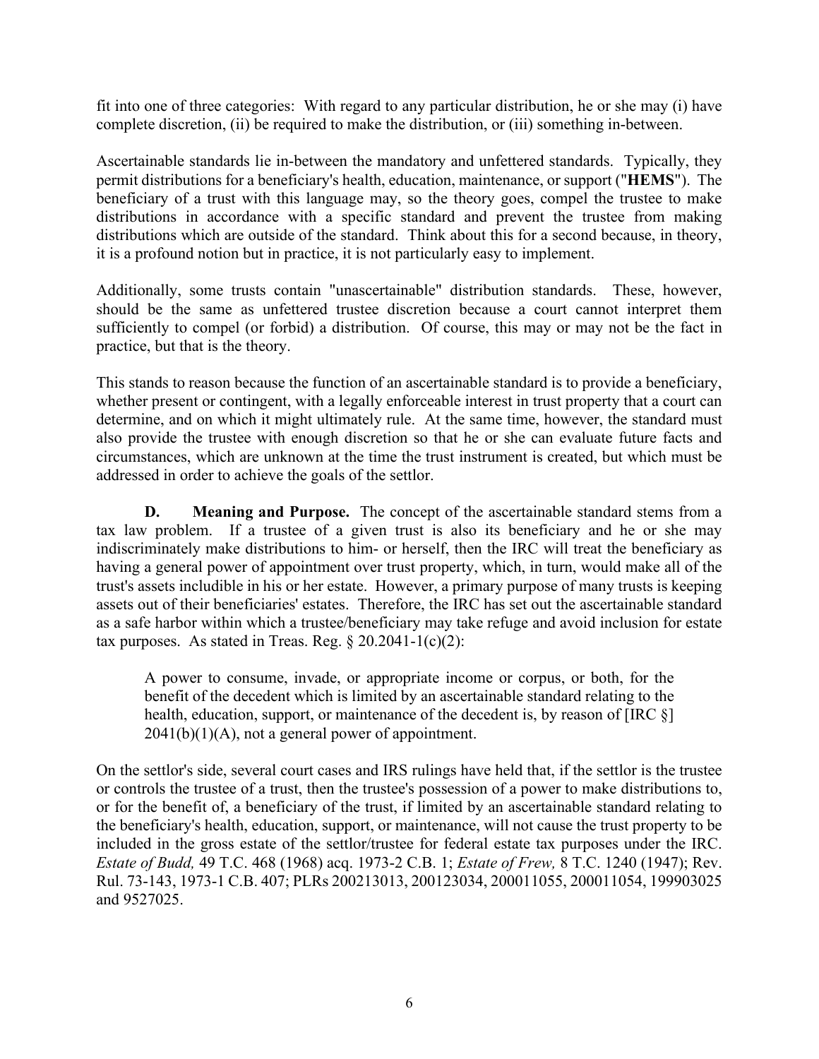fit into one of three categories: With regard to any particular distribution, he or she may (i) have complete discretion, (ii) be required to make the distribution, or (iii) something in-between.

Ascertainable standards lie in-between the mandatory and unfettered standards. Typically, they permit distributions for a beneficiary's health, education, maintenance, or support ("**HEMS**"). The beneficiary of a trust with this language may, so the theory goes, compel the trustee to make distributions in accordance with a specific standard and prevent the trustee from making distributions which are outside of the standard. Think about this for a second because, in theory, it is a profound notion but in practice, it is not particularly easy to implement.

Additionally, some trusts contain "unascertainable" distribution standards. These, however, should be the same as unfettered trustee discretion because a court cannot interpret them sufficiently to compel (or forbid) a distribution. Of course, this may or may not be the fact in practice, but that is the theory.

This stands to reason because the function of an ascertainable standard is to provide a beneficiary, whether present or contingent, with a legally enforceable interest in trust property that a court can determine, and on which it might ultimately rule. At the same time, however, the standard must also provide the trustee with enough discretion so that he or she can evaluate future facts and circumstances, which are unknown at the time the trust instrument is created, but which must be addressed in order to achieve the goals of the settlor.

**D. Meaning and Purpose.** The concept of the ascertainable standard stems from a tax law problem. If a trustee of a given trust is also its beneficiary and he or she may indiscriminately make distributions to him- or herself, then the IRC will treat the beneficiary as having a general power of appointment over trust property, which, in turn, would make all of the trust's assets includible in his or her estate. However, a primary purpose of many trusts is keeping assets out of their beneficiaries' estates. Therefore, the IRC has set out the ascertainable standard as a safe harbor within which a trustee/beneficiary may take refuge and avoid inclusion for estate tax purposes. As stated in Treas. Reg. § 20.2041-1(c)(2):

> A power to consume, invade, or appropriate income or corpus, or both, for the benefit of the decedent which is limited by an ascertainable standard relating to the health, education, support, or maintenance of the decedent is, by reason of [IRC §] 2041(b)(1)(A), not a general power of appointment.

On the settlor's side, several court cases and IRS rulings have held that, if the settlor is the trustee or controls the trustee of a trust, then the trustee's possession of a power to make distributions to, or for the benefit of, a beneficiary of the trust, if limited by an ascertainable standard relating to the beneficiary's health, education, support, or maintenance, will not cause the trust property to be included in the gross estate of the settlor/trustee for federal estate tax purposes under the IRC. *Estate of Budd,* 49 T.C. 468 (1968) acq. 1973-2 C.B. 1; *Estate of Frew,* 8 T.C. 1240 (1947); Rev. Rul. 73-143, 1973-1 C.B. 407; PLRs 200213013, 200123034, 200011055, 200011054, 199903025 and 9527025.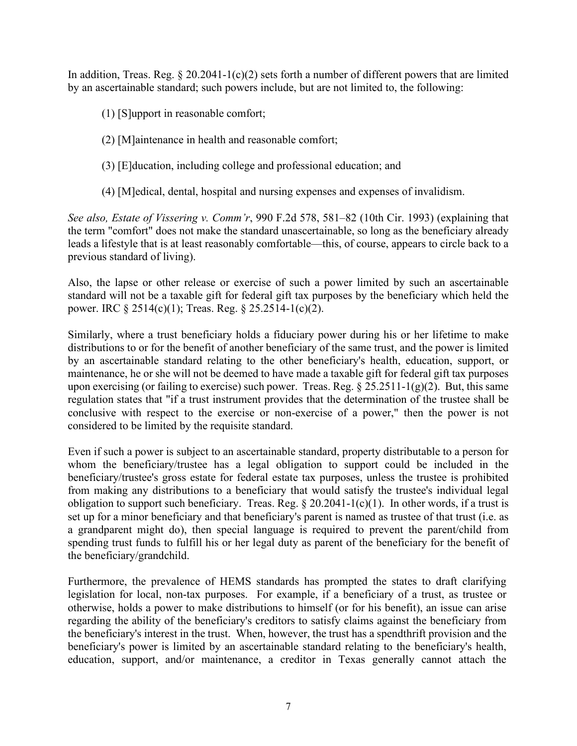In addition, Treas. Reg. § 20.2041-1(c)(2) sets forth a number of different powers that are limited by an ascertainable standard; such powers include, but are not limited to, the following:

(1) [S]upport in reasonable comfort;

(2) [M]aintenance in health and reasonable comfort;

(3) [E]ducation, including college and professional education; and

(4) [M]edical, dental, hospital and nursing expenses and expenses of invalidism.

*See also, Estate of Vissering v. Comm'r*, 990 F.2d 578, 581–82 (10th Cir. 1993) (explaining that the term "comfort" does not make the standard unascertainable, so long as the beneficiary already leads a lifestyle that is at least reasonably comfortable—this, of course, appears to circle back to a previous standard of living).

Also, the lapse or other release or exercise of such a power limited by such an ascertainable standard will not be a taxable gift for federal gift tax purposes by the beneficiary which held the power. IRC § 2514(c)(1); Treas. Reg. § 25.2514-1(c)(2).

Similarly, where a trust beneficiary holds a fiduciary power during his or her lifetime to make distributions to or for the benefit of another beneficiary of the same trust, and the power is limited by an ascertainable standard relating to the other beneficiary's health, education, support, or maintenance, he or she will not be deemed to have made a taxable gift for federal gift tax purposes upon exercising (or failing to exercise) such power. Treas. Reg. § 25.2511-1(g)(2). But, this same regulation states that "if a trust instrument provides that the determination of the trustee shall be conclusive with respect to the exercise or non-exercise of a power," then the power is not considered to be limited by the requisite standard.

Even if such a power is subject to an ascertainable standard, property distributable to a person for whom the beneficiary/trustee has a legal obligation to support could be included in the beneficiary/trustee's gross estate for federal estate tax purposes, unless the trustee is prohibited from making any distributions to a beneficiary that would satisfy the trustee's individual legal obligation to support such beneficiary. Treas. Reg. § 20.2041-1(c)(1). In other words, if a trust is set up for a minor beneficiary and that beneficiary's parent is named as trustee of that trust (i.e. as a grandparent might do), then special language is required to prevent the parent/child from spending trust funds to fulfill his or her legal duty as parent of the beneficiary for the benefit of the beneficiary/grandchild.

Furthermore, the prevalence of HEMS standards has prompted the states to draft clarifying legislation for local, non-tax purposes. For example, if a beneficiary of a trust, as trustee or otherwise, holds a power to make distributions to himself (or for his benefit), an issue can arise regarding the ability of the beneficiary's creditors to satisfy claims against the beneficiary from the beneficiary's interest in the trust. When, however, the trust has a spendthrift provision and the beneficiary's power is limited by an ascertainable standard relating to the beneficiary's health, education, support, and/or maintenance, a creditor in Texas generally cannot attach the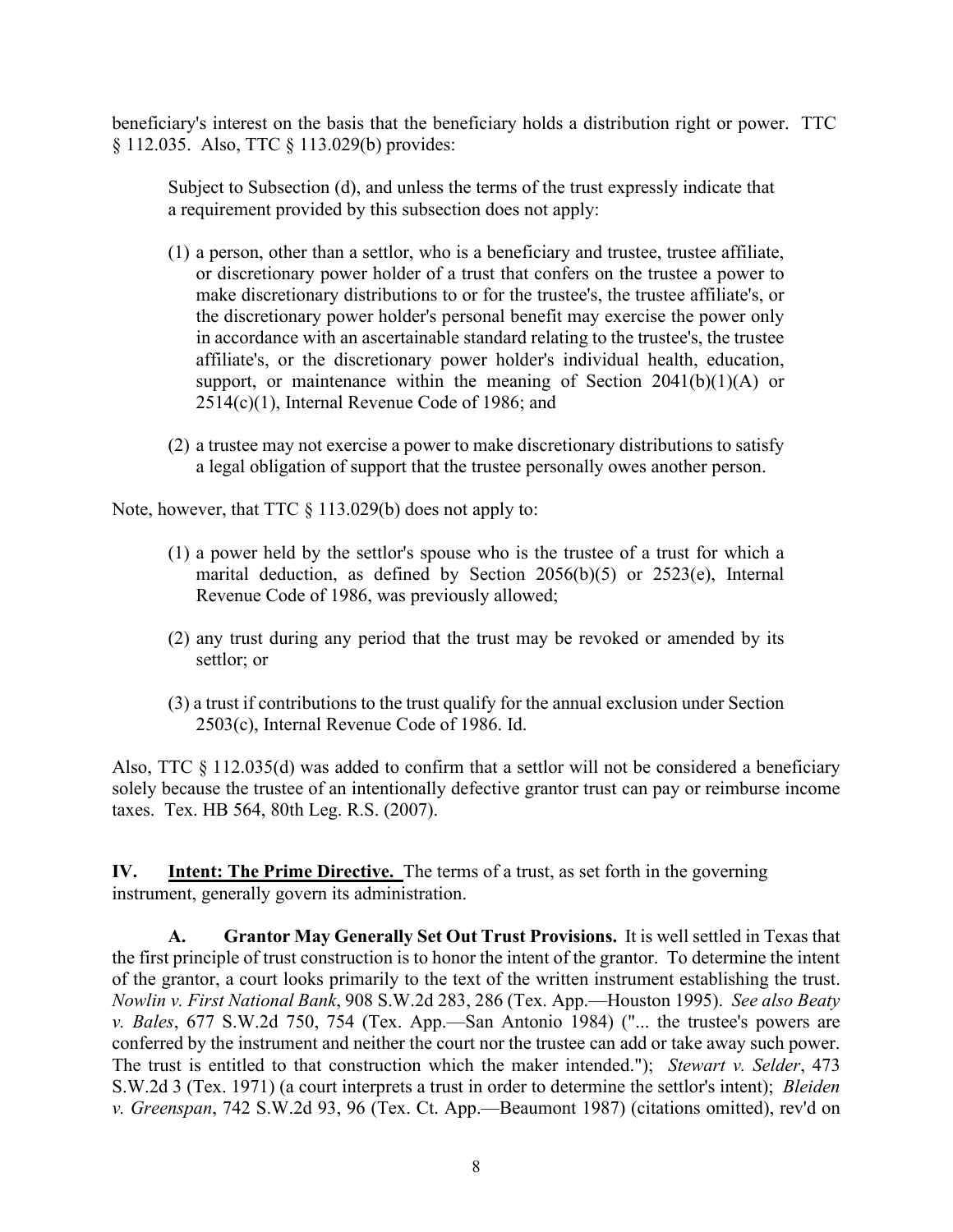beneficiary's interest on the basis that the beneficiary holds a distribution right or power. TTC § 112.035. Also, TTC § 113.029(b) provides:

> Subject to Subsection (d), and unless the terms of the trust expressly indicate that a requirement provided by this subsection does not apply:
>
> (1) a person, other than a settlor, who is a beneficiary and trustee, trustee affiliate, or discretionary power holder of a trust that confers on the trustee a power to make discretionary distributions to or for the trustee's, the trustee affiliate's, or the discretionary power holder's personal benefit may exercise the power only in accordance with an ascertainable standard relating to the trustee's, the trustee affiliate's, or the discretionary power holder's individual health, education, support, or maintenance within the meaning of Section 2041(b)(1)(A) or 2514(c)(1), Internal Revenue Code of 1986; and
>
> (2) a trustee may not exercise a power to make discretionary distributions to satisfy a legal obligation of support that the trustee personally owes another person.

Note, however, that TTC § 113.029(b) does not apply to:

> (1) a power held by the settlor's spouse who is the trustee of a trust for which a marital deduction, as defined by Section 2056(b)(5) or 2523(e), Internal Revenue Code of 1986, was previously allowed;
>
> (2) any trust during any period that the trust may be revoked or amended by its settlor; or
>
> (3) a trust if contributions to the trust qualify for the annual exclusion under Section 2503(c), Internal Revenue Code of 1986. Id.

Also, TTC § 112.035(d) was added to confirm that a settlor will not be considered a beneficiary solely because the trustee of an intentionally defective grantor trust can pay or reimburse income taxes. Tex. HB 564, 80th Leg. R.S. (2007).

**IV. Intent: The Prime Directive.** The terms of a trust, as set forth in the governing instrument, generally govern its administration.

**A. Grantor May Generally Set Out Trust Provisions.** It is well settled in Texas that the first principle of trust construction is to honor the intent of the grantor. To determine the intent of the grantor, a court looks primarily to the text of the written instrument establishing the trust. *Nowlin v. First National Bank*, 908 S.W.2d 283, 286 (Tex. App.—Houston 1995). *See also Beaty v. Bales*, 677 S.W.2d 750, 754 (Tex. App.—San Antonio 1984) ("... the trustee's powers are conferred by the instrument and neither the court nor the trustee can add or take away such power. The trust is entitled to that construction which the maker intended."); *Stewart v. Selder*, 473 S.W.2d 3 (Tex. 1971) (a court interprets a trust in order to determine the settlor's intent); *Bleiden v. Greenspan*, 742 S.W.2d 93, 96 (Tex. Ct. App.—Beaumont 1987) (citations omitted), rev'd on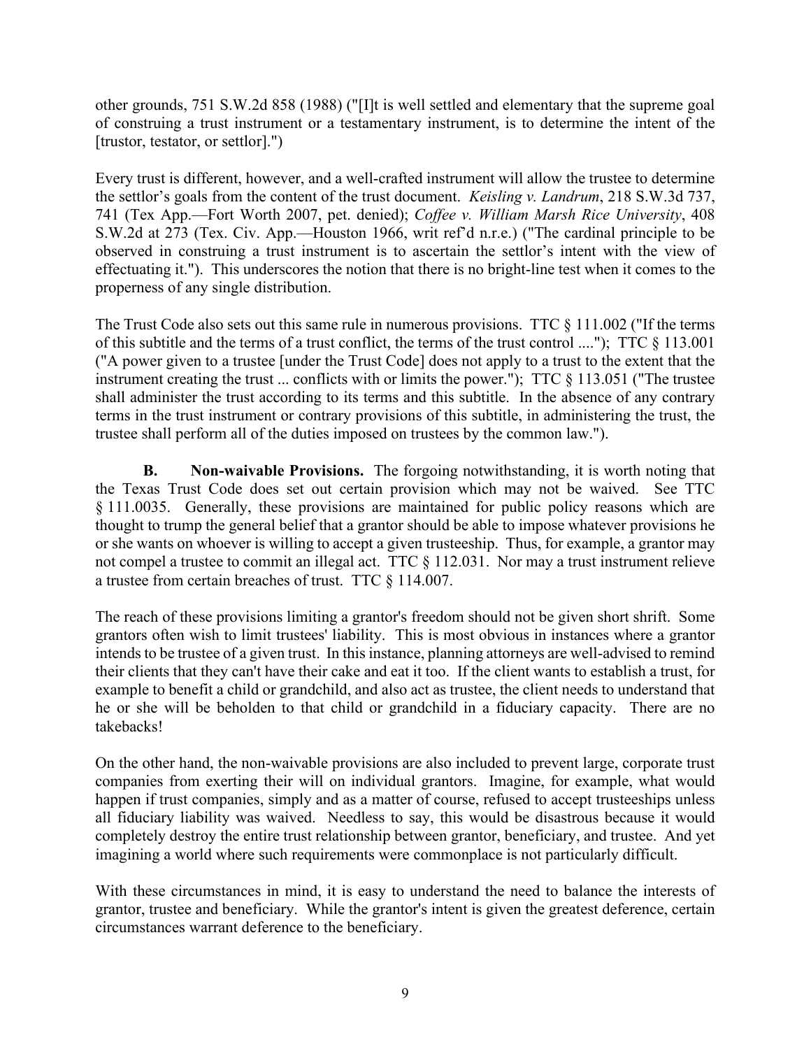other grounds, 751 S.W.2d 858 (1988) ("[I]t is well settled and elementary that the supreme goal of construing a trust instrument or a testamentary instrument, is to determine the intent of the [trustor, testator, or settlor].")

Every trust is different, however, and a well-crafted instrument will allow the trustee to determine the settlor's goals from the content of the trust document. *Keisling v. Landrum*, 218 S.W.3d 737, 741 (Tex App.—Fort Worth 2007, pet. denied); *Coffee v. William Marsh Rice University*, 408 S.W.2d at 273 (Tex. Civ. App.—Houston 1966, writ ref'd n.r.e.) ("The cardinal principle to be observed in construing a trust instrument is to ascertain the settlor's intent with the view of effectuating it."). This underscores the notion that there is no bright-line test when it comes to the properness of any single distribution.

The Trust Code also sets out this same rule in numerous provisions. TTC § 111.002 ("If the terms of this subtitle and the terms of a trust conflict, the terms of the trust control ...."); TTC § 113.001 ("A power given to a trustee [under the Trust Code] does not apply to a trust to the extent that the instrument creating the trust ... conflicts with or limits the power."); TTC § 113.051 ("The trustee shall administer the trust according to its terms and this subtitle. In the absence of any contrary terms in the trust instrument or contrary provisions of this subtitle, in administering the trust, the trustee shall perform all of the duties imposed on trustees by the common law.").

**B. Non-waivable Provisions.** The forgoing notwithstanding, it is worth noting that the Texas Trust Code does set out certain provision which may not be waived. See TTC § 111.0035. Generally, these provisions are maintained for public policy reasons which are thought to trump the general belief that a grantor should be able to impose whatever provisions he or she wants on whoever is willing to accept a given trusteeship. Thus, for example, a grantor may not compel a trustee to commit an illegal act. TTC § 112.031. Nor may a trust instrument relieve a trustee from certain breaches of trust. TTC § 114.007.

The reach of these provisions limiting a grantor's freedom should not be given short shrift. Some grantors often wish to limit trustees' liability. This is most obvious in instances where a grantor intends to be trustee of a given trust. In this instance, planning attorneys are well-advised to remind their clients that they can't have their cake and eat it too. If the client wants to establish a trust, for example to benefit a child or grandchild, and also act as trustee, the client needs to understand that he or she will be beholden to that child or grandchild in a fiduciary capacity. There are no takebacks!

On the other hand, the non-waivable provisions are also included to prevent large, corporate trust companies from exerting their will on individual grantors. Imagine, for example, what would happen if trust companies, simply and as a matter of course, refused to accept trusteeships unless all fiduciary liability was waived. Needless to say, this would be disastrous because it would completely destroy the entire trust relationship between grantor, beneficiary, and trustee. And yet imagining a world where such requirements were commonplace is not particularly difficult.

With these circumstances in mind, it is easy to understand the need to balance the interests of grantor, trustee and beneficiary. While the grantor's intent is given the greatest deference, certain circumstances warrant deference to the beneficiary.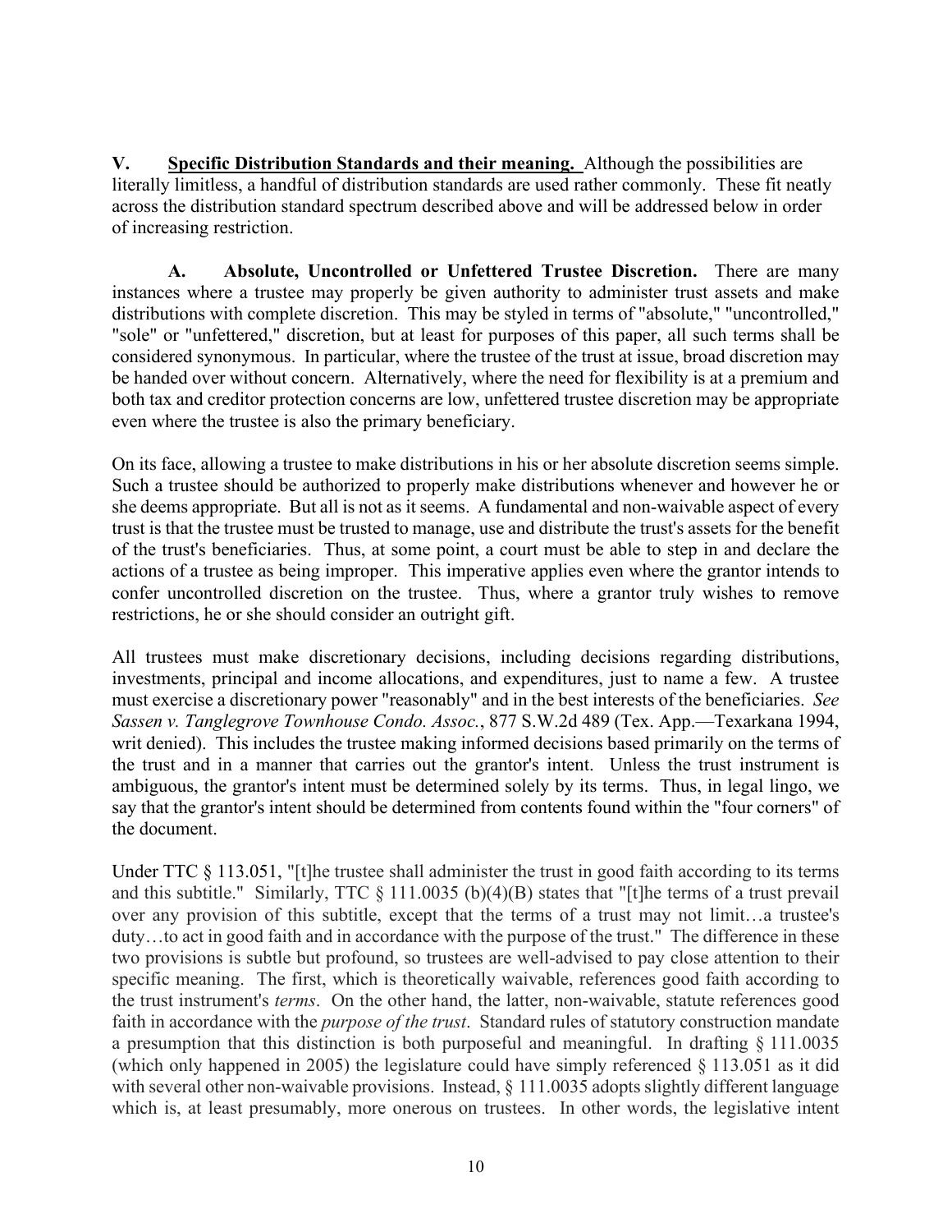**V. <u>Specific Distribution Standards and their meaning.</u>** Although the possibilities are literally limitless, a handful of distribution standards are used rather commonly. These fit neatly across the distribution standard spectrum described above and will be addressed below in order of increasing restriction.

**A. Absolute, Uncontrolled or Unfettered Trustee Discretion.** There are many instances where a trustee may properly be given authority to administer trust assets and make distributions with complete discretion. This may be styled in terms of "absolute," "uncontrolled," "sole" or "unfettered," discretion, but at least for purposes of this paper, all such terms shall be considered synonymous. In particular, where the trustee of the trust at issue, broad discretion may be handed over without concern. Alternatively, where the need for flexibility is at a premium and both tax and creditor protection concerns are low, unfettered trustee discretion may be appropriate even where the trustee is also the primary beneficiary.

On its face, allowing a trustee to make distributions in his or her absolute discretion seems simple. Such a trustee should be authorized to properly make distributions whenever and however he or she deems appropriate. But all is not as it seems. A fundamental and non-waivable aspect of every trust is that the trustee must be trusted to manage, use and distribute the trust's assets for the benefit of the trust's beneficiaries. Thus, at some point, a court must be able to step in and declare the actions of a trustee as being improper. This imperative applies even where the grantor intends to confer uncontrolled discretion on the trustee. Thus, where a grantor truly wishes to remove restrictions, he or she should consider an outright gift.

All trustees must make discretionary decisions, including decisions regarding distributions, investments, principal and income allocations, and expenditures, just to name a few. A trustee must exercise a discretionary power "reasonably" and in the best interests of the beneficiaries. *See Sassen v. Tanglegrove Townhouse Condo. Assoc.*, 877 S.W.2d 489 (Tex. App.—Texarkana 1994, writ denied). This includes the trustee making informed decisions based primarily on the terms of the trust and in a manner that carries out the grantor's intent. Unless the trust instrument is ambiguous, the grantor's intent must be determined solely by its terms. Thus, in legal lingo, we say that the grantor's intent should be determined from contents found within the "four corners" of the document.

Under TTC § 113.051, "[t]he trustee shall administer the trust in good faith according to its terms and this subtitle." Similarly, TTC § 111.0035 (b)(4)(B) states that "[t]he terms of a trust prevail over any provision of this subtitle, except that the terms of a trust may not limit…a trustee's duty…to act in good faith and in accordance with the purpose of the trust." The difference in these two provisions is subtle but profound, so trustees are well-advised to pay close attention to their specific meaning. The first, which is theoretically waivable, references good faith according to the trust instrument's *terms*. On the other hand, the latter, non-waivable, statute references good faith in accordance with the *purpose of the trust*. Standard rules of statutory construction mandate a presumption that this distinction is both purposeful and meaningful. In drafting § 111.0035 (which only happened in 2005) the legislature could have simply referenced § 113.051 as it did with several other non-waivable provisions. Instead, § 111.0035 adopts slightly different language which is, at least presumably, more onerous on trustees. In other words, the legislative intent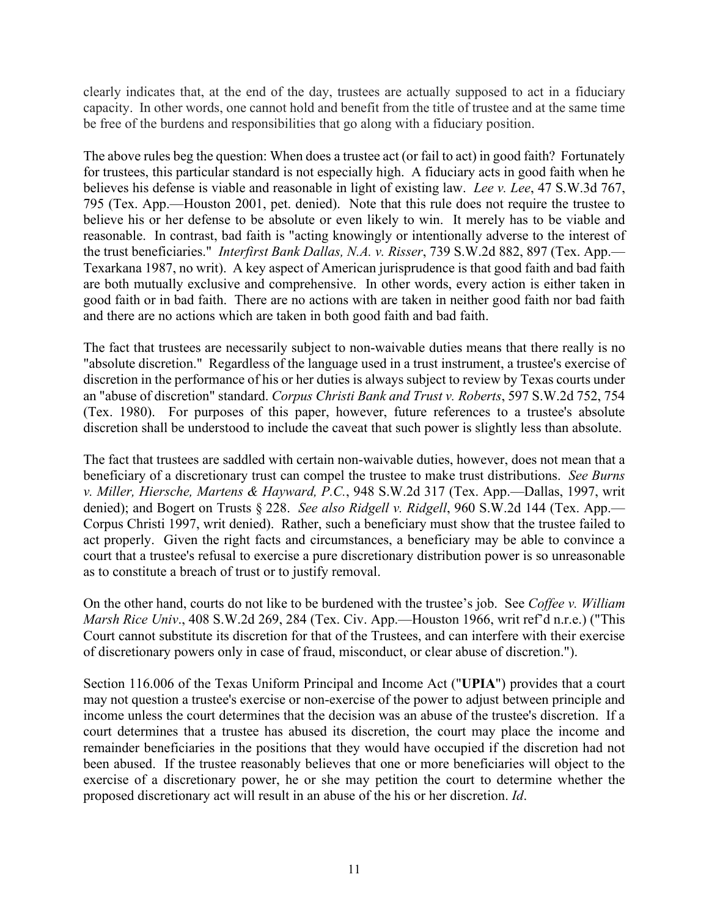clearly indicates that, at the end of the day, trustees are actually supposed to act in a fiduciary capacity. In other words, one cannot hold and benefit from the title of trustee and at the same time be free of the burdens and responsibilities that go along with a fiduciary position.

The above rules beg the question: When does a trustee act (or fail to act) in good faith? Fortunately for trustees, this particular standard is not especially high. A fiduciary acts in good faith when he believes his defense is viable and reasonable in light of existing law. *Lee v. Lee*, 47 S.W.3d 767, 795 (Tex. App.—Houston 2001, pet. denied). Note that this rule does not require the trustee to believe his or her defense to be absolute or even likely to win. It merely has to be viable and reasonable. In contrast, bad faith is "acting knowingly or intentionally adverse to the interest of the trust beneficiaries." *Interfirst Bank Dallas, N.A. v. Risser*, 739 S.W.2d 882, 897 (Tex. App.—Texarkana 1987, no writ). A key aspect of American jurisprudence is that good faith and bad faith are both mutually exclusive and comprehensive. In other words, every action is either taken in good faith or in bad faith. There are no actions with are taken in neither good faith nor bad faith and there are no actions which are taken in both good faith and bad faith.

The fact that trustees are necessarily subject to non-waivable duties means that there really is no "absolute discretion." Regardless of the language used in a trust instrument, a trustee's exercise of discretion in the performance of his or her duties is always subject to review by Texas courts under an "abuse of discretion" standard. *Corpus Christi Bank and Trust v. Roberts*, 597 S.W.2d 752, 754 (Tex. 1980). For purposes of this paper, however, future references to a trustee's absolute discretion shall be understood to include the caveat that such power is slightly less than absolute.

The fact that trustees are saddled with certain non-waivable duties, however, does not mean that a beneficiary of a discretionary trust can compel the trustee to make trust distributions. *See Burns v. Miller, Hiersche, Martens & Hayward, P.C.*, 948 S.W.2d 317 (Tex. App.—Dallas, 1997, writ denied); and Bogert on Trusts § 228. *See also Ridgell v. Ridgell*, 960 S.W.2d 144 (Tex. App.—Corpus Christi 1997, writ denied). Rather, such a beneficiary must show that the trustee failed to act properly. Given the right facts and circumstances, a beneficiary may be able to convince a court that a trustee's refusal to exercise a pure discretionary distribution power is so unreasonable as to constitute a breach of trust or to justify removal.

On the other hand, courts do not like to be burdened with the trustee's job. See *Coffee v. William Marsh Rice Univ*., 408 S.W.2d 269, 284 (Tex. Civ. App.—Houston 1966, writ ref'd n.r.e.) ("This Court cannot substitute its discretion for that of the Trustees, and can interfere with their exercise of discretionary powers only in case of fraud, misconduct, or clear abuse of discretion.").

Section 116.006 of the Texas Uniform Principal and Income Act ("**UPIA**") provides that a court may not question a trustee's exercise or non-exercise of the power to adjust between principle and income unless the court determines that the decision was an abuse of the trustee's discretion. If a court determines that a trustee has abused its discretion, the court may place the income and remainder beneficiaries in the positions that they would have occupied if the discretion had not been abused. If the trustee reasonably believes that one or more beneficiaries will object to the exercise of a discretionary power, he or she may petition the court to determine whether the proposed discretionary act will result in an abuse of the his or her discretion. *Id*.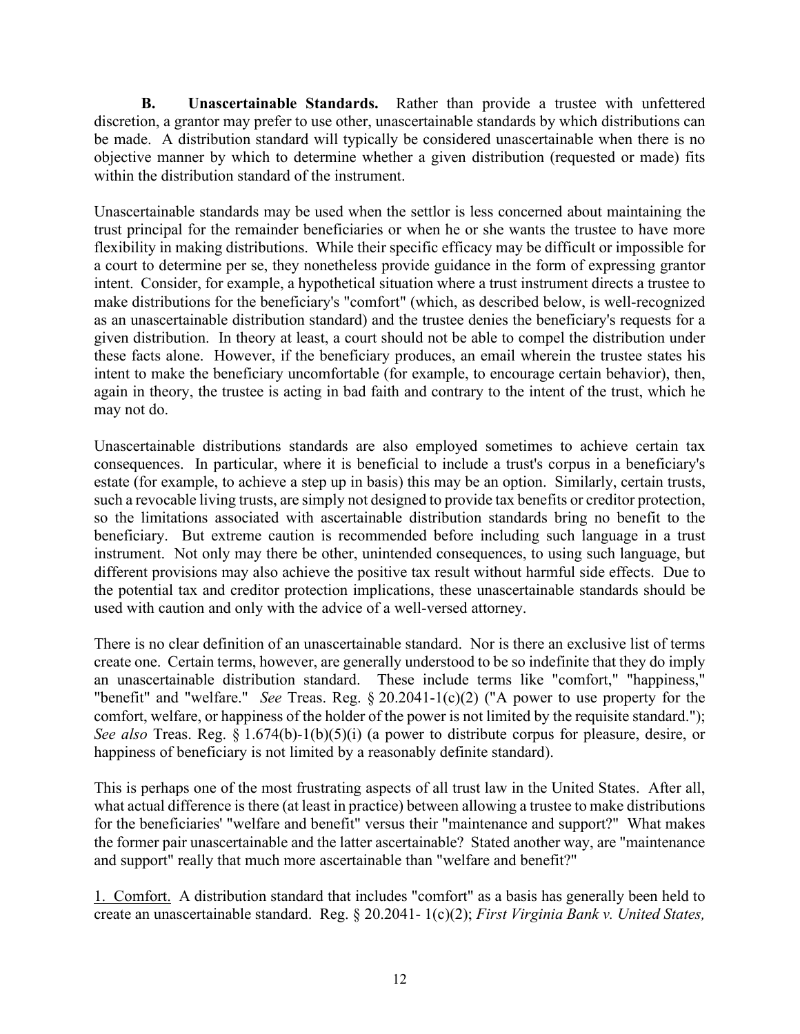**B. Unascertainable Standards.** Rather than provide a trustee with unfettered discretion, a grantor may prefer to use other, unascertainable standards by which distributions can be made. A distribution standard will typically be considered unascertainable when there is no objective manner by which to determine whether a given distribution (requested or made) fits within the distribution standard of the instrument.

Unascertainable standards may be used when the settlor is less concerned about maintaining the trust principal for the remainder beneficiaries or when he or she wants the trustee to have more flexibility in making distributions. While their specific efficacy may be difficult or impossible for a court to determine per se, they nonetheless provide guidance in the form of expressing grantor intent. Consider, for example, a hypothetical situation where a trust instrument directs a trustee to make distributions for the beneficiary's "comfort" (which, as described below, is well-recognized as an unascertainable distribution standard) and the trustee denies the beneficiary's requests for a given distribution. In theory at least, a court should not be able to compel the distribution under these facts alone. However, if the beneficiary produces, an email wherein the trustee states his intent to make the beneficiary uncomfortable (for example, to encourage certain behavior), then, again in theory, the trustee is acting in bad faith and contrary to the intent of the trust, which he may not do.

Unascertainable distributions standards are also employed sometimes to achieve certain tax consequences. In particular, where it is beneficial to include a trust's corpus in a beneficiary's estate (for example, to achieve a step up in basis) this may be an option. Similarly, certain trusts, such a revocable living trusts, are simply not designed to provide tax benefits or creditor protection, so the limitations associated with ascertainable distribution standards bring no benefit to the beneficiary. But extreme caution is recommended before including such language in a trust instrument. Not only may there be other, unintended consequences, to using such language, but different provisions may also achieve the positive tax result without harmful side effects. Due to the potential tax and creditor protection implications, these unascertainable standards should be used with caution and only with the advice of a well-versed attorney.

There is no clear definition of an unascertainable standard. Nor is there an exclusive list of terms create one. Certain terms, however, are generally understood to be so indefinite that they do imply an unascertainable distribution standard. These include terms like "comfort," "happiness," "benefit" and "welfare." *See* Treas. Reg. § 20.2041-1(c)(2) ("A power to use property for the comfort, welfare, or happiness of the holder of the power is not limited by the requisite standard."); *See also* Treas. Reg. § 1.674(b)-1(b)(5)(i) (a power to distribute corpus for pleasure, desire, or happiness of beneficiary is not limited by a reasonably definite standard).

This is perhaps one of the most frustrating aspects of all trust law in the United States. After all, what actual difference is there (at least in practice) between allowing a trustee to make distributions for the beneficiaries' "welfare and benefit" versus their "maintenance and support?" What makes the former pair unascertainable and the latter ascertainable? Stated another way, are "maintenance and support" really that much more ascertainable than "welfare and benefit?"

1. Comfort. A distribution standard that includes "comfort" as a basis has generally been held to create an unascertainable standard. Reg. § 20.2041- 1(c)(2); *First Virginia Bank v. United States,*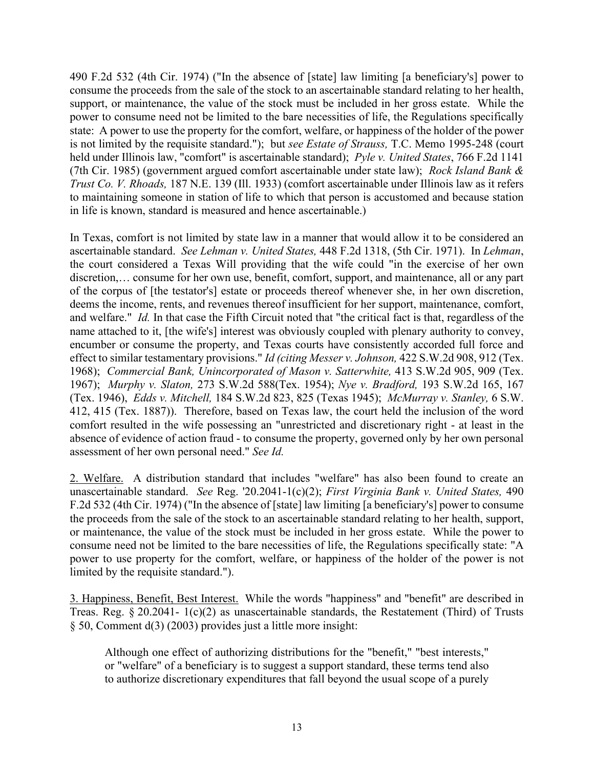490 F.2d 532 (4th Cir. 1974) ("In the absence of [state] law limiting [a beneficiary's] power to consume the proceeds from the sale of the stock to an ascertainable standard relating to her health, support, or maintenance, the value of the stock must be included in her gross estate. While the power to consume need not be limited to the bare necessities of life, the Regulations specifically state: A power to use the property for the comfort, welfare, or happiness of the holder of the power is not limited by the requisite standard."); but *see Estate of Strauss,* T.C. Memo 1995-248 (court held under Illinois law, "comfort" is ascertainable standard); *Pyle v. United States*, 766 F.2d 1141 (7th Cir. 1985) (government argued comfort ascertainable under state law); *Rock Island Bank & Trust Co. V. Rhoads,* 187 N.E. 139 (Ill. 1933) (comfort ascertainable under Illinois law as it refers to maintaining someone in station of life to which that person is accustomed and because station in life is known, standard is measured and hence ascertainable.)

In Texas, comfort is not limited by state law in a manner that would allow it to be considered an ascertainable standard. *See Lehman v. United States,* 448 F.2d 1318, (5th Cir. 1971). In *Lehman*, the court considered a Texas Will providing that the wife could "in the exercise of her own discretion,… consume for her own use, benefit, comfort, support, and maintenance, all or any part of the corpus of [the testator's] estate or proceeds thereof whenever she, in her own discretion, deems the income, rents, and revenues thereof insufficient for her support, maintenance, comfort, and welfare." *Id.* In that case the Fifth Circuit noted that "the critical fact is that, regardless of the name attached to it, [the wife's] interest was obviously coupled with plenary authority to convey, encumber or consume the property, and Texas courts have consistently accorded full force and effect to similar testamentary provisions." *Id (citing Messer v. Johnson,* 422 S.W.2d 908, 912 (Tex. 1968); *Commercial Bank, Unincorporated of Mason v. Satterwhite,* 413 S.W.2d 905, 909 (Tex. 1967); *Murphy v. Slaton,* 273 S.W.2d 588(Tex. 1954); *Nye v. Bradford,* 193 S.W.2d 165, 167 (Tex. 1946), *Edds v. Mitchell,* 184 S.W.2d 823, 825 (Texas 1945); *McMurray v. Stanley,* 6 S.W. 412, 415 (Tex. 1887)). Therefore, based on Texas law, the court held the inclusion of the word comfort resulted in the wife possessing an "unrestricted and discretionary right - at least in the absence of evidence of action fraud - to consume the property, governed only by her own personal assessment of her own personal need." *See Id.*

<u>2. Welfare.</u> A distribution standard that includes "welfare" has also been found to create an unascertainable standard. *See* Reg. '20.2041-1(c)(2); *First Virginia Bank v. United States,* 490 F.2d 532 (4th Cir. 1974) ("In the absence of [state] law limiting [a beneficiary's] power to consume the proceeds from the sale of the stock to an ascertainable standard relating to her health, support, or maintenance, the value of the stock must be included in her gross estate. While the power to consume need not be limited to the bare necessities of life, the Regulations specifically state: "A power to use property for the comfort, welfare, or happiness of the holder of the power is not limited by the requisite standard.").

<u>3. Happiness, Benefit, Best Interest.</u> While the words "happiness" and "benefit" are described in Treas. Reg. § 20.2041- 1(c)(2) as unascertainable standards, the Restatement (Third) of Trusts § 50, Comment d(3) (2003) provides just a little more insight:

> Although one effect of authorizing distributions for the "benefit," "best interests," or "welfare" of a beneficiary is to suggest a support standard, these terms tend also to authorize discretionary expenditures that fall beyond the usual scope of a purely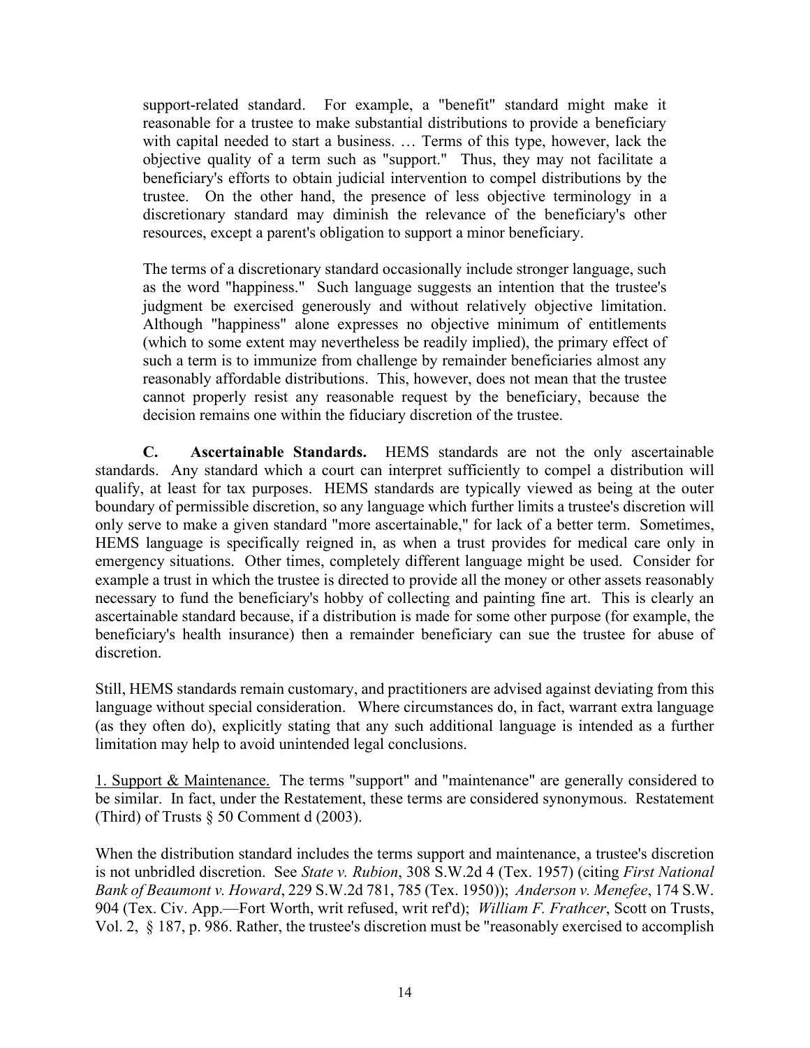> support-related standard. For example, a "benefit" standard might make it reasonable for a trustee to make substantial distributions to provide a beneficiary with capital needed to start a business. … Terms of this type, however, lack the objective quality of a term such as "support." Thus, they may not facilitate a beneficiary's efforts to obtain judicial intervention to compel distributions by the trustee. On the other hand, the presence of less objective terminology in a discretionary standard may diminish the relevance of the beneficiary's other resources, except a parent's obligation to support a minor beneficiary.
>
> The terms of a discretionary standard occasionally include stronger language, such as the word "happiness." Such language suggests an intention that the trustee's judgment be exercised generously and without relatively objective limitation. Although "happiness" alone expresses no objective minimum of entitlements (which to some extent may nevertheless be readily implied), the primary effect of such a term is to immunize from challenge by remainder beneficiaries almost any reasonably affordable distributions. This, however, does not mean that the trustee cannot properly resist any reasonable request by the beneficiary, because the decision remains one within the fiduciary discretion of the trustee.

**C. Ascertainable Standards.** HEMS standards are not the only ascertainable standards. Any standard which a court can interpret sufficiently to compel a distribution will qualify, at least for tax purposes. HEMS standards are typically viewed as being at the outer boundary of permissible discretion, so any language which further limits a trustee's discretion will only serve to make a given standard "more ascertainable," for lack of a better term. Sometimes, HEMS language is specifically reigned in, as when a trust provides for medical care only in emergency situations. Other times, completely different language might be used. Consider for example a trust in which the trustee is directed to provide all the money or other assets reasonably necessary to fund the beneficiary's hobby of collecting and painting fine art. This is clearly an ascertainable standard because, if a distribution is made for some other purpose (for example, the beneficiary's health insurance) then a remainder beneficiary can sue the trustee for abuse of discretion.

Still, HEMS standards remain customary, and practitioners are advised against deviating from this language without special consideration. Where circumstances do, in fact, warrant extra language (as they often do), explicitly stating that any such additional language is intended as a further limitation may help to avoid unintended legal conclusions.

<u>1. Support & Maintenance.</u> The terms "support" and "maintenance" are generally considered to be similar. In fact, under the Restatement, these terms are considered synonymous. Restatement (Third) of Trusts § 50 Comment d (2003).

When the distribution standard includes the terms support and maintenance, a trustee's discretion is not unbridled discretion. See *State v. Rubion*, 308 S.W.2d 4 (Tex. 1957) (citing *First National Bank of Beaumont v. Howard*, 229 S.W.2d 781, 785 (Tex. 1950)); *Anderson v. Menefee*, 174 S.W. 904 (Tex. Civ. App.—Fort Worth, writ refused, writ ref'd); *William F. Frathcer*, Scott on Trusts, Vol. 2, § 187, p. 986. Rather, the trustee's discretion must be "reasonably exercised to accomplish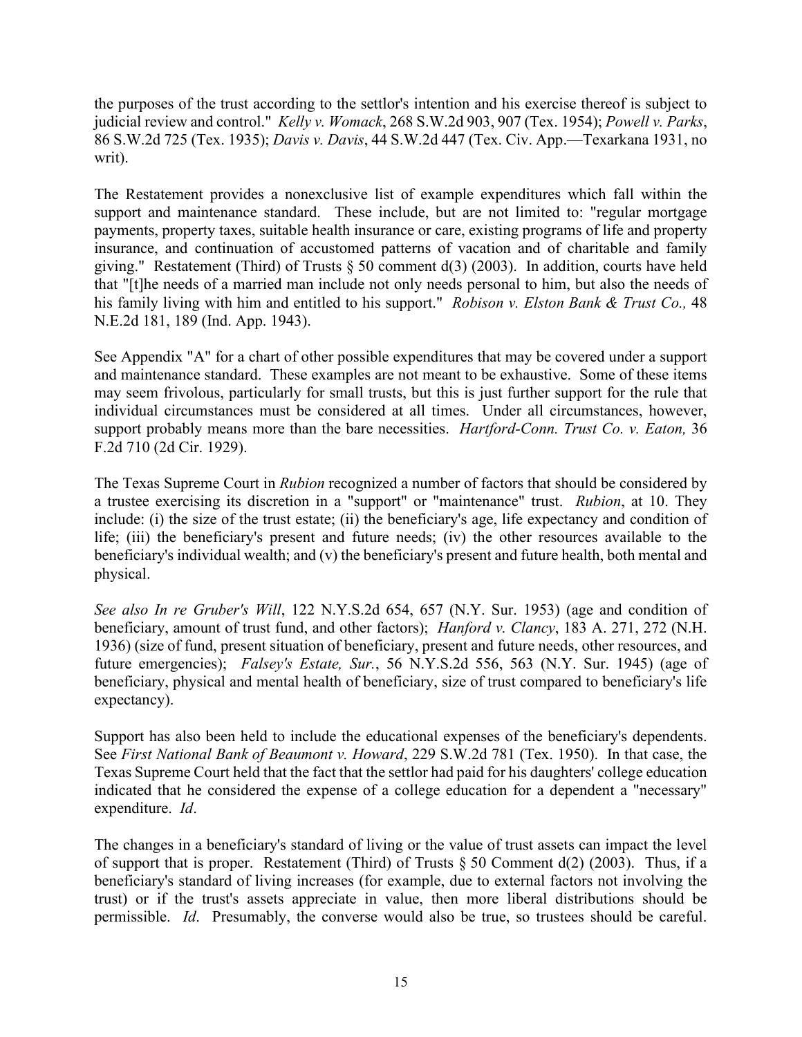the purposes of the trust according to the settlor's intention and his exercise thereof is subject to judicial review and control." *Kelly v. Womack*, 268 S.W.2d 903, 907 (Tex. 1954); *Powell v. Parks*, 86 S.W.2d 725 (Tex. 1935); *Davis v. Davis*, 44 S.W.2d 447 (Tex. Civ. App.—Texarkana 1931, no writ).

The Restatement provides a nonexclusive list of example expenditures which fall within the support and maintenance standard. These include, but are not limited to: "regular mortgage payments, property taxes, suitable health insurance or care, existing programs of life and property insurance, and continuation of accustomed patterns of vacation and of charitable and family giving." Restatement (Third) of Trusts § 50 comment d(3) (2003). In addition, courts have held that "[t]he needs of a married man include not only needs personal to him, but also the needs of his family living with him and entitled to his support." *Robison v. Elston Bank & Trust Co.,* 48 N.E.2d 181, 189 (Ind. App. 1943).

See Appendix "A" for a chart of other possible expenditures that may be covered under a support and maintenance standard. These examples are not meant to be exhaustive. Some of these items may seem frivolous, particularly for small trusts, but this is just further support for the rule that individual circumstances must be considered at all times. Under all circumstances, however, support probably means more than the bare necessities. *Hartford-Conn. Trust Co. v. Eaton,* 36 F.2d 710 (2d Cir. 1929).

The Texas Supreme Court in *Rubion* recognized a number of factors that should be considered by a trustee exercising its discretion in a "support" or "maintenance" trust. *Rubion*, at 10. They include: (i) the size of the trust estate; (ii) the beneficiary's age, life expectancy and condition of life; (iii) the beneficiary's present and future needs; (iv) the other resources available to the beneficiary's individual wealth; and (v) the beneficiary's present and future health, both mental and physical.

*See also In re Gruber's Will*, 122 N.Y.S.2d 654, 657 (N.Y. Sur. 1953) (age and condition of beneficiary, amount of trust fund, and other factors); *Hanford v. Clancy*, 183 A. 271, 272 (N.H. 1936) (size of fund, present situation of beneficiary, present and future needs, other resources, and future emergencies); *Falsey's Estate, Sur.*, 56 N.Y.S.2d 556, 563 (N.Y. Sur. 1945) (age of beneficiary, physical and mental health of beneficiary, size of trust compared to beneficiary's life expectancy).

Support has also been held to include the educational expenses of the beneficiary's dependents. See *First National Bank of Beaumont v. Howard*, 229 S.W.2d 781 (Tex. 1950). In that case, the Texas Supreme Court held that the fact that the settlor had paid for his daughters' college education indicated that he considered the expense of a college education for a dependent a "necessary" expenditure. *Id*.

The changes in a beneficiary's standard of living or the value of trust assets can impact the level of support that is proper. Restatement (Third) of Trusts § 50 Comment d(2) (2003). Thus, if a beneficiary's standard of living increases (for example, due to external factors not involving the trust) or if the trust's assets appreciate in value, then more liberal distributions should be permissible. *Id*. Presumably, the converse would also be true, so trustees should be careful.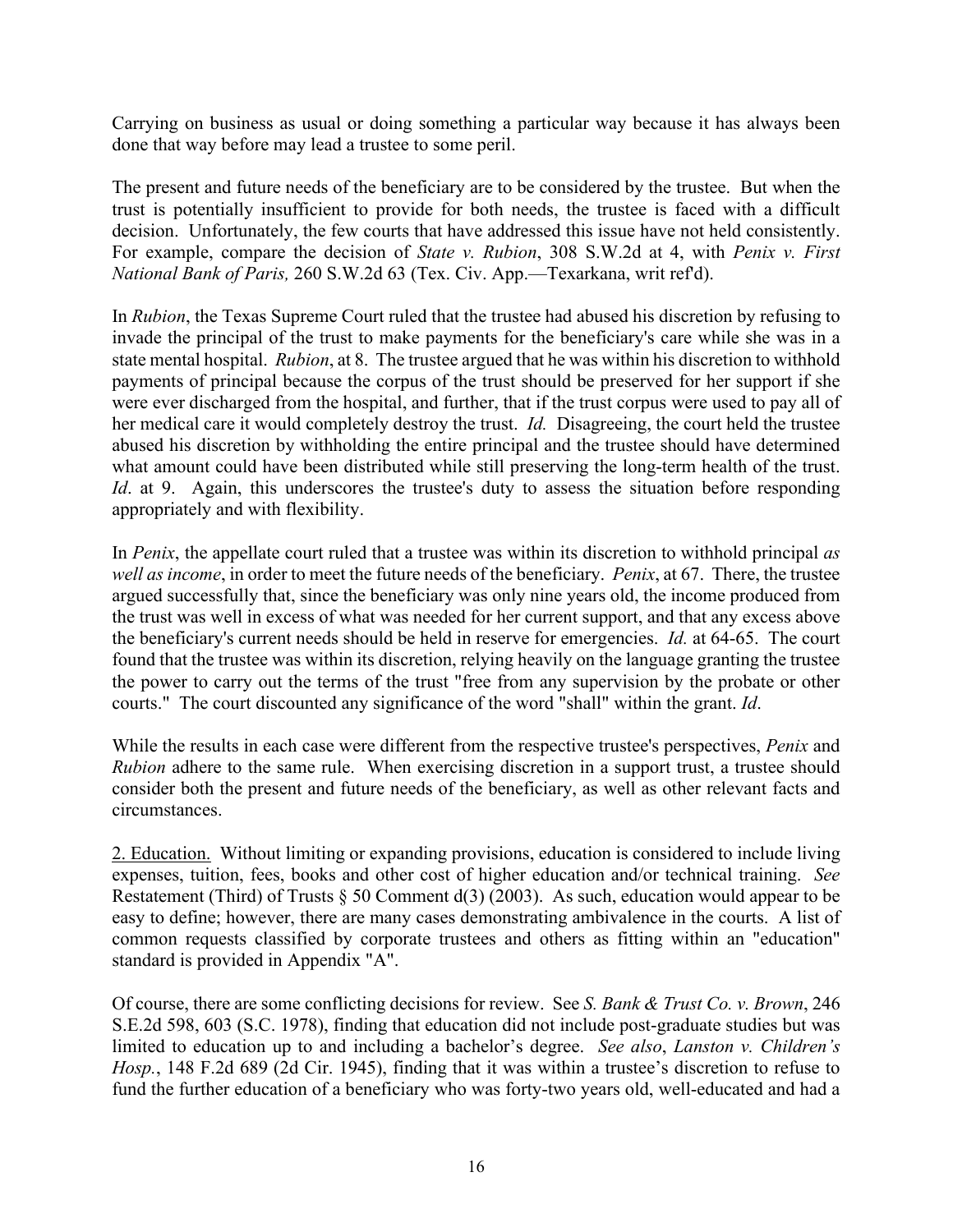Carrying on business as usual or doing something a particular way because it has always been done that way before may lead a trustee to some peril.

The present and future needs of the beneficiary are to be considered by the trustee. But when the trust is potentially insufficient to provide for both needs, the trustee is faced with a difficult decision. Unfortunately, the few courts that have addressed this issue have not held consistently. For example, compare the decision of *State v. Rubion*, 308 S.W.2d at 4, with *Penix v. First National Bank of Paris,* 260 S.W.2d 63 (Tex. Civ. App.—Texarkana, writ ref'd).

In *Rubion*, the Texas Supreme Court ruled that the trustee had abused his discretion by refusing to invade the principal of the trust to make payments for the beneficiary's care while she was in a state mental hospital. *Rubion*, at 8. The trustee argued that he was within his discretion to withhold payments of principal because the corpus of the trust should be preserved for her support if she were ever discharged from the hospital, and further, that if the trust corpus were used to pay all of her medical care it would completely destroy the trust. *Id.* Disagreeing, the court held the trustee abused his discretion by withholding the entire principal and the trustee should have determined what amount could have been distributed while still preserving the long-term health of the trust. *Id*. at 9. Again, this underscores the trustee's duty to assess the situation before responding appropriately and with flexibility.

In *Penix*, the appellate court ruled that a trustee was within its discretion to withhold principal *as well as income*, in order to meet the future needs of the beneficiary. *Penix*, at 67. There, the trustee argued successfully that, since the beneficiary was only nine years old, the income produced from the trust was well in excess of what was needed for her current support, and that any excess above the beneficiary's current needs should be held in reserve for emergencies. *Id.* at 64-65. The court found that the trustee was within its discretion, relying heavily on the language granting the trustee the power to carry out the terms of the trust "free from any supervision by the probate or other courts." The court discounted any significance of the word "shall" within the grant. *Id*.

While the results in each case were different from the respective trustee's perspectives, *Penix* and *Rubion* adhere to the same rule. When exercising discretion in a support trust, a trustee should consider both the present and future needs of the beneficiary, as well as other relevant facts and circumstances.

2. Education. Without limiting or expanding provisions, education is considered to include living expenses, tuition, fees, books and other cost of higher education and/or technical training. *See* Restatement (Third) of Trusts § 50 Comment d(3) (2003). As such, education would appear to be easy to define; however, there are many cases demonstrating ambivalence in the courts. A list of common requests classified by corporate trustees and others as fitting within an "education" standard is provided in Appendix "A".

Of course, there are some conflicting decisions for review. See *S. Bank & Trust Co. v. Brown*, 246 S.E.2d 598, 603 (S.C. 1978), finding that education did not include post-graduate studies but was limited to education up to and including a bachelor's degree. *See also*, *Lanston v. Children's Hosp.*, 148 F.2d 689 (2d Cir. 1945), finding that it was within a trustee's discretion to refuse to fund the further education of a beneficiary who was forty-two years old, well-educated and had a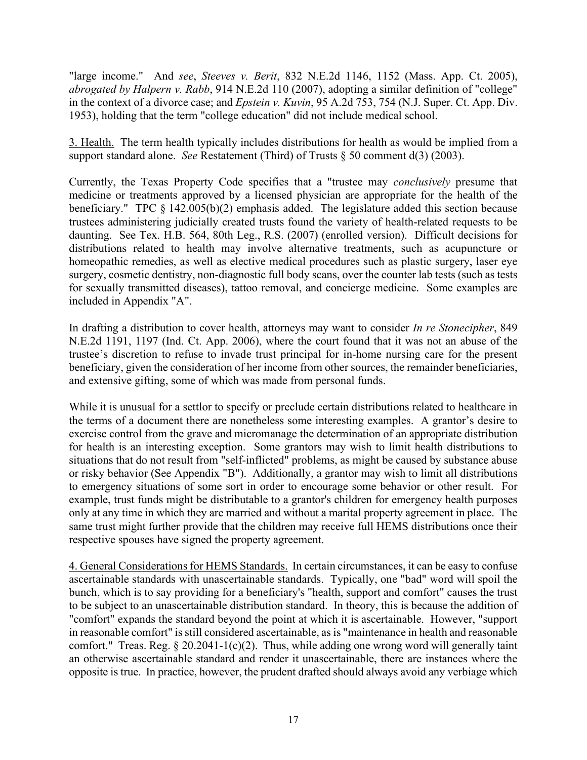"large income." And *see*, *Steeves v. Berit*, 832 N.E.2d 1146, 1152 (Mass. App. Ct. 2005), *abrogated by Halpern v. Rabb*, 914 N.E.2d 110 (2007), adopting a similar definition of "college" in the context of a divorce case; and *Epstein v. Kuvin*, 95 A.2d 753, 754 (N.J. Super. Ct. App. Div. 1953), holding that the term "college education" did not include medical school.

<u>3. Health.</u> The term health typically includes distributions for health as would be implied from a support standard alone. *See* Restatement (Third) of Trusts § 50 comment d(3) (2003).

Currently, the Texas Property Code specifies that a "trustee may *conclusively* presume that medicine or treatments approved by a licensed physician are appropriate for the health of the beneficiary." TPC § 142.005(b)(2) emphasis added. The legislature added this section because trustees administering judicially created trusts found the variety of health-related requests to be daunting. See Tex. H.B. 564, 80th Leg., R.S. (2007) (enrolled version). Difficult decisions for distributions related to health may involve alternative treatments, such as acupuncture or homeopathic remedies, as well as elective medical procedures such as plastic surgery, laser eye surgery, cosmetic dentistry, non-diagnostic full body scans, over the counter lab tests (such as tests for sexually transmitted diseases), tattoo removal, and concierge medicine. Some examples are included in Appendix "A".

In drafting a distribution to cover health, attorneys may want to consider *In re Stonecipher*, 849 N.E.2d 1191, 1197 (Ind. Ct. App. 2006), where the court found that it was not an abuse of the trustee's discretion to refuse to invade trust principal for in-home nursing care for the present beneficiary, given the consideration of her income from other sources, the remainder beneficiaries, and extensive gifting, some of which was made from personal funds.

While it is unusual for a settlor to specify or preclude certain distributions related to healthcare in the terms of a document there are nonetheless some interesting examples. A grantor's desire to exercise control from the grave and micromanage the determination of an appropriate distribution for health is an interesting exception. Some grantors may wish to limit health distributions to situations that do not result from "self-inflicted" problems, as might be caused by substance abuse or risky behavior (See Appendix "B"). Additionally, a grantor may wish to limit all distributions to emergency situations of some sort in order to encourage some behavior or other result. For example, trust funds might be distributable to a grantor's children for emergency health purposes only at any time in which they are married and without a marital property agreement in place. The same trust might further provide that the children may receive full HEMS distributions once their respective spouses have signed the property agreement.

<u>4. General Considerations for HEMS Standards.</u> In certain circumstances, it can be easy to confuse ascertainable standards with unascertainable standards. Typically, one "bad" word will spoil the bunch, which is to say providing for a beneficiary's "health, support and comfort" causes the trust to be subject to an unascertainable distribution standard. In theory, this is because the addition of "comfort" expands the standard beyond the point at which it is ascertainable. However, "support in reasonable comfort" is still considered ascertainable, as is "maintenance in health and reasonable comfort." Treas. Reg. § 20.2041-1(c)(2). Thus, while adding one wrong word will generally taint an otherwise ascertainable standard and render it unascertainable, there are instances where the opposite is true. In practice, however, the prudent drafted should always avoid any verbiage which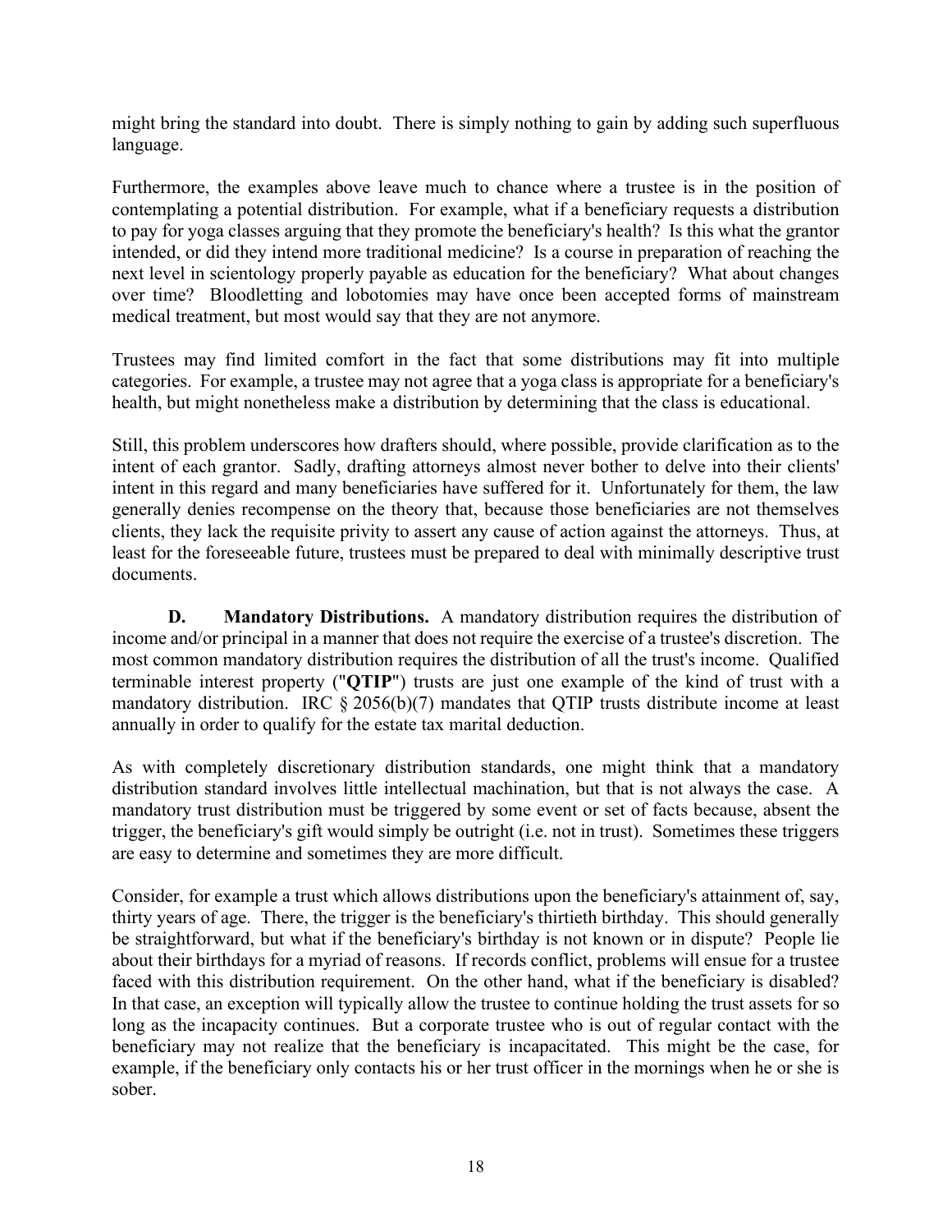might bring the standard into doubt. There is simply nothing to gain by adding such superfluous language.

Furthermore, the examples above leave much to chance where a trustee is in the position of contemplating a potential distribution. For example, what if a beneficiary requests a distribution to pay for yoga classes arguing that they promote the beneficiary's health? Is this what the grantor intended, or did they intend more traditional medicine? Is a course in preparation of reaching the next level in scientology properly payable as education for the beneficiary? What about changes over time? Bloodletting and lobotomies may have once been accepted forms of mainstream medical treatment, but most would say that they are not anymore.

Trustees may find limited comfort in the fact that some distributions may fit into multiple categories. For example, a trustee may not agree that a yoga class is appropriate for a beneficiary's health, but might nonetheless make a distribution by determining that the class is educational.

Still, this problem underscores how drafters should, where possible, provide clarification as to the intent of each grantor. Sadly, drafting attorneys almost never bother to delve into their clients' intent in this regard and many beneficiaries have suffered for it. Unfortunately for them, the law generally denies recompense on the theory that, because those beneficiaries are not themselves clients, they lack the requisite privity to assert any cause of action against the attorneys. Thus, at least for the foreseeable future, trustees must be prepared to deal with minimally descriptive trust documents.

**D. Mandatory Distributions.** A mandatory distribution requires the distribution of income and/or principal in a manner that does not require the exercise of a trustee's discretion. The most common mandatory distribution requires the distribution of all the trust's income. Qualified terminable interest property ("**QTIP**") trusts are just one example of the kind of trust with a mandatory distribution. IRC § 2056(b)(7) mandates that QTIP trusts distribute income at least annually in order to qualify for the estate tax marital deduction.

As with completely discretionary distribution standards, one might think that a mandatory distribution standard involves little intellectual machination, but that is not always the case. A mandatory trust distribution must be triggered by some event or set of facts because, absent the trigger, the beneficiary's gift would simply be outright (i.e. not in trust). Sometimes these triggers are easy to determine and sometimes they are more difficult.

Consider, for example a trust which allows distributions upon the beneficiary's attainment of, say, thirty years of age. There, the trigger is the beneficiary's thirtieth birthday. This should generally be straightforward, but what if the beneficiary's birthday is not known or in dispute? People lie about their birthdays for a myriad of reasons. If records conflict, problems will ensue for a trustee faced with this distribution requirement. On the other hand, what if the beneficiary is disabled? In that case, an exception will typically allow the trustee to continue holding the trust assets for so long as the incapacity continues. But a corporate trustee who is out of regular contact with the beneficiary may not realize that the beneficiary is incapacitated. This might be the case, for example, if the beneficiary only contacts his or her trust officer in the mornings when he or she is sober.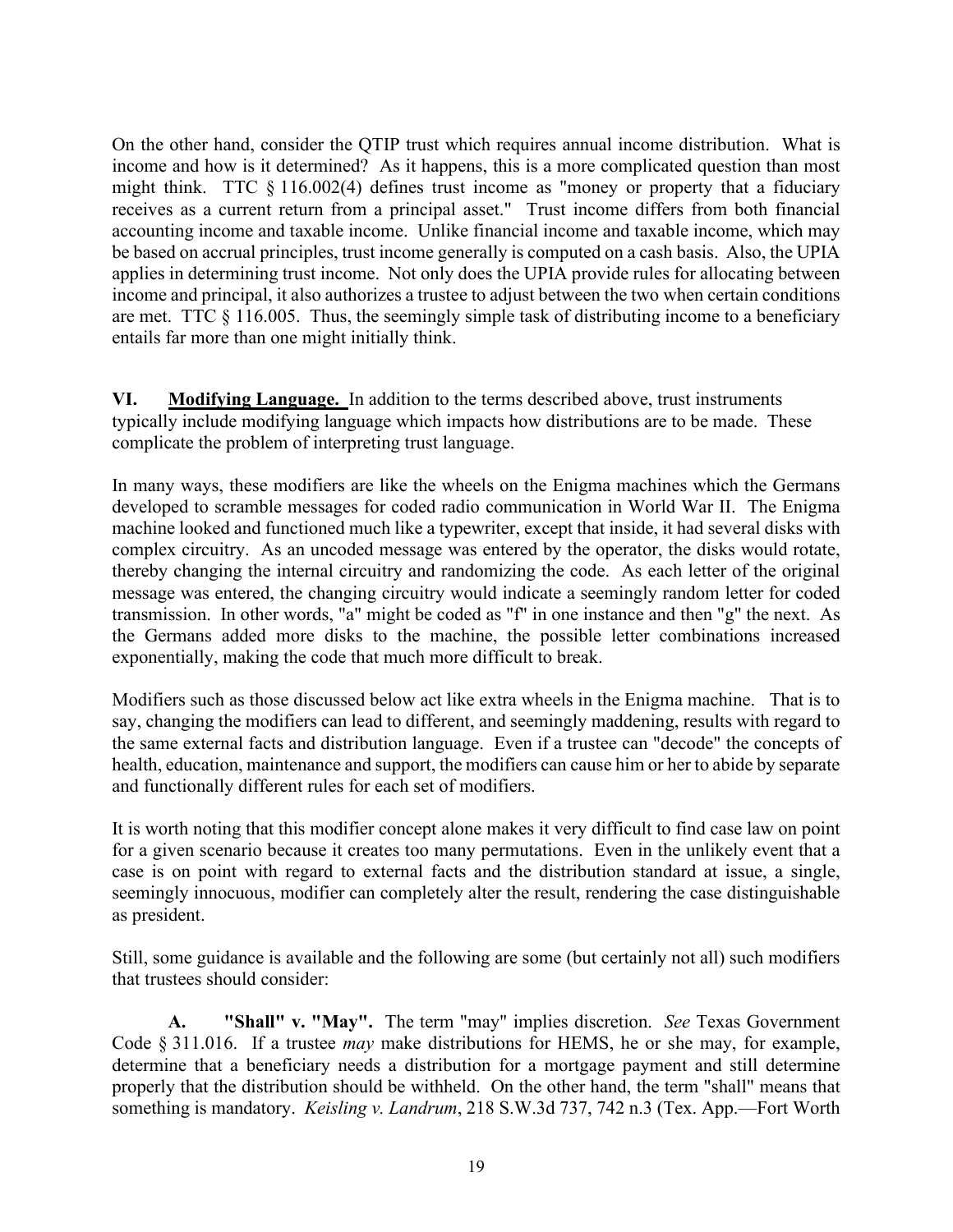On the other hand, consider the QTIP trust which requires annual income distribution. What is income and how is it determined? As it happens, this is a more complicated question than most might think. TTC § 116.002(4) defines trust income as "money or property that a fiduciary receives as a current return from a principal asset." Trust income differs from both financial accounting income and taxable income. Unlike financial income and taxable income, which may be based on accrual principles, trust income generally is computed on a cash basis. Also, the UPIA applies in determining trust income. Not only does the UPIA provide rules for allocating between income and principal, it also authorizes a trustee to adjust between the two when certain conditions are met. TTC § 116.005. Thus, the seemingly simple task of distributing income to a beneficiary entails far more than one might initially think.

**VI. <u>Modifying Language.</u>** In addition to the terms described above, trust instruments typically include modifying language which impacts how distributions are to be made. These complicate the problem of interpreting trust language.

In many ways, these modifiers are like the wheels on the Enigma machines which the Germans developed to scramble messages for coded radio communication in World War II. The Enigma machine looked and functioned much like a typewriter, except that inside, it had several disks with complex circuitry. As an uncoded message was entered by the operator, the disks would rotate, thereby changing the internal circuitry and randomizing the code. As each letter of the original message was entered, the changing circuitry would indicate a seemingly random letter for coded transmission. In other words, "a" might be coded as "f" in one instance and then "g" the next. As the Germans added more disks to the machine, the possible letter combinations increased exponentially, making the code that much more difficult to break.

Modifiers such as those discussed below act like extra wheels in the Enigma machine. That is to say, changing the modifiers can lead to different, and seemingly maddening, results with regard to the same external facts and distribution language. Even if a trustee can "decode" the concepts of health, education, maintenance and support, the modifiers can cause him or her to abide by separate and functionally different rules for each set of modifiers.

It is worth noting that this modifier concept alone makes it very difficult to find case law on point for a given scenario because it creates too many permutations. Even in the unlikely event that a case is on point with regard to external facts and the distribution standard at issue, a single, seemingly innocuous, modifier can completely alter the result, rendering the case distinguishable as president.

Still, some guidance is available and the following are some (but certainly not all) such modifiers that trustees should consider:

**A. "Shall" v. "May".** The term "may" implies discretion. *See* Texas Government Code § 311.016. If a trustee *may* make distributions for HEMS, he or she may, for example, determine that a beneficiary needs a distribution for a mortgage payment and still determine properly that the distribution should be withheld. On the other hand, the term "shall" means that something is mandatory. *Keisling v. Landrum*, 218 S.W.3d 737, 742 n.3 (Tex. App.—Fort Worth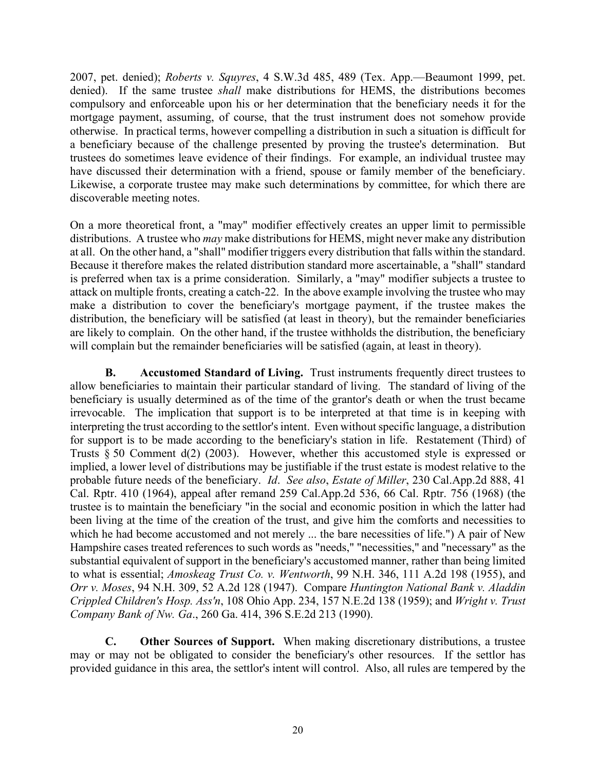2007, pet. denied); *Roberts v. Squyres*, 4 S.W.3d 485, 489 (Tex. App.—Beaumont 1999, pet. denied). If the same trustee *shall* make distributions for HEMS, the distributions becomes compulsory and enforceable upon his or her determination that the beneficiary needs it for the mortgage payment, assuming, of course, that the trust instrument does not somehow provide otherwise. In practical terms, however compelling a distribution in such a situation is difficult for a beneficiary because of the challenge presented by proving the trustee's determination. But trustees do sometimes leave evidence of their findings. For example, an individual trustee may have discussed their determination with a friend, spouse or family member of the beneficiary. Likewise, a corporate trustee may make such determinations by committee, for which there are discoverable meeting notes.

On a more theoretical front, a "may" modifier effectively creates an upper limit to permissible distributions. A trustee who *may* make distributions for HEMS, might never make any distribution at all. On the other hand, a "shall" modifier triggers every distribution that falls within the standard. Because it therefore makes the related distribution standard more ascertainable, a "shall" standard is preferred when tax is a prime consideration. Similarly, a "may" modifier subjects a trustee to attack on multiple fronts, creating a catch-22. In the above example involving the trustee who may make a distribution to cover the beneficiary's mortgage payment, if the trustee makes the distribution, the beneficiary will be satisfied (at least in theory), but the remainder beneficiaries are likely to complain. On the other hand, if the trustee withholds the distribution, the beneficiary will complain but the remainder beneficiaries will be satisfied (again, at least in theory).

**B. Accustomed Standard of Living.** Trust instruments frequently direct trustees to allow beneficiaries to maintain their particular standard of living. The standard of living of the beneficiary is usually determined as of the time of the grantor's death or when the trust became irrevocable. The implication that support is to be interpreted at that time is in keeping with interpreting the trust according to the settlor's intent. Even without specific language, a distribution for support is to be made according to the beneficiary's station in life. Restatement (Third) of Trusts § 50 Comment d(2) (2003). However, whether this accustomed style is expressed or implied, a lower level of distributions may be justifiable if the trust estate is modest relative to the probable future needs of the beneficiary. *Id*. *See also*, *Estate of Miller*, 230 Cal.App.2d 888, 41 Cal. Rptr. 410 (1964), appeal after remand 259 Cal.App.2d 536, 66 Cal. Rptr. 756 (1968) (the trustee is to maintain the beneficiary "in the social and economic position in which the latter had been living at the time of the creation of the trust, and give him the comforts and necessities to which he had become accustomed and not merely ... the bare necessities of life.") A pair of New Hampshire cases treated references to such words as "needs," "necessities," and "necessary" as the substantial equivalent of support in the beneficiary's accustomed manner, rather than being limited to what is essential; *Amoskeag Trust Co. v. Wentworth*, 99 N.H. 346, 111 A.2d 198 (1955), and *Orr v. Moses*, 94 N.H. 309, 52 A.2d 128 (1947). Compare *Huntington National Bank v. Aladdin Crippled Children's Hosp. Ass'n*, 108 Ohio App. 234, 157 N.E.2d 138 (1959); and *Wright v. Trust Company Bank of Nw. Ga*., 260 Ga. 414, 396 S.E.2d 213 (1990).

**C. Other Sources of Support.** When making discretionary distributions, a trustee may or may not be obligated to consider the beneficiary's other resources. If the settlor has provided guidance in this area, the settlor's intent will control. Also, all rules are tempered by the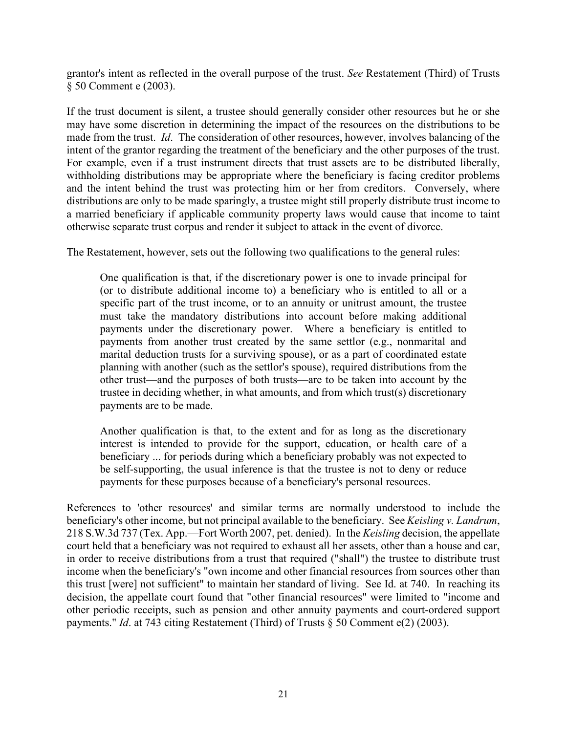grantor's intent as reflected in the overall purpose of the trust. *See* Restatement (Third) of Trusts § 50 Comment e (2003).

If the trust document is silent, a trustee should generally consider other resources but he or she may have some discretion in determining the impact of the resources on the distributions to be made from the trust. *Id*. The consideration of other resources, however, involves balancing of the intent of the grantor regarding the treatment of the beneficiary and the other purposes of the trust. For example, even if a trust instrument directs that trust assets are to be distributed liberally, withholding distributions may be appropriate where the beneficiary is facing creditor problems and the intent behind the trust was protecting him or her from creditors. Conversely, where distributions are only to be made sparingly, a trustee might still properly distribute trust income to a married beneficiary if applicable community property laws would cause that income to taint otherwise separate trust corpus and render it subject to attack in the event of divorce.

The Restatement, however, sets out the following two qualifications to the general rules:

> One qualification is that, if the discretionary power is one to invade principal for (or to distribute additional income to) a beneficiary who is entitled to all or a specific part of the trust income, or to an annuity or unitrust amount, the trustee must take the mandatory distributions into account before making additional payments under the discretionary power. Where a beneficiary is entitled to payments from another trust created by the same settlor (e.g., nonmarital and marital deduction trusts for a surviving spouse), or as a part of coordinated estate planning with another (such as the settlor's spouse), required distributions from the other trust—and the purposes of both trusts—are to be taken into account by the trustee in deciding whether, in what amounts, and from which trust(s) discretionary payments are to be made.
>
> Another qualification is that, to the extent and for as long as the discretionary interest is intended to provide for the support, education, or health care of a beneficiary ... for periods during which a beneficiary probably was not expected to be self-supporting, the usual inference is that the trustee is not to deny or reduce payments for these purposes because of a beneficiary's personal resources.

References to 'other resources' and similar terms are normally understood to include the beneficiary's other income, but not principal available to the beneficiary. See *Keisling v. Landrum*, 218 S.W.3d 737 (Tex. App.—Fort Worth 2007, pet. denied). In the *Keisling* decision, the appellate court held that a beneficiary was not required to exhaust all her assets, other than a house and car, in order to receive distributions from a trust that required ("shall") the trustee to distribute trust income when the beneficiary's "own income and other financial resources from sources other than this trust [were] not sufficient" to maintain her standard of living. See Id. at 740. In reaching its decision, the appellate court found that "other financial resources" were limited to "income and other periodic receipts, such as pension and other annuity payments and court-ordered support payments." *Id*. at 743 citing Restatement (Third) of Trusts § 50 Comment e(2) (2003).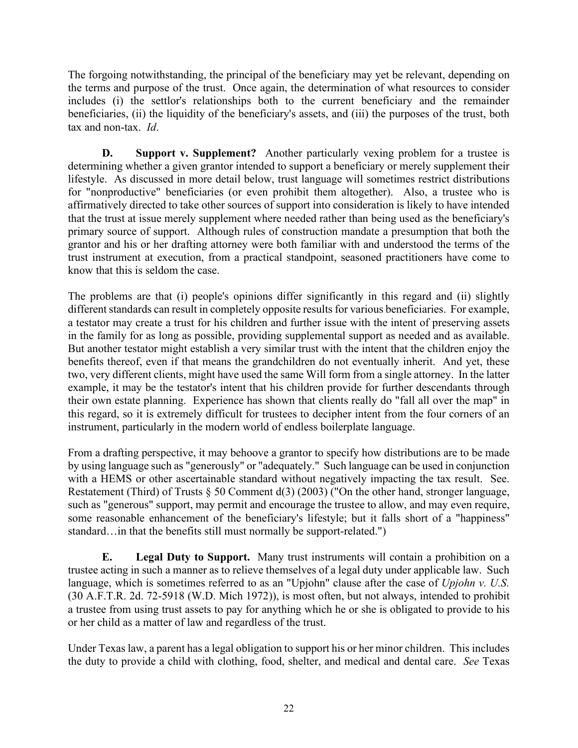The forgoing notwithstanding, the principal of the beneficiary may yet be relevant, depending on the terms and purpose of the trust. Once again, the determination of what resources to consider includes (i) the settlor's relationships both to the current beneficiary and the remainder beneficiaries, (ii) the liquidity of the beneficiary's assets, and (iii) the purposes of the trust, both tax and non-tax. *Id*.

**D. Support v. Supplement?** Another particularly vexing problem for a trustee is determining whether a given grantor intended to support a beneficiary or merely supplement their lifestyle. As discussed in more detail below, trust language will sometimes restrict distributions for "nonproductive" beneficiaries (or even prohibit them altogether). Also, a trustee who is affirmatively directed to take other sources of support into consideration is likely to have intended that the trust at issue merely supplement where needed rather than being used as the beneficiary's primary source of support. Although rules of construction mandate a presumption that both the grantor and his or her drafting attorney were both familiar with and understood the terms of the trust instrument at execution, from a practical standpoint, seasoned practitioners have come to know that this is seldom the case.

The problems are that (i) people's opinions differ significantly in this regard and (ii) slightly different standards can result in completely opposite results for various beneficiaries. For example, a testator may create a trust for his children and further issue with the intent of preserving assets in the family for as long as possible, providing supplemental support as needed and as available. But another testator might establish a very similar trust with the intent that the children enjoy the benefits thereof, even if that means the grandchildren do not eventually inherit. And yet, these two, very different clients, might have used the same Will form from a single attorney. In the latter example, it may be the testator's intent that his children provide for further descendants through their own estate planning. Experience has shown that clients really do "fall all over the map" in this regard, so it is extremely difficult for trustees to decipher intent from the four corners of an instrument, particularly in the modern world of endless boilerplate language.

From a drafting perspective, it may behoove a grantor to specify how distributions are to be made by using language such as "generously" or "adequately." Such language can be used in conjunction with a HEMS or other ascertainable standard without negatively impacting the tax result. See. Restatement (Third) of Trusts § 50 Comment d(3) (2003) ("On the other hand, stronger language, such as "generous" support, may permit and encourage the trustee to allow, and may even require, some reasonable enhancement of the beneficiary's lifestyle; but it falls short of a "happiness" standard…in that the benefits still must normally be support-related.")

**E. Legal Duty to Support.** Many trust instruments will contain a prohibition on a trustee acting in such a manner as to relieve themselves of a legal duty under applicable law. Such language, which is sometimes referred to as an "Upjohn" clause after the case of *Upjohn v. U.S.* (30 A.F.T.R. 2d. 72-5918 (W.D. Mich 1972)), is most often, but not always, intended to prohibit a trustee from using trust assets to pay for anything which he or she is obligated to provide to his or her child as a matter of law and regardless of the trust.

Under Texas law, a parent has a legal obligation to support his or her minor children. This includes the duty to provide a child with clothing, food, shelter, and medical and dental care. *See* Texas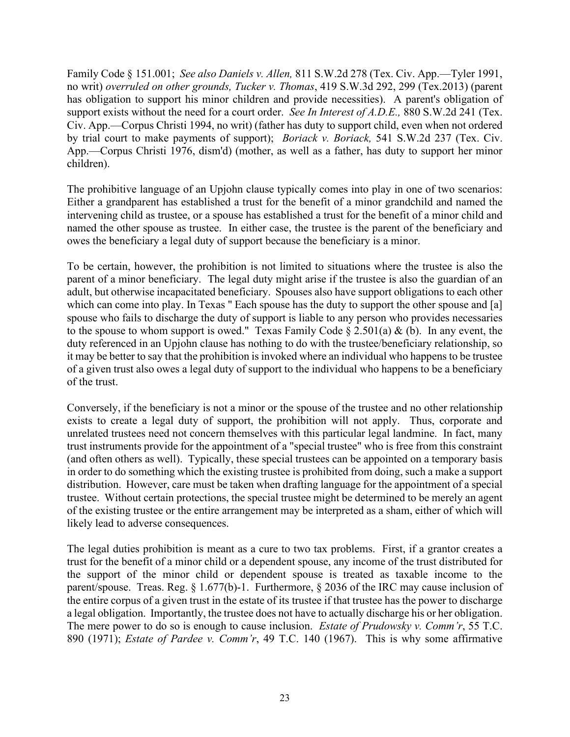Family Code § 151.001; *See also Daniels v. Allen,* 811 S.W.2d 278 (Tex. Civ. App.—Tyler 1991, no writ) *overruled on other grounds, Tucker v. Thomas*, 419 S.W.3d 292, 299 (Tex.2013) (parent has obligation to support his minor children and provide necessities). A parent's obligation of support exists without the need for a court order. *See In Interest of A.D.E.,* 880 S.W.2d 241 (Tex. Civ. App.—Corpus Christi 1994, no writ) (father has duty to support child, even when not ordered by trial court to make payments of support); *Boriack v. Boriack,* 541 S.W.2d 237 (Tex. Civ. App.—Corpus Christi 1976, dism'd) (mother, as well as a father, has duty to support her minor children).

The prohibitive language of an Upjohn clause typically comes into play in one of two scenarios: Either a grandparent has established a trust for the benefit of a minor grandchild and named the intervening child as trustee, or a spouse has established a trust for the benefit of a minor child and named the other spouse as trustee. In either case, the trustee is the parent of the beneficiary and owes the beneficiary a legal duty of support because the beneficiary is a minor.

To be certain, however, the prohibition is not limited to situations where the trustee is also the parent of a minor beneficiary. The legal duty might arise if the trustee is also the guardian of an adult, but otherwise incapacitated beneficiary. Spouses also have support obligations to each other which can come into play. In Texas " Each spouse has the duty to support the other spouse and [a] spouse who fails to discharge the duty of support is liable to any person who provides necessaries to the spouse to whom support is owed." Texas Family Code § 2.501(a) & (b). In any event, the duty referenced in an Upjohn clause has nothing to do with the trustee/beneficiary relationship, so it may be better to say that the prohibition is invoked where an individual who happens to be trustee of a given trust also owes a legal duty of support to the individual who happens to be a beneficiary of the trust.

Conversely, if the beneficiary is not a minor or the spouse of the trustee and no other relationship exists to create a legal duty of support, the prohibition will not apply. Thus, corporate and unrelated trustees need not concern themselves with this particular legal landmine. In fact, many trust instruments provide for the appointment of a "special trustee" who is free from this constraint (and often others as well). Typically, these special trustees can be appointed on a temporary basis in order to do something which the existing trustee is prohibited from doing, such a make a support distribution. However, care must be taken when drafting language for the appointment of a special trustee. Without certain protections, the special trustee might be determined to be merely an agent of the existing trustee or the entire arrangement may be interpreted as a sham, either of which will likely lead to adverse consequences.

The legal duties prohibition is meant as a cure to two tax problems. First, if a grantor creates a trust for the benefit of a minor child or a dependent spouse, any income of the trust distributed for the support of the minor child or dependent spouse is treated as taxable income to the parent/spouse. Treas. Reg. § 1.677(b)-1. Furthermore, § 2036 of the IRC may cause inclusion of the entire corpus of a given trust in the estate of its trustee if that trustee has the power to discharge a legal obligation. Importantly, the trustee does not have to actually discharge his or her obligation. The mere power to do so is enough to cause inclusion. *Estate of Prudowsky v. Comm'r*, 55 T.C. 890 (1971); *Estate of Pardee v. Comm'r*, 49 T.C. 140 (1967). This is why some affirmative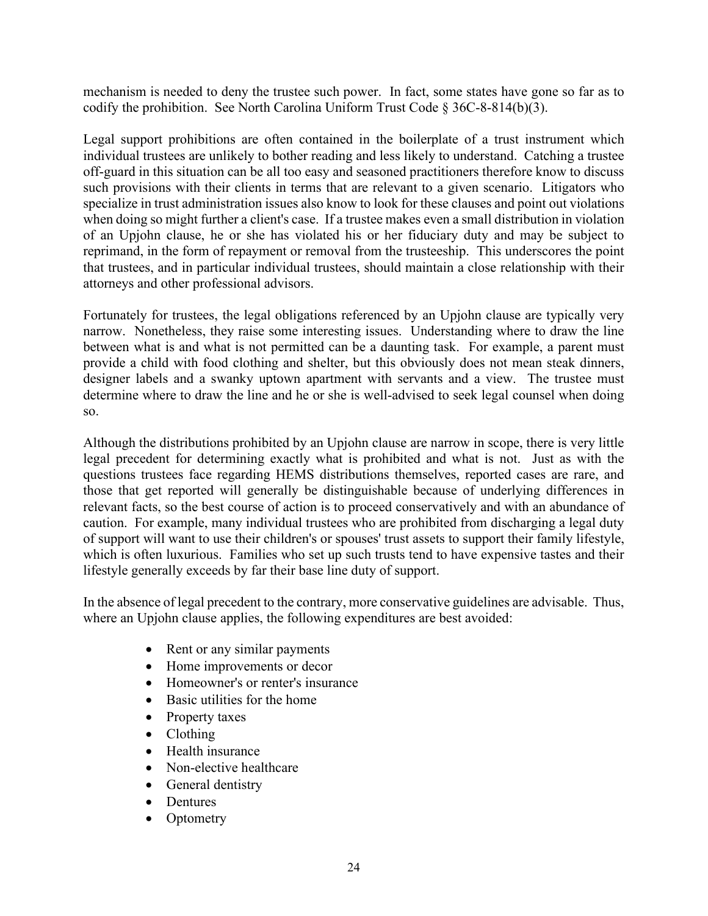mechanism is needed to deny the trustee such power. In fact, some states have gone so far as to codify the prohibition. See North Carolina Uniform Trust Code § 36C-8-814(b)(3).

Legal support prohibitions are often contained in the boilerplate of a trust instrument which individual trustees are unlikely to bother reading and less likely to understand. Catching a trustee off-guard in this situation can be all too easy and seasoned practitioners therefore know to discuss such provisions with their clients in terms that are relevant to a given scenario. Litigators who specialize in trust administration issues also know to look for these clauses and point out violations when doing so might further a client's case. If a trustee makes even a small distribution in violation of an Upjohn clause, he or she has violated his or her fiduciary duty and may be subject to reprimand, in the form of repayment or removal from the trusteeship. This underscores the point that trustees, and in particular individual trustees, should maintain a close relationship with their attorneys and other professional advisors.

Fortunately for trustees, the legal obligations referenced by an Upjohn clause are typically very narrow. Nonetheless, they raise some interesting issues. Understanding where to draw the line between what is and what is not permitted can be a daunting task. For example, a parent must provide a child with food clothing and shelter, but this obviously does not mean steak dinners, designer labels and a swanky uptown apartment with servants and a view. The trustee must determine where to draw the line and he or she is well-advised to seek legal counsel when doing so.

Although the distributions prohibited by an Upjohn clause are narrow in scope, there is very little legal precedent for determining exactly what is prohibited and what is not. Just as with the questions trustees face regarding HEMS distributions themselves, reported cases are rare, and those that get reported will generally be distinguishable because of underlying differences in relevant facts, so the best course of action is to proceed conservatively and with an abundance of caution. For example, many individual trustees who are prohibited from discharging a legal duty of support will want to use their children's or spouses' trust assets to support their family lifestyle, which is often luxurious. Families who set up such trusts tend to have expensive tastes and their lifestyle generally exceeds by far their base line duty of support.

In the absence of legal precedent to the contrary, more conservative guidelines are advisable. Thus, where an Upjohn clause applies, the following expenditures are best avoided:

- Rent or any similar payments
- Home improvements or decor
- Homeowner's or renter's insurance
- Basic utilities for the home
- Property taxes
- Clothing
- Health insurance
- Non-elective healthcare
- General dentistry
- Dentures
- Optometry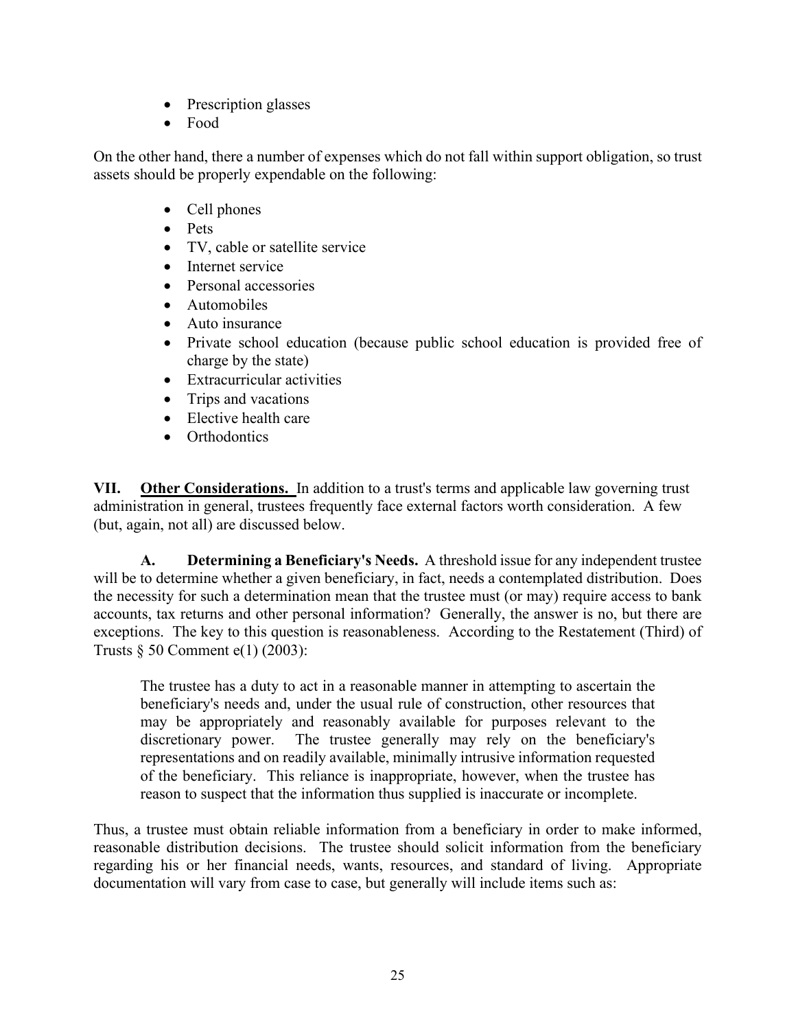- Prescription glasses
- Food

On the other hand, there a number of expenses which do not fall within support obligation, so trust assets should be properly expendable on the following:

- Cell phones
- Pets
- TV, cable or satellite service
- Internet service
- Personal accessories
- Automobiles
- Auto insurance
- Private school education (because public school education is provided free of charge by the state)
- Extracurricular activities
- Trips and vacations
- Elective health care
- Orthodontics

## VII. Other Considerations.

In addition to a trust's terms and applicable law governing trust administration in general, trustees frequently face external factors worth consideration. A few (but, again, not all) are discussed below.

**A. Determining a Beneficiary's Needs.** A threshold issue for any independent trustee will be to determine whether a given beneficiary, in fact, needs a contemplated distribution. Does the necessity for such a determination mean that the trustee must (or may) require access to bank accounts, tax returns and other personal information? Generally, the answer is no, but there are exceptions. The key to this question is reasonableness. According to the Restatement (Third) of Trusts § 50 Comment e(1) (2003):

> The trustee has a duty to act in a reasonable manner in attempting to ascertain the beneficiary's needs and, under the usual rule of construction, other resources that may be appropriately and reasonably available for purposes relevant to the discretionary power. The trustee generally may rely on the beneficiary's representations and on readily available, minimally intrusive information requested of the beneficiary. This reliance is inappropriate, however, when the trustee has reason to suspect that the information thus supplied is inaccurate or incomplete.

Thus, a trustee must obtain reliable information from a beneficiary in order to make informed, reasonable distribution decisions. The trustee should solicit information from the beneficiary regarding his or her financial needs, wants, resources, and standard of living. Appropriate documentation will vary from case to case, but generally will include items such as: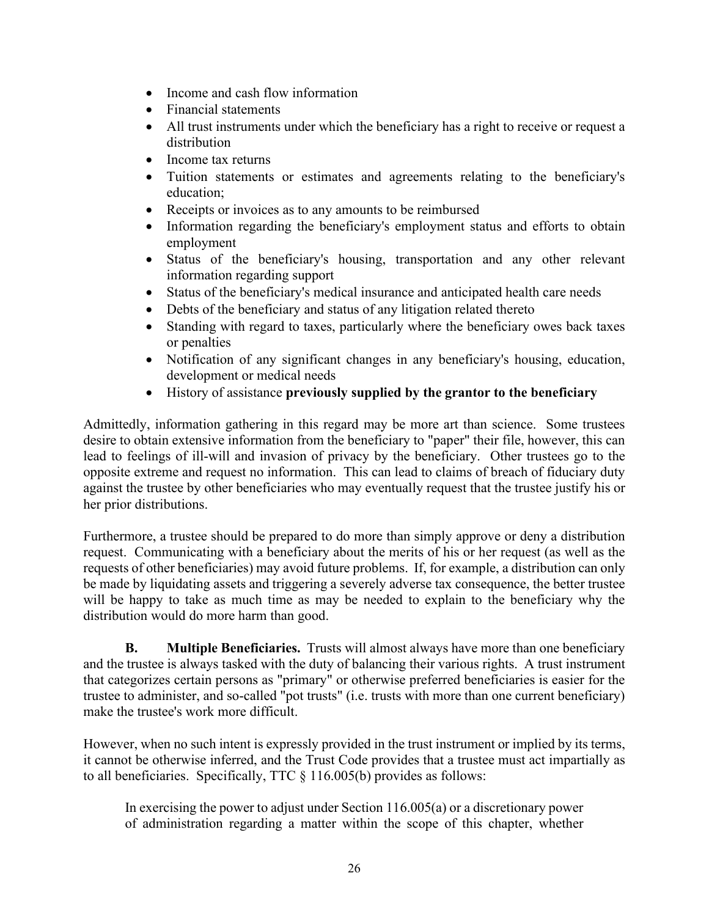- Income and cash flow information
- Financial statements
- All trust instruments under which the beneficiary has a right to receive or request a distribution
- Income tax returns
- Tuition statements or estimates and agreements relating to the beneficiary's education;
- Receipts or invoices as to any amounts to be reimbursed
- Information regarding the beneficiary's employment status and efforts to obtain employment
- Status of the beneficiary's housing, transportation and any other relevant information regarding support
- Status of the beneficiary's medical insurance and anticipated health care needs
- Debts of the beneficiary and status of any litigation related thereto
- Standing with regard to taxes, particularly where the beneficiary owes back taxes or penalties
- Notification of any significant changes in any beneficiary's housing, education, development or medical needs
- History of assistance **previously supplied by the grantor to the beneficiary**

Admittedly, information gathering in this regard may be more art than science. Some trustees desire to obtain extensive information from the beneficiary to "paper" their file, however, this can lead to feelings of ill-will and invasion of privacy by the beneficiary. Other trustees go to the opposite extreme and request no information. This can lead to claims of breach of fiduciary duty against the trustee by other beneficiaries who may eventually request that the trustee justify his or her prior distributions.

Furthermore, a trustee should be prepared to do more than simply approve or deny a distribution request. Communicating with a beneficiary about the merits of his or her request (as well as the requests of other beneficiaries) may avoid future problems. If, for example, a distribution can only be made by liquidating assets and triggering a severely adverse tax consequence, the better trustee will be happy to take as much time as may be needed to explain to the beneficiary why the distribution would do more harm than good.

**B. Multiple Beneficiaries.** Trusts will almost always have more than one beneficiary and the trustee is always tasked with the duty of balancing their various rights. A trust instrument that categorizes certain persons as "primary" or otherwise preferred beneficiaries is easier for the trustee to administer, and so-called "pot trusts" (i.e. trusts with more than one current beneficiary) make the trustee's work more difficult.

However, when no such intent is expressly provided in the trust instrument or implied by its terms, it cannot be otherwise inferred, and the Trust Code provides that a trustee must act impartially as to all beneficiaries. Specifically, TTC § 116.005(b) provides as follows:

> In exercising the power to adjust under Section 116.005(a) or a discretionary power of administration regarding a matter within the scope of this chapter, whether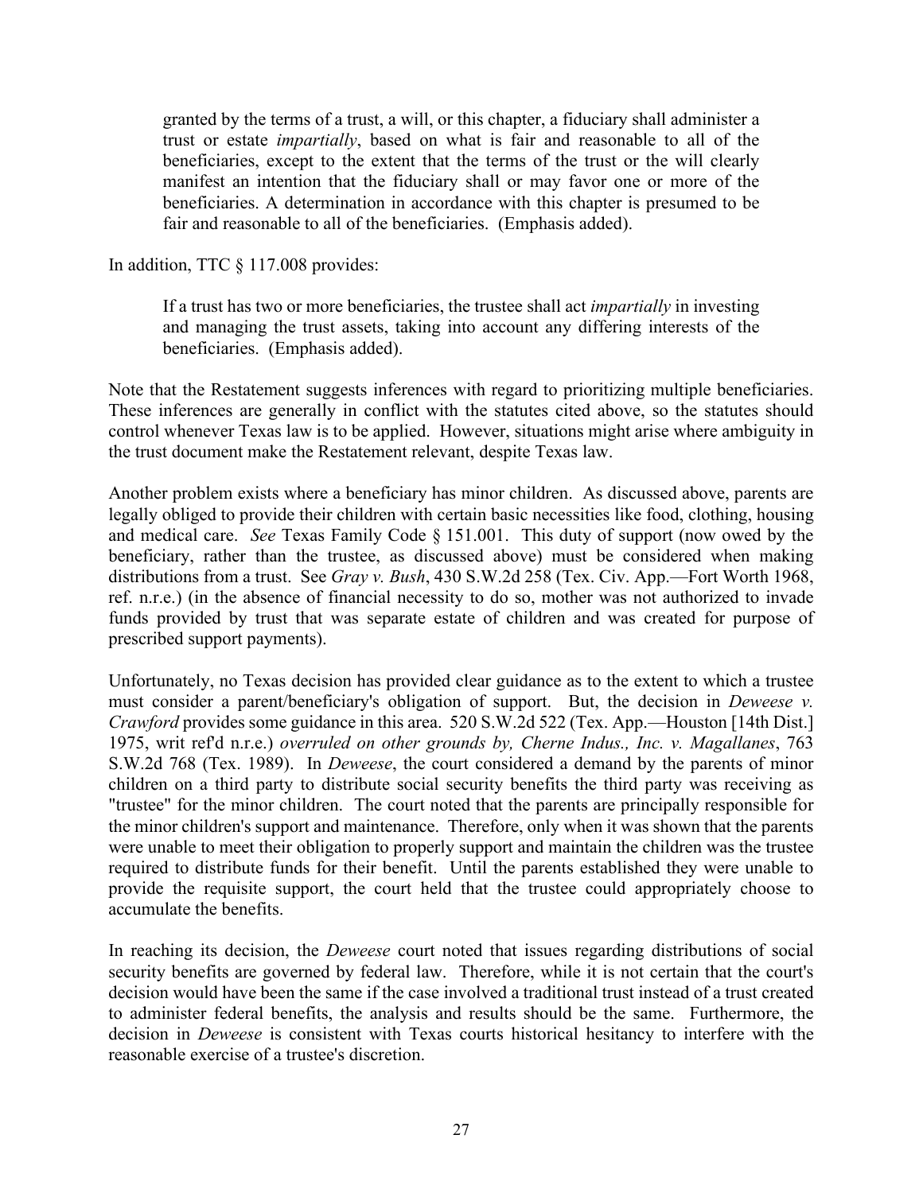> granted by the terms of a trust, a will, or this chapter, a fiduciary shall administer a trust or estate *impartially*, based on what is fair and reasonable to all of the beneficiaries, except to the extent that the terms of the trust or the will clearly manifest an intention that the fiduciary shall or may favor one or more of the beneficiaries. A determination in accordance with this chapter is presumed to be fair and reasonable to all of the beneficiaries. (Emphasis added).

In addition, TTC § 117.008 provides:

> If a trust has two or more beneficiaries, the trustee shall act *impartially* in investing and managing the trust assets, taking into account any differing interests of the beneficiaries. (Emphasis added).

Note that the Restatement suggests inferences with regard to prioritizing multiple beneficiaries. These inferences are generally in conflict with the statutes cited above, so the statutes should control whenever Texas law is to be applied. However, situations might arise where ambiguity in the trust document make the Restatement relevant, despite Texas law.

Another problem exists where a beneficiary has minor children. As discussed above, parents are legally obliged to provide their children with certain basic necessities like food, clothing, housing and medical care. *See* Texas Family Code § 151.001. This duty of support (now owed by the beneficiary, rather than the trustee, as discussed above) must be considered when making distributions from a trust. See *Gray v. Bush*, 430 S.W.2d 258 (Tex. Civ. App.—Fort Worth 1968, ref. n.r.e.) (in the absence of financial necessity to do so, mother was not authorized to invade funds provided by trust that was separate estate of children and was created for purpose of prescribed support payments).

Unfortunately, no Texas decision has provided clear guidance as to the extent to which a trustee must consider a parent/beneficiary's obligation of support. But, the decision in *Deweese v. Crawford* provides some guidance in this area. 520 S.W.2d 522 (Tex. App.—Houston [14th Dist.] 1975, writ ref'd n.r.e.) *overruled on other grounds by, Cherne Indus., Inc. v. Magallanes*, 763 S.W.2d 768 (Tex. 1989). In *Deweese*, the court considered a demand by the parents of minor children on a third party to distribute social security benefits the third party was receiving as "trustee" for the minor children. The court noted that the parents are principally responsible for the minor children's support and maintenance. Therefore, only when it was shown that the parents were unable to meet their obligation to properly support and maintain the children was the trustee required to distribute funds for their benefit. Until the parents established they were unable to provide the requisite support, the court held that the trustee could appropriately choose to accumulate the benefits.

In reaching its decision, the *Deweese* court noted that issues regarding distributions of social security benefits are governed by federal law. Therefore, while it is not certain that the court's decision would have been the same if the case involved a traditional trust instead of a trust created to administer federal benefits, the analysis and results should be the same. Furthermore, the decision in *Deweese* is consistent with Texas courts historical hesitancy to interfere with the reasonable exercise of a trustee's discretion.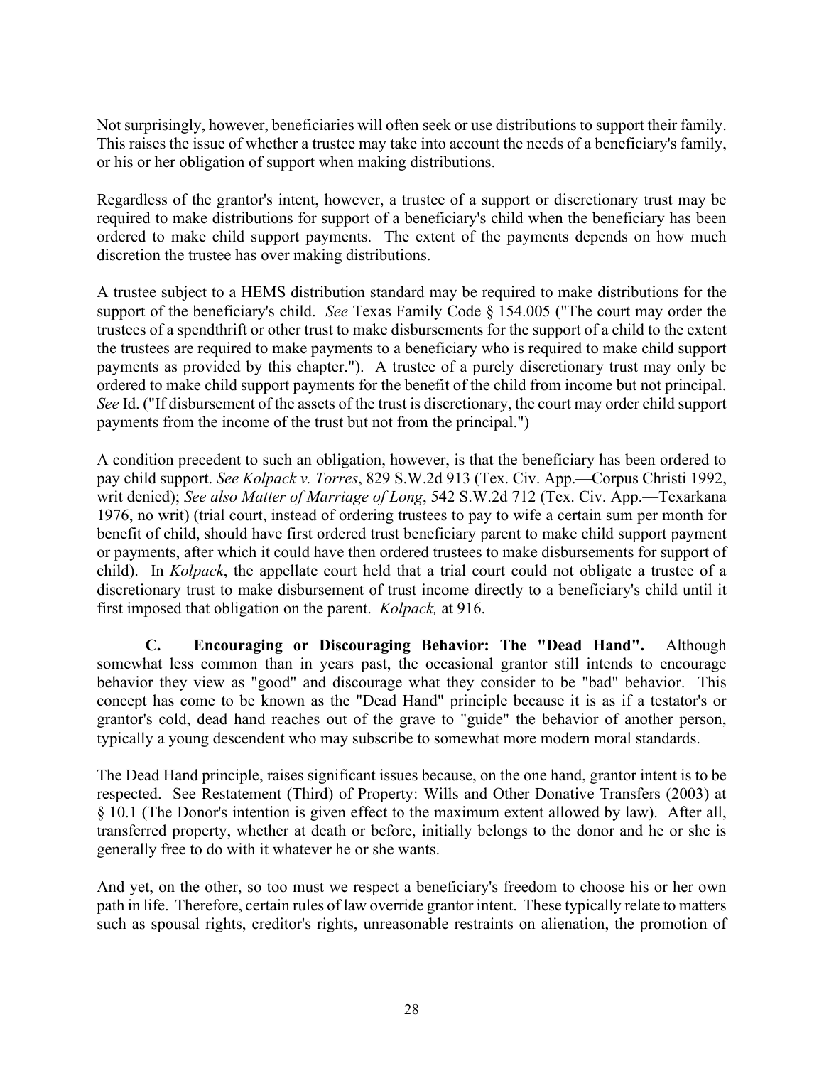Not surprisingly, however, beneficiaries will often seek or use distributions to support their family. This raises the issue of whether a trustee may take into account the needs of a beneficiary's family, or his or her obligation of support when making distributions.

Regardless of the grantor's intent, however, a trustee of a support or discretionary trust may be required to make distributions for support of a beneficiary's child when the beneficiary has been ordered to make child support payments. The extent of the payments depends on how much discretion the trustee has over making distributions.

A trustee subject to a HEMS distribution standard may be required to make distributions for the support of the beneficiary's child. *See* Texas Family Code § 154.005 ("The court may order the trustees of a spendthrift or other trust to make disbursements for the support of a child to the extent the trustees are required to make payments to a beneficiary who is required to make child support payments as provided by this chapter."). A trustee of a purely discretionary trust may only be ordered to make child support payments for the benefit of the child from income but not principal. *See* Id. ("If disbursement of the assets of the trust is discretionary, the court may order child support payments from the income of the trust but not from the principal.")

A condition precedent to such an obligation, however, is that the beneficiary has been ordered to pay child support. *See Kolpack v. Torres*, 829 S.W.2d 913 (Tex. Civ. App.—Corpus Christi 1992, writ denied); *See also Matter of Marriage of Long*, 542 S.W.2d 712 (Tex. Civ. App.—Texarkana 1976, no writ) (trial court, instead of ordering trustees to pay to wife a certain sum per month for benefit of child, should have first ordered trust beneficiary parent to make child support payment or payments, after which it could have then ordered trustees to make disbursements for support of child). In *Kolpack*, the appellate court held that a trial court could not obligate a trustee of a discretionary trust to make disbursement of trust income directly to a beneficiary's child until it first imposed that obligation on the parent. *Kolpack,* at 916.

**C. Encouraging or Discouraging Behavior: The "Dead Hand".** Although somewhat less common than in years past, the occasional grantor still intends to encourage behavior they view as "good" and discourage what they consider to be "bad" behavior. This concept has come to be known as the "Dead Hand" principle because it is as if a testator's or grantor's cold, dead hand reaches out of the grave to "guide" the behavior of another person, typically a young descendent who may subscribe to somewhat more modern moral standards.

The Dead Hand principle, raises significant issues because, on the one hand, grantor intent is to be respected. See Restatement (Third) of Property: Wills and Other Donative Transfers (2003) at § 10.1 (The Donor's intention is given effect to the maximum extent allowed by law). After all, transferred property, whether at death or before, initially belongs to the donor and he or she is generally free to do with it whatever he or she wants.

And yet, on the other, so too must we respect a beneficiary's freedom to choose his or her own path in life. Therefore, certain rules of law override grantor intent. These typically relate to matters such as spousal rights, creditor's rights, unreasonable restraints on alienation, the promotion of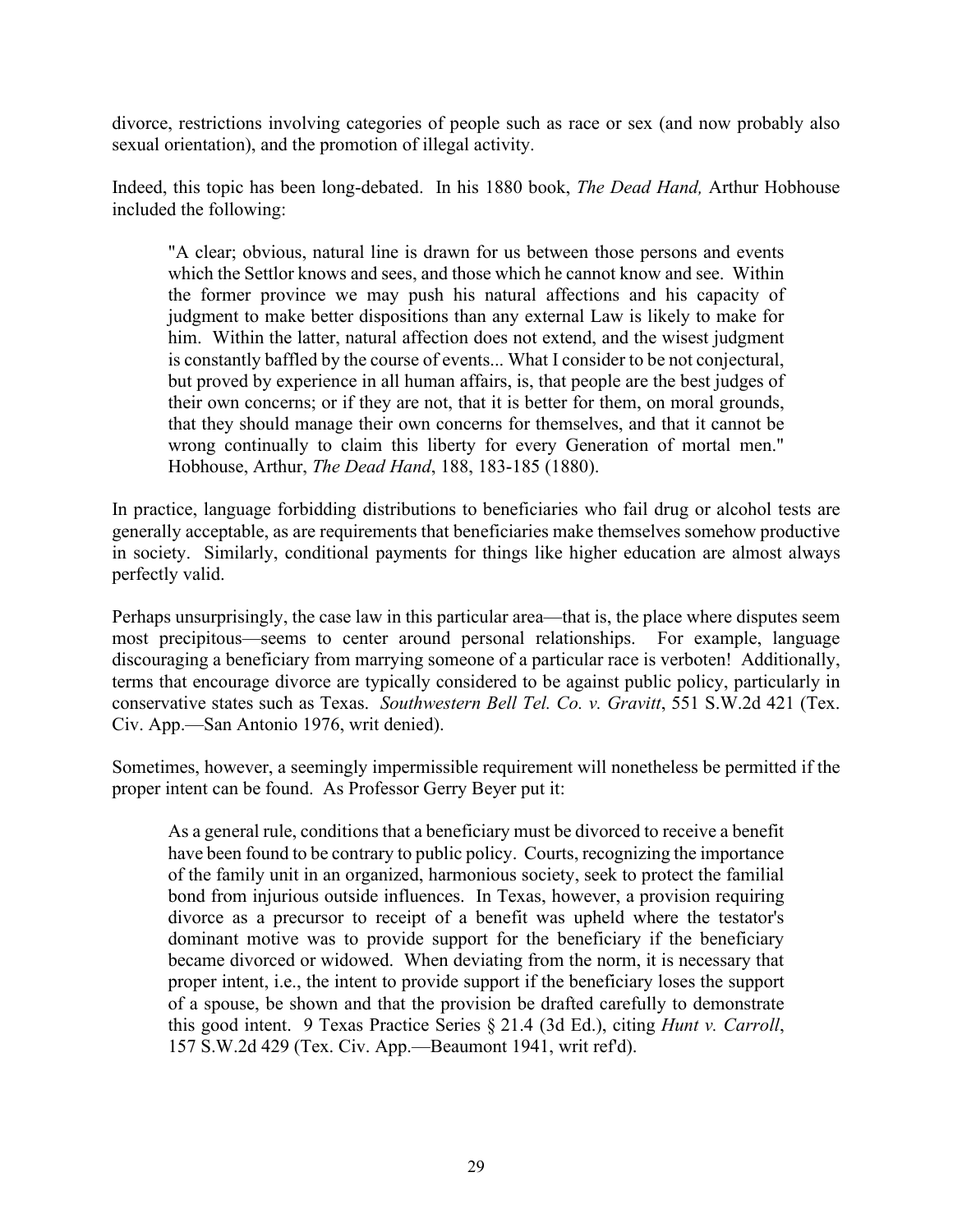divorce, restrictions involving categories of people such as race or sex (and now probably also sexual orientation), and the promotion of illegal activity.

Indeed, this topic has been long-debated. In his 1880 book, *The Dead Hand,* Arthur Hobhouse included the following:

> "A clear; obvious, natural line is drawn for us between those persons and events which the Settlor knows and sees, and those which he cannot know and see. Within the former province we may push his natural affections and his capacity of judgment to make better dispositions than any external Law is likely to make for him. Within the latter, natural affection does not extend, and the wisest judgment is constantly baffled by the course of events... What I consider to be not conjectural, but proved by experience in all human affairs, is, that people are the best judges of their own concerns; or if they are not, that it is better for them, on moral grounds, that they should manage their own concerns for themselves, and that it cannot be wrong continually to claim this liberty for every Generation of mortal men." Hobhouse, Arthur, *The Dead Hand*, 188, 183-185 (1880).

In practice, language forbidding distributions to beneficiaries who fail drug or alcohol tests are generally acceptable, as are requirements that beneficiaries make themselves somehow productive in society. Similarly, conditional payments for things like higher education are almost always perfectly valid.

Perhaps unsurprisingly, the case law in this particular area—that is, the place where disputes seem most precipitous—seems to center around personal relationships. For example, language discouraging a beneficiary from marrying someone of a particular race is verboten! Additionally, terms that encourage divorce are typically considered to be against public policy, particularly in conservative states such as Texas. *Southwestern Bell Tel. Co. v. Gravitt*, 551 S.W.2d 421 (Tex. Civ. App.—San Antonio 1976, writ denied).

Sometimes, however, a seemingly impermissible requirement will nonetheless be permitted if the proper intent can be found. As Professor Gerry Beyer put it:

> As a general rule, conditions that a beneficiary must be divorced to receive a benefit have been found to be contrary to public policy. Courts, recognizing the importance of the family unit in an organized, harmonious society, seek to protect the familial bond from injurious outside influences. In Texas, however, a provision requiring divorce as a precursor to receipt of a benefit was upheld where the testator's dominant motive was to provide support for the beneficiary if the beneficiary became divorced or widowed. When deviating from the norm, it is necessary that proper intent, i.e., the intent to provide support if the beneficiary loses the support of a spouse, be shown and that the provision be drafted carefully to demonstrate this good intent. 9 Texas Practice Series § 21.4 (3d Ed.), citing *Hunt v. Carroll*, 157 S.W.2d 429 (Tex. Civ. App.—Beaumont 1941, writ ref'd).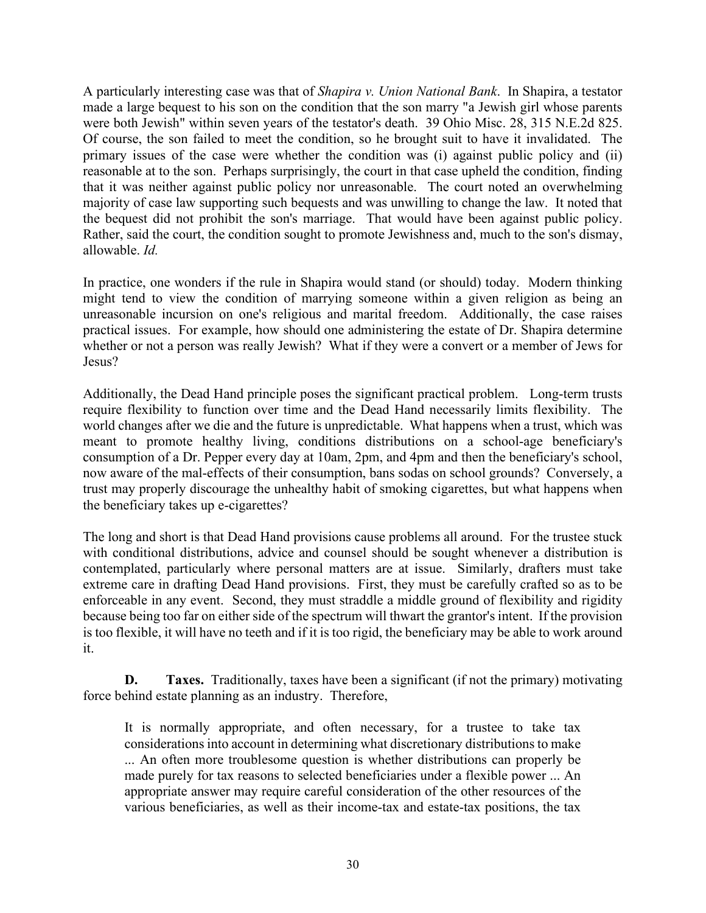A particularly interesting case was that of *Shapira v. Union National Bank*. In Shapira, a testator made a large bequest to his son on the condition that the son marry "a Jewish girl whose parents were both Jewish" within seven years of the testator's death. 39 Ohio Misc. 28, 315 N.E.2d 825. Of course, the son failed to meet the condition, so he brought suit to have it invalidated. The primary issues of the case were whether the condition was (i) against public policy and (ii) reasonable at to the son. Perhaps surprisingly, the court in that case upheld the condition, finding that it was neither against public policy nor unreasonable. The court noted an overwhelming majority of case law supporting such bequests and was unwilling to change the law. It noted that the bequest did not prohibit the son's marriage. That would have been against public policy. Rather, said the court, the condition sought to promote Jewishness and, much to the son's dismay, allowable. *Id.*

In practice, one wonders if the rule in Shapira would stand (or should) today. Modern thinking might tend to view the condition of marrying someone within a given religion as being an unreasonable incursion on one's religious and marital freedom. Additionally, the case raises practical issues. For example, how should one administering the estate of Dr. Shapira determine whether or not a person was really Jewish? What if they were a convert or a member of Jews for Jesus?

Additionally, the Dead Hand principle poses the significant practical problem. Long-term trusts require flexibility to function over time and the Dead Hand necessarily limits flexibility. The world changes after we die and the future is unpredictable. What happens when a trust, which was meant to promote healthy living, conditions distributions on a school-age beneficiary's consumption of a Dr. Pepper every day at 10am, 2pm, and 4pm and then the beneficiary's school, now aware of the mal-effects of their consumption, bans sodas on school grounds? Conversely, a trust may properly discourage the unhealthy habit of smoking cigarettes, but what happens when the beneficiary takes up e-cigarettes?

The long and short is that Dead Hand provisions cause problems all around. For the trustee stuck with conditional distributions, advice and counsel should be sought whenever a distribution is contemplated, particularly where personal matters are at issue. Similarly, drafters must take extreme care in drafting Dead Hand provisions. First, they must be carefully crafted so as to be enforceable in any event. Second, they must straddle a middle ground of flexibility and rigidity because being too far on either side of the spectrum will thwart the grantor's intent. If the provision is too flexible, it will have no teeth and if it is too rigid, the beneficiary may be able to work around it.

**D. Taxes.** Traditionally, taxes have been a significant (if not the primary) motivating force behind estate planning as an industry. Therefore,

> It is normally appropriate, and often necessary, for a trustee to take tax considerations into account in determining what discretionary distributions to make ... An often more troublesome question is whether distributions can properly be made purely for tax reasons to selected beneficiaries under a flexible power ... An appropriate answer may require careful consideration of the other resources of the various beneficiaries, as well as their income-tax and estate-tax positions, the tax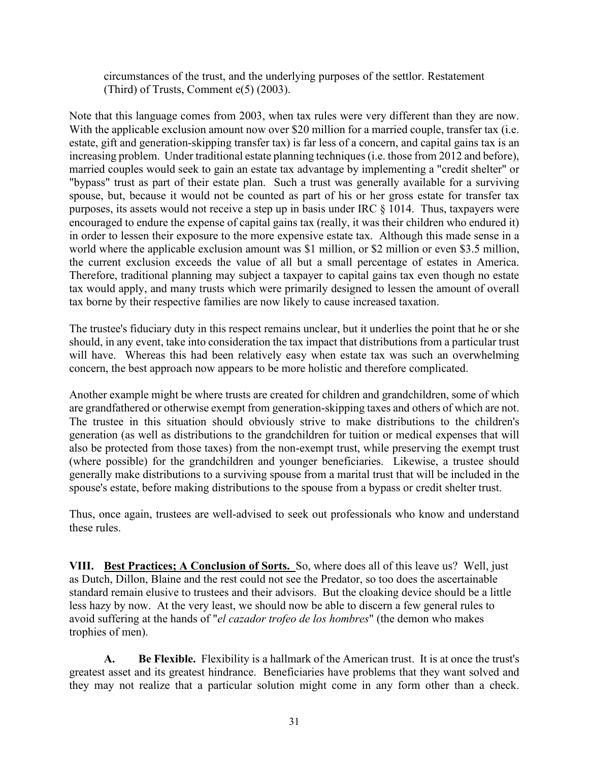circumstances of the trust, and the underlying purposes of the settlor. Restatement (Third) of Trusts, Comment e(5) (2003).

Note that this language comes from 2003, when tax rules were very different than they are now. With the applicable exclusion amount now over $20 million for a married couple, transfer tax (i.e. estate, gift and generation-skipping transfer tax) is far less of a concern, and capital gains tax is an increasing problem. Under traditional estate planning techniques (i.e. those from 2012 and before), married couples would seek to gain an estate tax advantage by implementing a "credit shelter" or "bypass" trust as part of their estate plan. Such a trust was generally available for a surviving spouse, but, because it would not be counted as part of his or her gross estate for transfer tax purposes, its assets would not receive a step up in basis under IRC § 1014. Thus, taxpayers were encouraged to endure the expense of capital gains tax (really, it was their children who endured it) in order to lessen their exposure to the more expensive estate tax. Although this made sense in a world where the applicable exclusion amount was $1 million, or $2 million or even $3.5 million, the current exclusion exceeds the value of all but a small percentage of estates in America. Therefore, traditional planning may subject a taxpayer to capital gains tax even though no estate tax would apply, and many trusts which were primarily designed to lessen the amount of overall tax borne by their respective families are now likely to cause increased taxation.

The trustee's fiduciary duty in this respect remains unclear, but it underlies the point that he or she should, in any event, take into consideration the tax impact that distributions from a particular trust will have. Whereas this had been relatively easy when estate tax was such an overwhelming concern, the best approach now appears to be more holistic and therefore complicated.

Another example might be where trusts are created for children and grandchildren, some of which are grandfathered or otherwise exempt from generation-skipping taxes and others of which are not. The trustee in this situation should obviously strive to make distributions to the children's generation (as well as distributions to the grandchildren for tuition or medical expenses that will also be protected from those taxes) from the non-exempt trust, while preserving the exempt trust (where possible) for the grandchildren and younger beneficiaries. Likewise, a trustee should generally make distributions to a surviving spouse from a marital trust that will be included in the spouse's estate, before making distributions to the spouse from a bypass or credit shelter trust.

Thus, once again, trustees are well-advised to seek out professionals who know and understand these rules.

## VIII. Best Practices; A Conclusion of Sorts.

So, where does all of this leave us? Well, just as Dutch, Dillon, Blaine and the rest could not see the Predator, so too does the ascertainable standard remain elusive to trustees and their advisors. But the cloaking device should be a little less hazy by now. At the very least, we should now be able to discern a few general rules to avoid suffering at the hands of "*el cazador trofeo de los hombres*" (the demon who makes trophies of men).

**A. Be Flexible.** Flexibility is a hallmark of the American trust. It is at once the trust's greatest asset and its greatest hindrance. Beneficiaries have problems that they want solved and they may not realize that a particular solution might come in any form other than a check.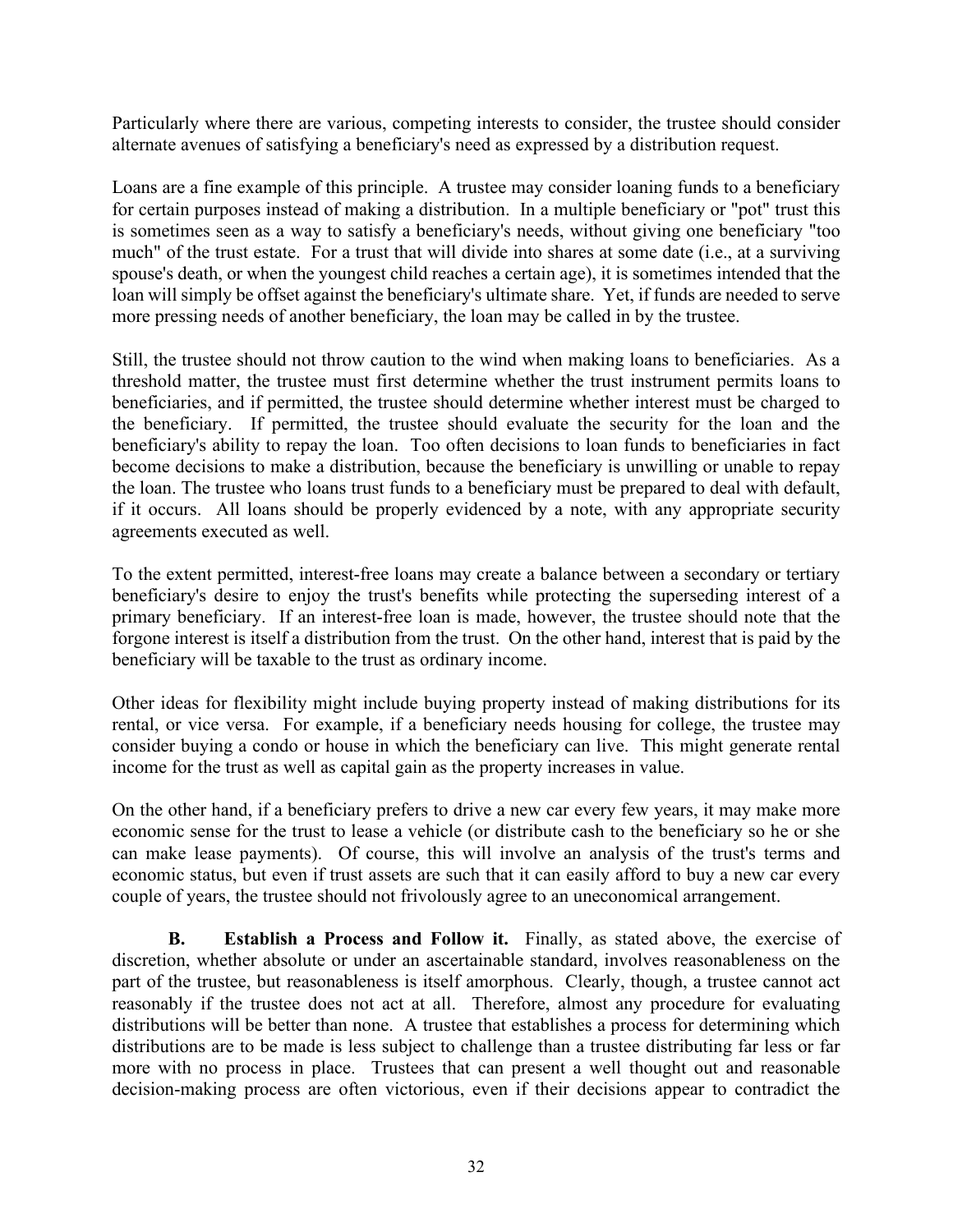Particularly where there are various, competing interests to consider, the trustee should consider alternate avenues of satisfying a beneficiary's need as expressed by a distribution request.

Loans are a fine example of this principle. A trustee may consider loaning funds to a beneficiary for certain purposes instead of making a distribution. In a multiple beneficiary or "pot" trust this is sometimes seen as a way to satisfy a beneficiary's needs, without giving one beneficiary "too much" of the trust estate. For a trust that will divide into shares at some date (i.e., at a surviving spouse's death, or when the youngest child reaches a certain age), it is sometimes intended that the loan will simply be offset against the beneficiary's ultimate share. Yet, if funds are needed to serve more pressing needs of another beneficiary, the loan may be called in by the trustee.

Still, the trustee should not throw caution to the wind when making loans to beneficiaries. As a threshold matter, the trustee must first determine whether the trust instrument permits loans to beneficiaries, and if permitted, the trustee should determine whether interest must be charged to the beneficiary. If permitted, the trustee should evaluate the security for the loan and the beneficiary's ability to repay the loan. Too often decisions to loan funds to beneficiaries in fact become decisions to make a distribution, because the beneficiary is unwilling or unable to repay the loan. The trustee who loans trust funds to a beneficiary must be prepared to deal with default, if it occurs. All loans should be properly evidenced by a note, with any appropriate security agreements executed as well.

To the extent permitted, interest-free loans may create a balance between a secondary or tertiary beneficiary's desire to enjoy the trust's benefits while protecting the superseding interest of a primary beneficiary. If an interest-free loan is made, however, the trustee should note that the forgone interest is itself a distribution from the trust. On the other hand, interest that is paid by the beneficiary will be taxable to the trust as ordinary income.

Other ideas for flexibility might include buying property instead of making distributions for its rental, or vice versa. For example, if a beneficiary needs housing for college, the trustee may consider buying a condo or house in which the beneficiary can live. This might generate rental income for the trust as well as capital gain as the property increases in value.

On the other hand, if a beneficiary prefers to drive a new car every few years, it may make more economic sense for the trust to lease a vehicle (or distribute cash to the beneficiary so he or she can make lease payments). Of course, this will involve an analysis of the trust's terms and economic status, but even if trust assets are such that it can easily afford to buy a new car every couple of years, the trustee should not frivolously agree to an uneconomical arrangement.

**B. Establish a Process and Follow it.** Finally, as stated above, the exercise of discretion, whether absolute or under an ascertainable standard, involves reasonableness on the part of the trustee, but reasonableness is itself amorphous. Clearly, though, a trustee cannot act reasonably if the trustee does not act at all. Therefore, almost any procedure for evaluating distributions will be better than none. A trustee that establishes a process for determining which distributions are to be made is less subject to challenge than a trustee distributing far less or far more with no process in place. Trustees that can present a well thought out and reasonable decision-making process are often victorious, even if their decisions appear to contradict the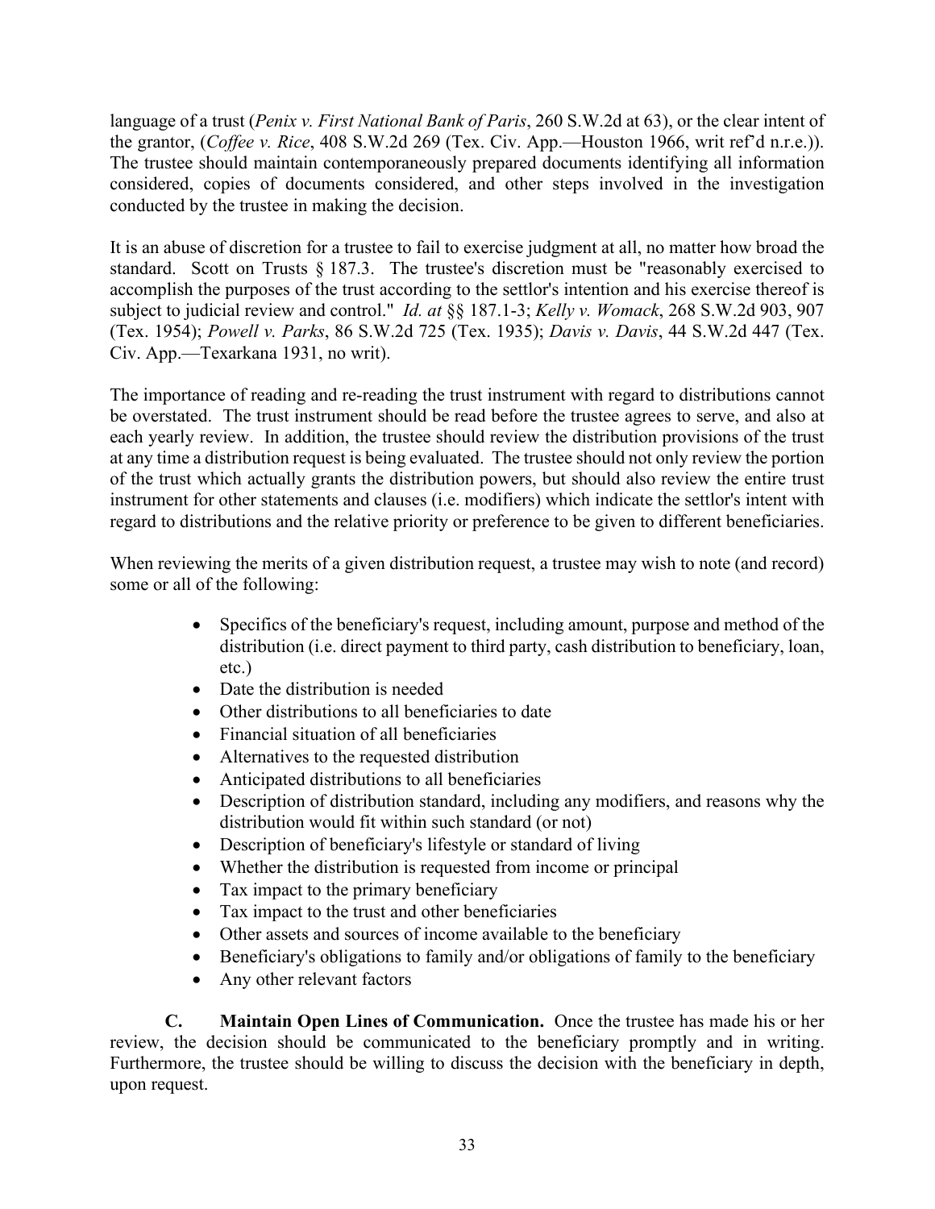language of a trust (*Penix v. First National Bank of Paris*, 260 S.W.2d at 63), or the clear intent of the grantor, (*Coffee v. Rice*, 408 S.W.2d 269 (Tex. Civ. App.—Houston 1966, writ ref'd n.r.e.)). The trustee should maintain contemporaneously prepared documents identifying all information considered, copies of documents considered, and other steps involved in the investigation conducted by the trustee in making the decision.

It is an abuse of discretion for a trustee to fail to exercise judgment at all, no matter how broad the standard. Scott on Trusts § 187.3. The trustee's discretion must be "reasonably exercised to accomplish the purposes of the trust according to the settlor's intention and his exercise thereof is subject to judicial review and control." *Id. at* §§ 187.1-3; *Kelly v. Womack*, 268 S.W.2d 903, 907 (Tex. 1954); *Powell v. Parks*, 86 S.W.2d 725 (Tex. 1935); *Davis v. Davis*, 44 S.W.2d 447 (Tex. Civ. App.—Texarkana 1931, no writ).

The importance of reading and re-reading the trust instrument with regard to distributions cannot be overstated. The trust instrument should be read before the trustee agrees to serve, and also at each yearly review. In addition, the trustee should review the distribution provisions of the trust at any time a distribution request is being evaluated. The trustee should not only review the portion of the trust which actually grants the distribution powers, but should also review the entire trust instrument for other statements and clauses (i.e. modifiers) which indicate the settlor's intent with regard to distributions and the relative priority or preference to be given to different beneficiaries.

When reviewing the merits of a given distribution request, a trustee may wish to note (and record) some or all of the following:

- Specifics of the beneficiary's request, including amount, purpose and method of the distribution (i.e. direct payment to third party, cash distribution to beneficiary, loan, etc.)
- Date the distribution is needed
- Other distributions to all beneficiaries to date
- Financial situation of all beneficiaries
- Alternatives to the requested distribution
- Anticipated distributions to all beneficiaries
- Description of distribution standard, including any modifiers, and reasons why the distribution would fit within such standard (or not)
- Description of beneficiary's lifestyle or standard of living
- Whether the distribution is requested from income or principal
- Tax impact to the primary beneficiary
- Tax impact to the trust and other beneficiaries
- Other assets and sources of income available to the beneficiary
- Beneficiary's obligations to family and/or obligations of family to the beneficiary
- Any other relevant factors

**C. Maintain Open Lines of Communication.** Once the trustee has made his or her review, the decision should be communicated to the beneficiary promptly and in writing. Furthermore, the trustee should be willing to discuss the decision with the beneficiary in depth, upon request.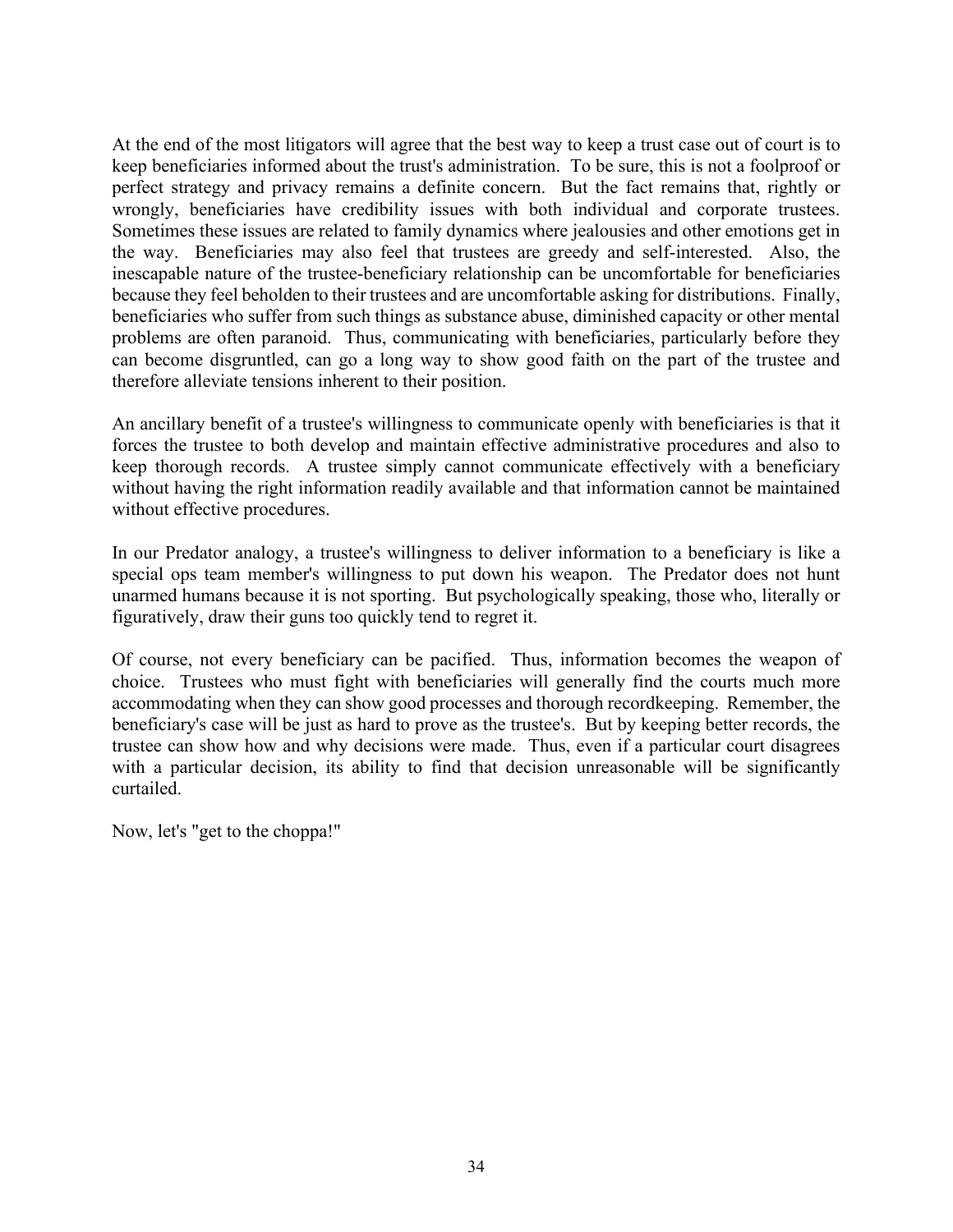At the end of the most litigators will agree that the best way to keep a trust case out of court is to keep beneficiaries informed about the trust's administration. To be sure, this is not a foolproof or perfect strategy and privacy remains a definite concern. But the fact remains that, rightly or wrongly, beneficiaries have credibility issues with both individual and corporate trustees. Sometimes these issues are related to family dynamics where jealousies and other emotions get in the way. Beneficiaries may also feel that trustees are greedy and self-interested. Also, the inescapable nature of the trustee-beneficiary relationship can be uncomfortable for beneficiaries because they feel beholden to their trustees and are uncomfortable asking for distributions. Finally, beneficiaries who suffer from such things as substance abuse, diminished capacity or other mental problems are often paranoid. Thus, communicating with beneficiaries, particularly before they can become disgruntled, can go a long way to show good faith on the part of the trustee and therefore alleviate tensions inherent to their position.

An ancillary benefit of a trustee's willingness to communicate openly with beneficiaries is that it forces the trustee to both develop and maintain effective administrative procedures and also to keep thorough records. A trustee simply cannot communicate effectively with a beneficiary without having the right information readily available and that information cannot be maintained without effective procedures.

In our Predator analogy, a trustee's willingness to deliver information to a beneficiary is like a special ops team member's willingness to put down his weapon. The Predator does not hunt unarmed humans because it is not sporting. But psychologically speaking, those who, literally or figuratively, draw their guns too quickly tend to regret it.

Of course, not every beneficiary can be pacified. Thus, information becomes the weapon of choice. Trustees who must fight with beneficiaries will generally find the courts much more accommodating when they can show good processes and thorough recordkeeping. Remember, the beneficiary's case will be just as hard to prove as the trustee's. But by keeping better records, the trustee can show how and why decisions were made. Thus, even if a particular court disagrees with a particular decision, its ability to find that decision unreasonable will be significantly curtailed.

Now, let's "get to the choppa!"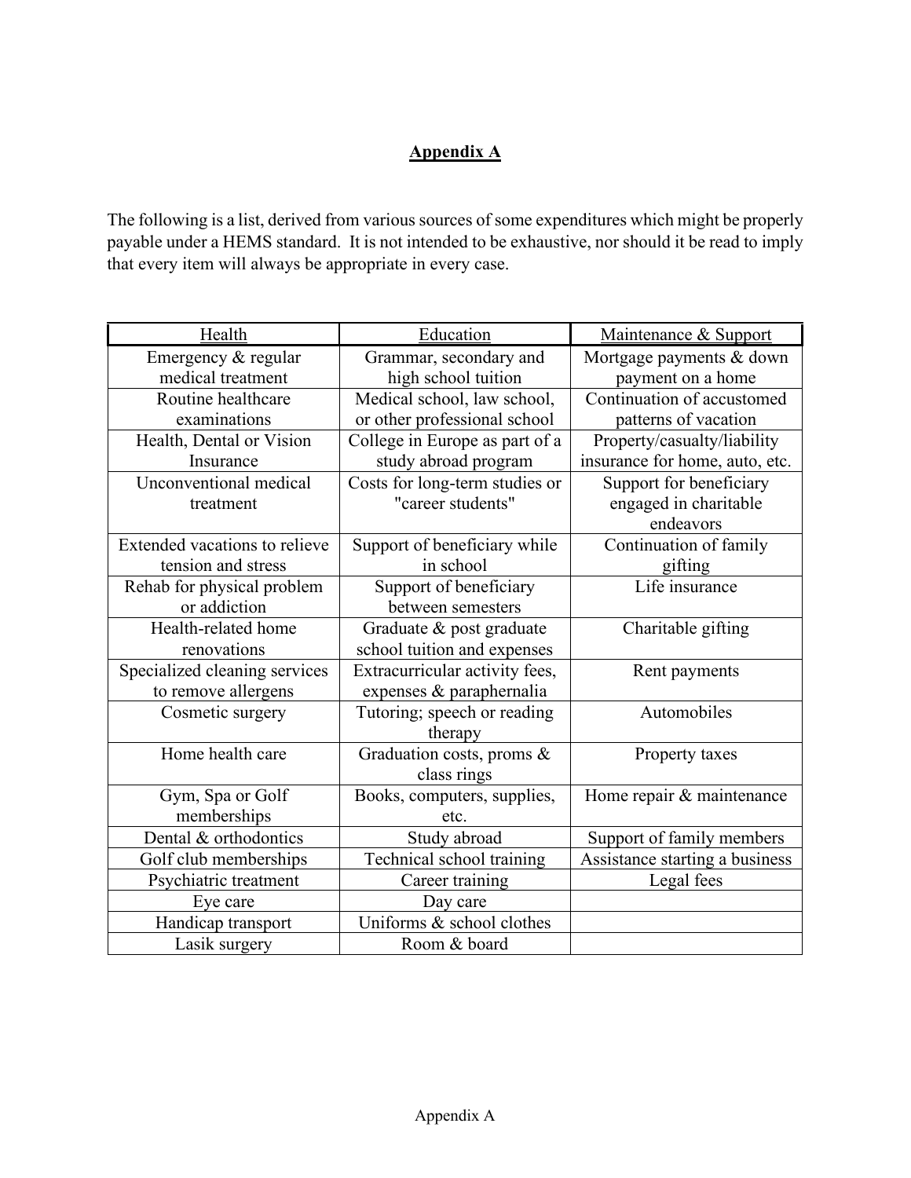**Appendix A**

The following is a list, derived from various sources of some expenditures which might be properly payable under a HEMS standard. It is not intended to be exhaustive, nor should it be read to imply that every item will always be appropriate in every case.

| Health | Education | Maintenance & Support |
|---|---|---|
| Emergency & regular medical treatment | Grammar, secondary and high school tuition | Mortgage payments & down payment on a home |
| Routine healthcare examinations | Medical school, law school, or other professional school | Continuation of accustomed patterns of vacation |
| Health, Dental or Vision Insurance | College in Europe as part of a study abroad program | Property/casualty/liability insurance for home, auto, etc. |
| Unconventional medical treatment | Costs for long-term studies or "career students" | Support for beneficiary engaged in charitable endeavors |
| Extended vacations to relieve tension and stress | Support of beneficiary while in school | Continuation of family gifting |
| Rehab for physical problem or addiction | Support of beneficiary between semesters | Life insurance |
| Health-related home renovations | Graduate & post graduate school tuition and expenses | Charitable gifting |
| Specialized cleaning services to remove allergens | Extracurricular activity fees, expenses & paraphernalia | Rent payments |
| Cosmetic surgery | Tutoring; speech or reading therapy | Automobiles |
| Home health care | Graduation costs, proms & class rings | Property taxes |
| Gym, Spa or Golf memberships | Books, computers, supplies, etc. | Home repair & maintenance |
| Dental & orthodontics | Study abroad | Support of family members |
| Golf club memberships | Technical school training | Assistance starting a business |
| Psychiatric treatment | Career training | Legal fees |
| Eye care | Day care | |
| Handicap transport | Uniforms & school clothes | |
| Lasik surgery | Room & board | |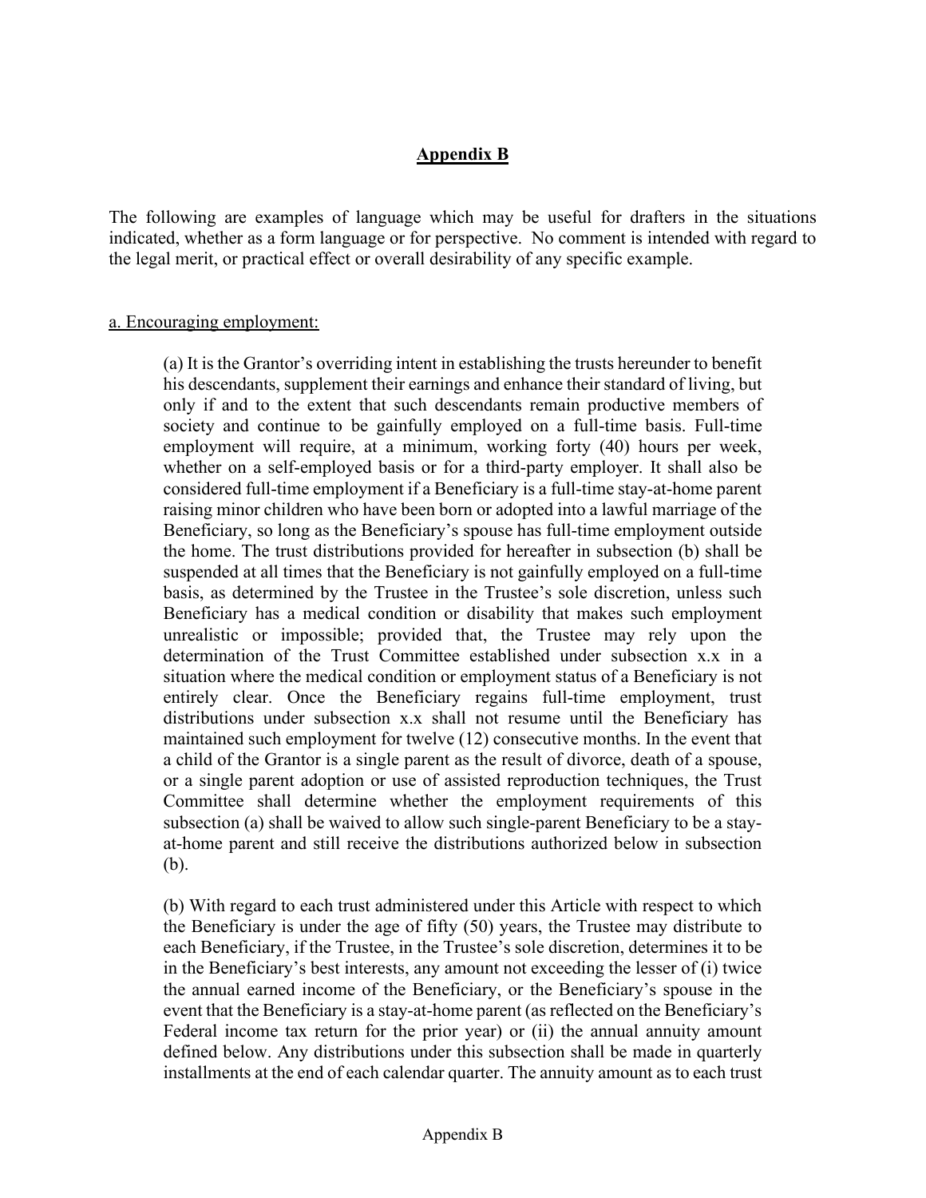## Appendix B

The following are examples of language which may be useful for drafters in the situations indicated, whether as a form language or for perspective. No comment is intended with regard to the legal merit, or practical effect or overall desirability of any specific example.

a. Encouraging employment:

> (a) It is the Grantor's overriding intent in establishing the trusts hereunder to benefit his descendants, supplement their earnings and enhance their standard of living, but only if and to the extent that such descendants remain productive members of society and continue to be gainfully employed on a full-time basis. Full-time employment will require, at a minimum, working forty (40) hours per week, whether on a self-employed basis or for a third-party employer. It shall also be considered full-time employment if a Beneficiary is a full-time stay-at-home parent raising minor children who have been born or adopted into a lawful marriage of the Beneficiary, so long as the Beneficiary's spouse has full-time employment outside the home. The trust distributions provided for hereafter in subsection (b) shall be suspended at all times that the Beneficiary is not gainfully employed on a full-time basis, as determined by the Trustee in the Trustee's sole discretion, unless such Beneficiary has a medical condition or disability that makes such employment unrealistic or impossible; provided that, the Trustee may rely upon the determination of the Trust Committee established under subsection x.x in a situation where the medical condition or employment status of a Beneficiary is not entirely clear. Once the Beneficiary regains full-time employment, trust distributions under subsection x.x shall not resume until the Beneficiary has maintained such employment for twelve (12) consecutive months. In the event that a child of the Grantor is a single parent as the result of divorce, death of a spouse, or a single parent adoption or use of assisted reproduction techniques, the Trust Committee shall determine whether the employment requirements of this subsection (a) shall be waived to allow such single-parent Beneficiary to be a stay-at-home parent and still receive the distributions authorized below in subsection (b).
>
> (b) With regard to each trust administered under this Article with respect to which the Beneficiary is under the age of fifty (50) years, the Trustee may distribute to each Beneficiary, if the Trustee, in the Trustee's sole discretion, determines it to be in the Beneficiary's best interests, any amount not exceeding the lesser of (i) twice the annual earned income of the Beneficiary, or the Beneficiary's spouse in the event that the Beneficiary is a stay-at-home parent (as reflected on the Beneficiary's Federal income tax return for the prior year) or (ii) the annual annuity amount defined below. Any distributions under this subsection shall be made in quarterly installments at the end of each calendar quarter. The annuity amount as to each trust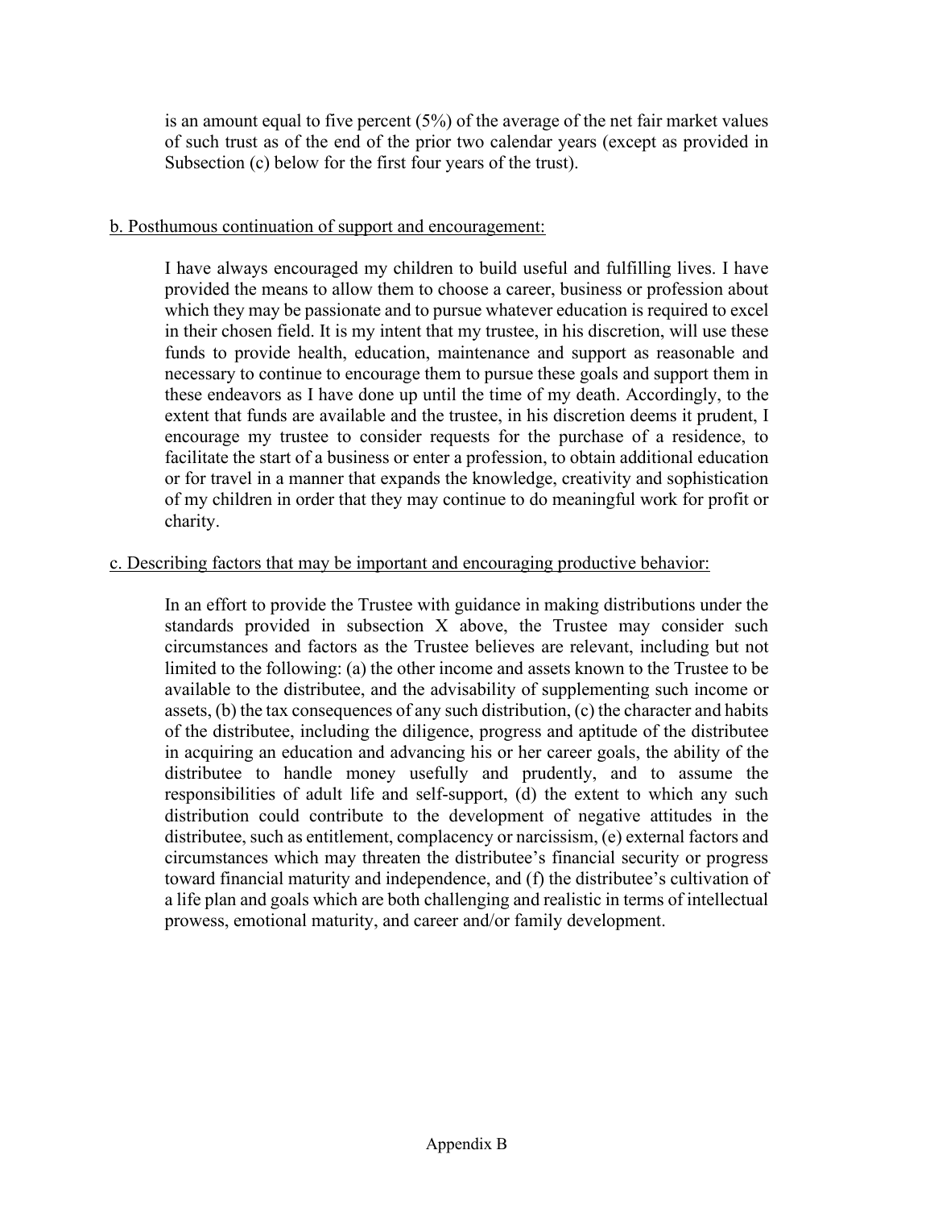is an amount equal to five percent (5%) of the average of the net fair market values of such trust as of the end of the prior two calendar years (except as provided in Subsection (c) below for the first four years of the trust).

<u>b. Posthumous continuation of support and encouragement:</u>

I have always encouraged my children to build useful and fulfilling lives. I have provided the means to allow them to choose a career, business or profession about which they may be passionate and to pursue whatever education is required to excel in their chosen field. It is my intent that my trustee, in his discretion, will use these funds to provide health, education, maintenance and support as reasonable and necessary to continue to encourage them to pursue these goals and support them in these endeavors as I have done up until the time of my death. Accordingly, to the extent that funds are available and the trustee, in his discretion deems it prudent, I encourage my trustee to consider requests for the purchase of a residence, to facilitate the start of a business or enter a profession, to obtain additional education or for travel in a manner that expands the knowledge, creativity and sophistication of my children in order that they may continue to do meaningful work for profit or charity.

<u>c. Describing factors that may be important and encouraging productive behavior:</u>

In an effort to provide the Trustee with guidance in making distributions under the standards provided in subsection X above, the Trustee may consider such circumstances and factors as the Trustee believes are relevant, including but not limited to the following: (a) the other income and assets known to the Trustee to be available to the distributee, and the advisability of supplementing such income or assets, (b) the tax consequences of any such distribution, (c) the character and habits of the distributee, including the diligence, progress and aptitude of the distributee in acquiring an education and advancing his or her career goals, the ability of the distributee to handle money usefully and prudently, and to assume the responsibilities of adult life and self-support, (d) the extent to which any such distribution could contribute to the development of negative attitudes in the distributee, such as entitlement, complacency or narcissism, (e) external factors and circumstances which may threaten the distributee's financial security or progress toward financial maturity and independence, and (f) the distributee's cultivation of a life plan and goals which are both challenging and realistic in terms of intellectual prowess, emotional maturity, and career and/or family development.

Appendix B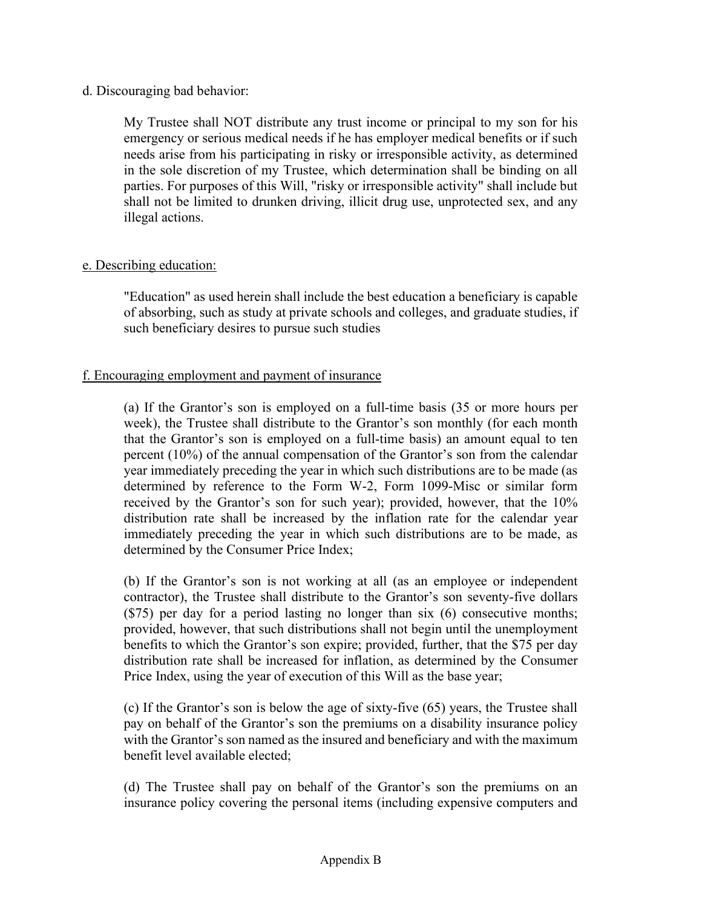d. Discouraging bad behavior:

My Trustee shall NOT distribute any trust income or principal to my son for his emergency or serious medical needs if he has employer medical benefits or if such needs arise from his participating in risky or irresponsible activity, as determined in the sole discretion of my Trustee, which determination shall be binding on all parties. For purposes of this Will, "risky or irresponsible activity" shall include but shall not be limited to drunken driving, illicit drug use, unprotected sex, and any illegal actions.

<u>e. Describing education:</u>

"Education" as used herein shall include the best education a beneficiary is capable of absorbing, such as study at private schools and colleges, and graduate studies, if such beneficiary desires to pursue such studies

<u>f. Encouraging employment and payment of insurance</u>

(a) If the Grantor's son is employed on a full-time basis (35 or more hours per week), the Trustee shall distribute to the Grantor's son monthly (for each month that the Grantor's son is employed on a full-time basis) an amount equal to ten percent (10%) of the annual compensation of the Grantor's son from the calendar year immediately preceding the year in which such distributions are to be made (as determined by reference to the Form W-2, Form 1099-Misc or similar form received by the Grantor's son for such year); provided, however, that the 10% distribution rate shall be increased by the inflation rate for the calendar year immediately preceding the year in which such distributions are to be made, as determined by the Consumer Price Index;

(b) If the Grantor's son is not working at all (as an employee or independent contractor), the Trustee shall distribute to the Grantor's son seventy-five dollars ($75) per day for a period lasting no longer than six (6) consecutive months; provided, however, that such distributions shall not begin until the unemployment benefits to which the Grantor's son expire; provided, further, that the $75 per day distribution rate shall be increased for inflation, as determined by the Consumer Price Index, using the year of execution of this Will as the base year;

(c) If the Grantor's son is below the age of sixty-five (65) years, the Trustee shall pay on behalf of the Grantor's son the premiums on a disability insurance policy with the Grantor's son named as the insured and beneficiary and with the maximum benefit level available elected;

(d) The Trustee shall pay on behalf of the Grantor's son the premiums on an insurance policy covering the personal items (including expensive computers and

Appendix B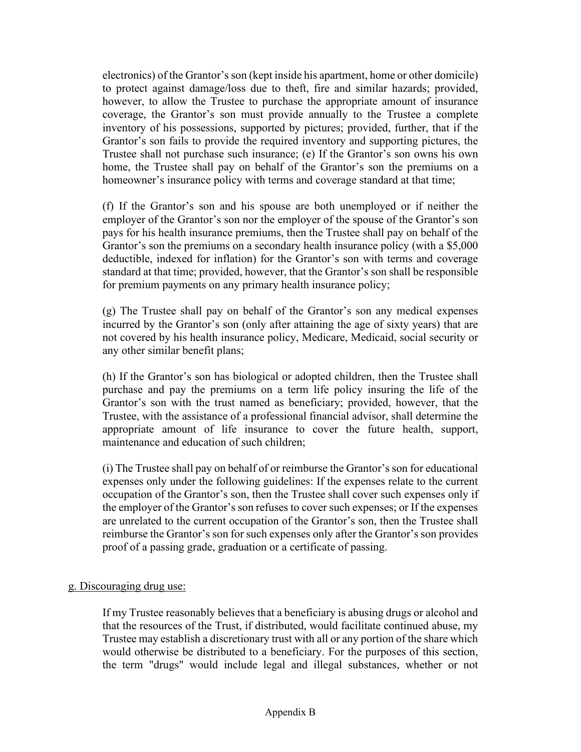electronics) of the Grantor's son (kept inside his apartment, home or other domicile) to protect against damage/loss due to theft, fire and similar hazards; provided, however, to allow the Trustee to purchase the appropriate amount of insurance coverage, the Grantor's son must provide annually to the Trustee a complete inventory of his possessions, supported by pictures; provided, further, that if the Grantor's son fails to provide the required inventory and supporting pictures, the Trustee shall not purchase such insurance; (e) If the Grantor's son owns his own home, the Trustee shall pay on behalf of the Grantor's son the premiums on a homeowner's insurance policy with terms and coverage standard at that time;

(f) If the Grantor's son and his spouse are both unemployed or if neither the employer of the Grantor's son nor the employer of the spouse of the Grantor's son pays for his health insurance premiums, then the Trustee shall pay on behalf of the Grantor's son the premiums on a secondary health insurance policy (with a $5,000 deductible, indexed for inflation) for the Grantor's son with terms and coverage standard at that time; provided, however, that the Grantor's son shall be responsible for premium payments on any primary health insurance policy;

(g) The Trustee shall pay on behalf of the Grantor's son any medical expenses incurred by the Grantor's son (only after attaining the age of sixty years) that are not covered by his health insurance policy, Medicare, Medicaid, social security or any other similar benefit plans;

(h) If the Grantor's son has biological or adopted children, then the Trustee shall purchase and pay the premiums on a term life policy insuring the life of the Grantor's son with the trust named as beneficiary; provided, however, that the Trustee, with the assistance of a professional financial advisor, shall determine the appropriate amount of life insurance to cover the future health, support, maintenance and education of such children;

(i) The Trustee shall pay on behalf of or reimburse the Grantor's son for educational expenses only under the following guidelines: If the expenses relate to the current occupation of the Grantor's son, then the Trustee shall cover such expenses only if the employer of the Grantor's son refuses to cover such expenses; or If the expenses are unrelated to the current occupation of the Grantor's son, then the Trustee shall reimburse the Grantor's son for such expenses only after the Grantor's son provides proof of a passing grade, graduation or a certificate of passing.

g. Discouraging drug use:

If my Trustee reasonably believes that a beneficiary is abusing drugs or alcohol and that the resources of the Trust, if distributed, would facilitate continued abuse, my Trustee may establish a discretionary trust with all or any portion of the share which would otherwise be distributed to a beneficiary. For the purposes of this section, the term "drugs" would include legal and illegal substances, whether or not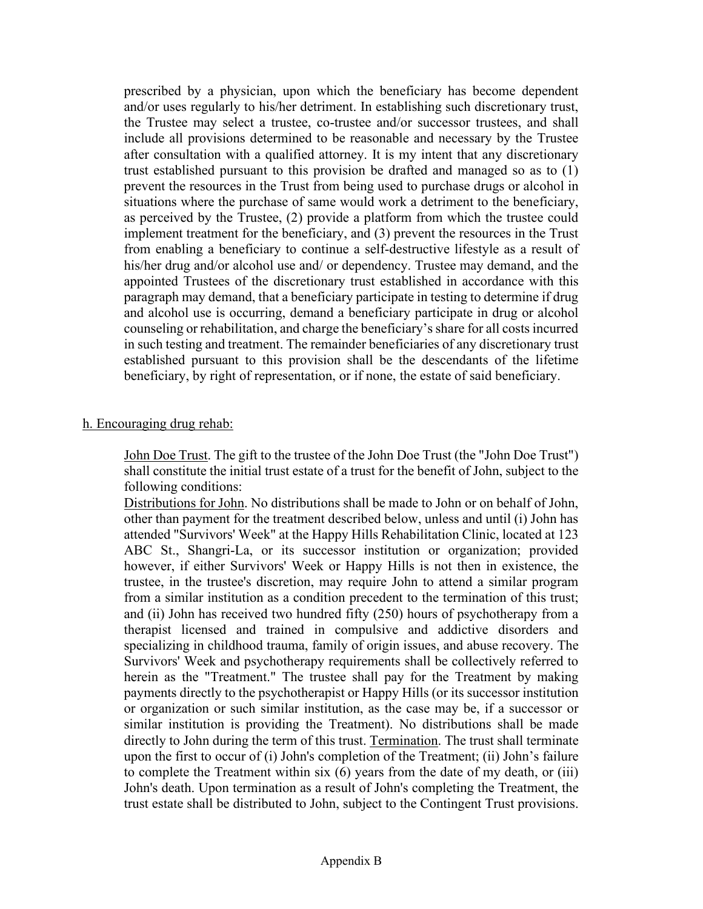prescribed by a physician, upon which the beneficiary has become dependent and/or uses regularly to his/her detriment. In establishing such discretionary trust, the Trustee may select a trustee, co-trustee and/or successor trustees, and shall include all provisions determined to be reasonable and necessary by the Trustee after consultation with a qualified attorney. It is my intent that any discretionary trust established pursuant to this provision be drafted and managed so as to (1) prevent the resources in the Trust from being used to purchase drugs or alcohol in situations where the purchase of same would work a detriment to the beneficiary, as perceived by the Trustee, (2) provide a platform from which the trustee could implement treatment for the beneficiary, and (3) prevent the resources in the Trust from enabling a beneficiary to continue a self-destructive lifestyle as a result of his/her drug and/or alcohol use and/ or dependency. Trustee may demand, and the appointed Trustees of the discretionary trust established in accordance with this paragraph may demand, that a beneficiary participate in testing to determine if drug and alcohol use is occurring, demand a beneficiary participate in drug or alcohol counseling or rehabilitation, and charge the beneficiary's share for all costs incurred in such testing and treatment. The remainder beneficiaries of any discretionary trust established pursuant to this provision shall be the descendants of the lifetime beneficiary, by right of representation, or if none, the estate of said beneficiary.

h. Encouraging drug rehab:

John Doe Trust. The gift to the trustee of the John Doe Trust (the "John Doe Trust") shall constitute the initial trust estate of a trust for the benefit of John, subject to the following conditions:

Distributions for John. No distributions shall be made to John or on behalf of John, other than payment for the treatment described below, unless and until (i) John has attended "Survivors' Week" at the Happy Hills Rehabilitation Clinic, located at 123 ABC St., Shangri-La, or its successor institution or organization; provided however, if either Survivors' Week or Happy Hills is not then in existence, the trustee, in the trustee's discretion, may require John to attend a similar program from a similar institution as a condition precedent to the termination of this trust; and (ii) John has received two hundred fifty (250) hours of psychotherapy from a therapist licensed and trained in compulsive and addictive disorders and specializing in childhood trauma, family of origin issues, and abuse recovery. The Survivors' Week and psychotherapy requirements shall be collectively referred to herein as the "Treatment." The trustee shall pay for the Treatment by making payments directly to the psychotherapist or Happy Hills (or its successor institution or organization or such similar institution, as the case may be, if a successor or similar institution is providing the Treatment). No distributions shall be made directly to John during the term of this trust. Termination. The trust shall terminate upon the first to occur of (i) John's completion of the Treatment; (ii) John's failure to complete the Treatment within six (6) years from the date of my death, or (iii) John's death. Upon termination as a result of John's completing the Treatment, the trust estate shall be distributed to John, subject to the Contingent Trust provisions.

Appendix B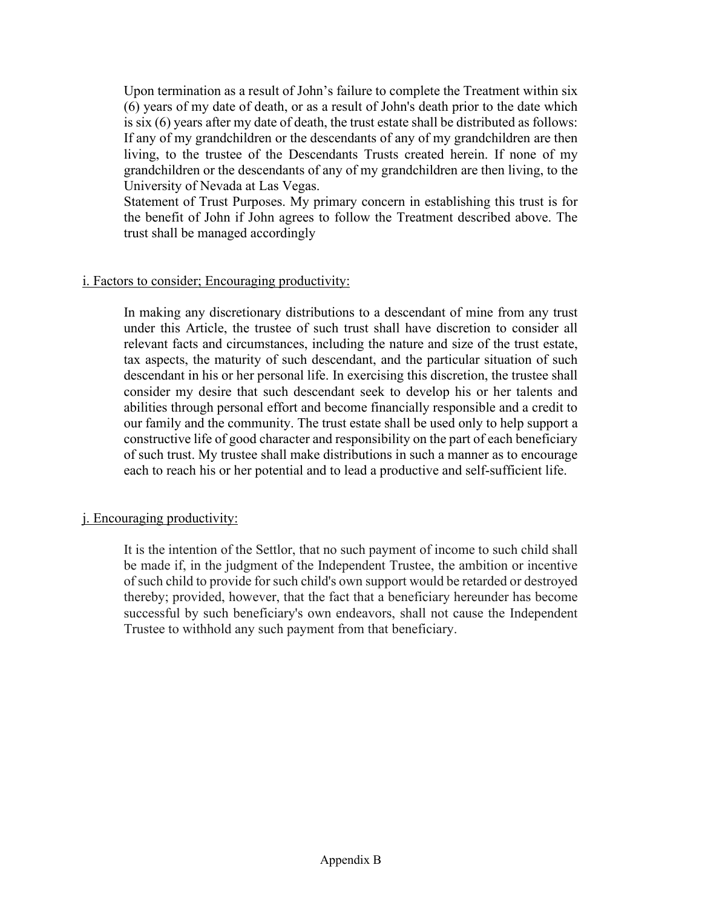Upon termination as a result of John's failure to complete the Treatment within six (6) years of my date of death, or as a result of John's death prior to the date which is six (6) years after my date of death, the trust estate shall be distributed as follows: If any of my grandchildren or the descendants of any of my grandchildren are then living, to the trustee of the Descendants Trusts created herein. If none of my grandchildren or the descendants of any of my grandchildren are then living, to the University of Nevada at Las Vegas.

Statement of Trust Purposes. My primary concern in establishing this trust is for the benefit of John if John agrees to follow the Treatment described above. The trust shall be managed accordingly

i. Factors to consider; Encouraging productivity:

In making any discretionary distributions to a descendant of mine from any trust under this Article, the trustee of such trust shall have discretion to consider all relevant facts and circumstances, including the nature and size of the trust estate, tax aspects, the maturity of such descendant, and the particular situation of such descendant in his or her personal life. In exercising this discretion, the trustee shall consider my desire that such descendant seek to develop his or her talents and abilities through personal effort and become financially responsible and a credit to our family and the community. The trust estate shall be used only to help support a constructive life of good character and responsibility on the part of each beneficiary of such trust. My trustee shall make distributions in such a manner as to encourage each to reach his or her potential and to lead a productive and self-sufficient life.

j. Encouraging productivity:

It is the intention of the Settlor, that no such payment of income to such child shall be made if, in the judgment of the Independent Trustee, the ambition or incentive of such child to provide for such child's own support would be retarded or destroyed thereby; provided, however, that the fact that a beneficiary hereunder has become successful by such beneficiary's own endeavors, shall not cause the Independent Trustee to withhold any such payment from that beneficiary.

Appendix B